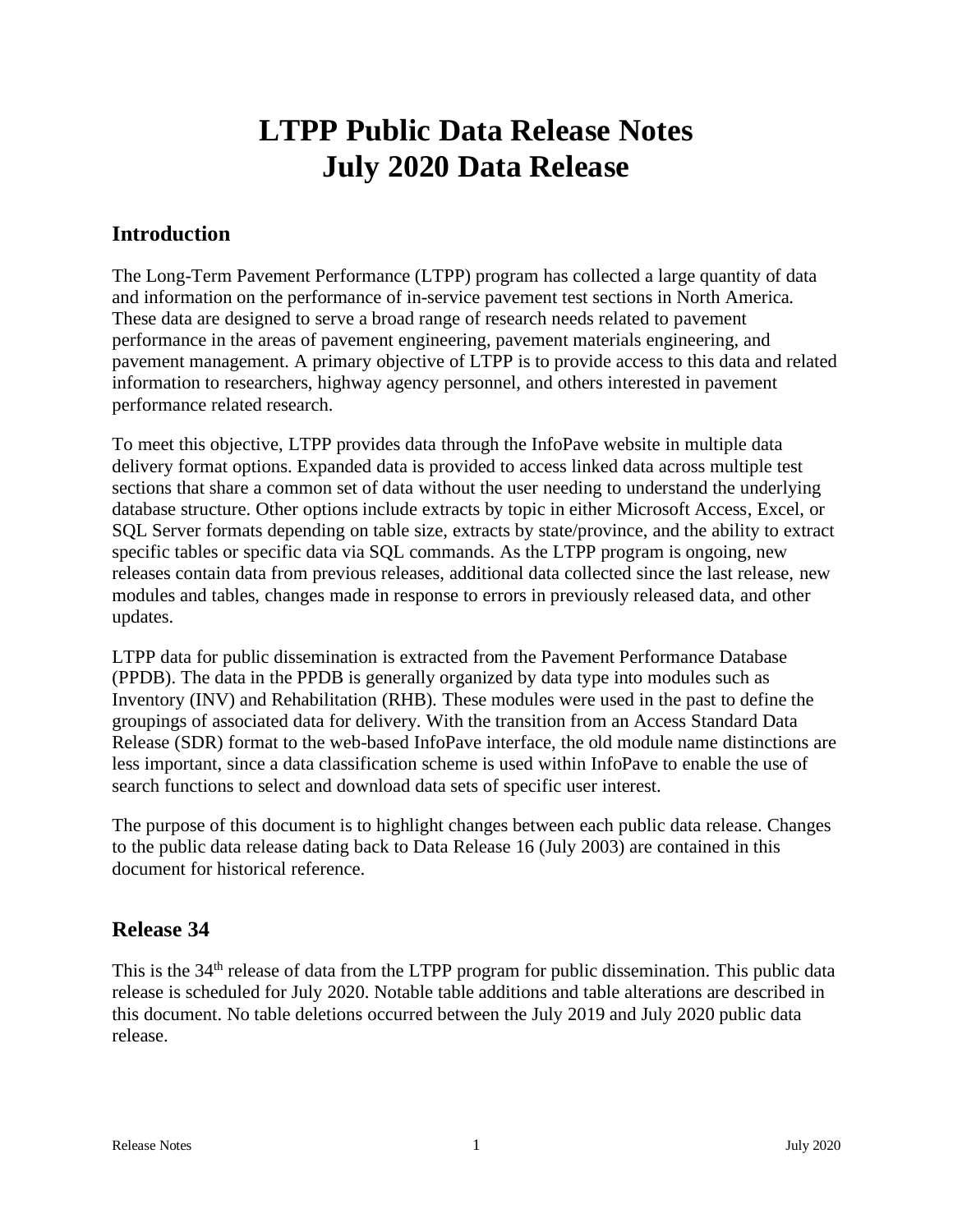# LTPP Public Data Release Notes
# July 2020 Data Release

## Introduction

The Long-Term Pavement Performance (LTPP) program has collected a large quantity of data and information on the performance of in-service pavement test sections in North America. These data are designed to serve a broad range of research needs related to pavement performance in the areas of pavement engineering, pavement materials engineering, and pavement management. A primary objective of LTPP is to provide access to this data and related information to researchers, highway agency personnel, and others interested in pavement performance related research.

To meet this objective, LTPP provides data through the InfoPave website in multiple data delivery format options. Expanded data is provided to access linked data across multiple test sections that share a common set of data without the user needing to understand the underlying database structure. Other options include extracts by topic in either Microsoft Access, Excel, or SQL Server formats depending on table size, extracts by state/province, and the ability to extract specific tables or specific data via SQL commands. As the LTPP program is ongoing, new releases contain data from previous releases, additional data collected since the last release, new modules and tables, changes made in response to errors in previously released data, and other updates.

LTPP data for public dissemination is extracted from the Pavement Performance Database (PPDB). The data in the PPDB is generally organized by data type into modules such as Inventory (INV) and Rehabilitation (RHB). These modules were used in the past to define the groupings of associated data for delivery. With the transition from an Access Standard Data Release (SDR) format to the web-based InfoPave interface, the old module name distinctions are less important, since a data classification scheme is used within InfoPave to enable the use of search functions to select and download data sets of specific user interest.

The purpose of this document is to highlight changes between each public data release. Changes to the public data release dating back to Data Release 16 (July 2003) are contained in this document for historical reference.

## Release 34

This is the 34th release of data from the LTPP program for public dissemination. This public data release is scheduled for July 2020. Notable table additions and table alterations are described in this document. No table deletions occurred between the July 2019 and July 2020 public data release.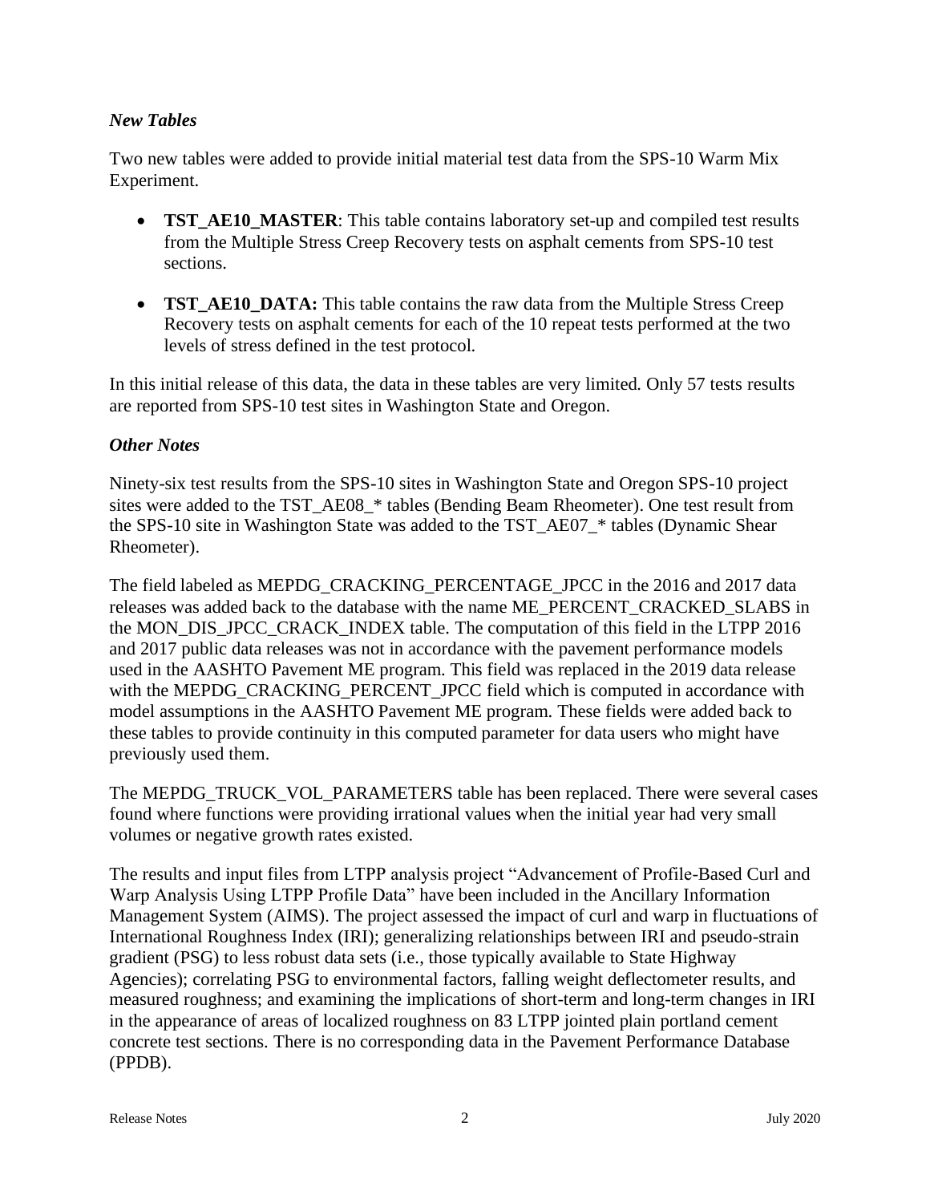### *New Tables*

Two new tables were added to provide initial material test data from the SPS-10 Warm Mix Experiment.

- **TST_AE10_MASTER**: This table contains laboratory set-up and compiled test results from the Multiple Stress Creep Recovery tests on asphalt cements from SPS-10 test sections.
- **TST_AE10_DATA:** This table contains the raw data from the Multiple Stress Creep Recovery tests on asphalt cements for each of the 10 repeat tests performed at the two levels of stress defined in the test protocol.

In this initial release of this data, the data in these tables are very limited. Only 57 tests results are reported from SPS-10 test sites in Washington State and Oregon.

### *Other Notes*

Ninety-six test results from the SPS-10 sites in Washington State and Oregon SPS-10 project sites were added to the TST_AE08_* tables (Bending Beam Rheometer). One test result from the SPS-10 site in Washington State was added to the TST_AE07_* tables (Dynamic Shear Rheometer).

The field labeled as MEPDG_CRACKING_PERCENTAGE_JPCC in the 2016 and 2017 data releases was added back to the database with the name ME_PERCENT_CRACKED_SLABS in the MON_DIS_JPCC_CRACK_INDEX table. The computation of this field in the LTPP 2016 and 2017 public data releases was not in accordance with the pavement performance models used in the AASHTO Pavement ME program. This field was replaced in the 2019 data release with the MEPDG_CRACKING_PERCENT_JPCC field which is computed in accordance with model assumptions in the AASHTO Pavement ME program. These fields were added back to these tables to provide continuity in this computed parameter for data users who might have previously used them.

The MEPDG_TRUCK_VOL_PARAMETERS table has been replaced. There were several cases found where functions were providing irrational values when the initial year had very small volumes or negative growth rates existed.

The results and input files from LTPP analysis project "Advancement of Profile-Based Curl and Warp Analysis Using LTPP Profile Data" have been included in the Ancillary Information Management System (AIMS). The project assessed the impact of curl and warp in fluctuations of International Roughness Index (IRI); generalizing relationships between IRI and pseudo-strain gradient (PSG) to less robust data sets (i.e., those typically available to State Highway Agencies); correlating PSG to environmental factors, falling weight deflectometer results, and measured roughness; and examining the implications of short-term and long-term changes in IRI in the appearance of areas of localized roughness on 83 LTPP jointed plain portland cement concrete test sections. There is no corresponding data in the Pavement Performance Database (PPDB).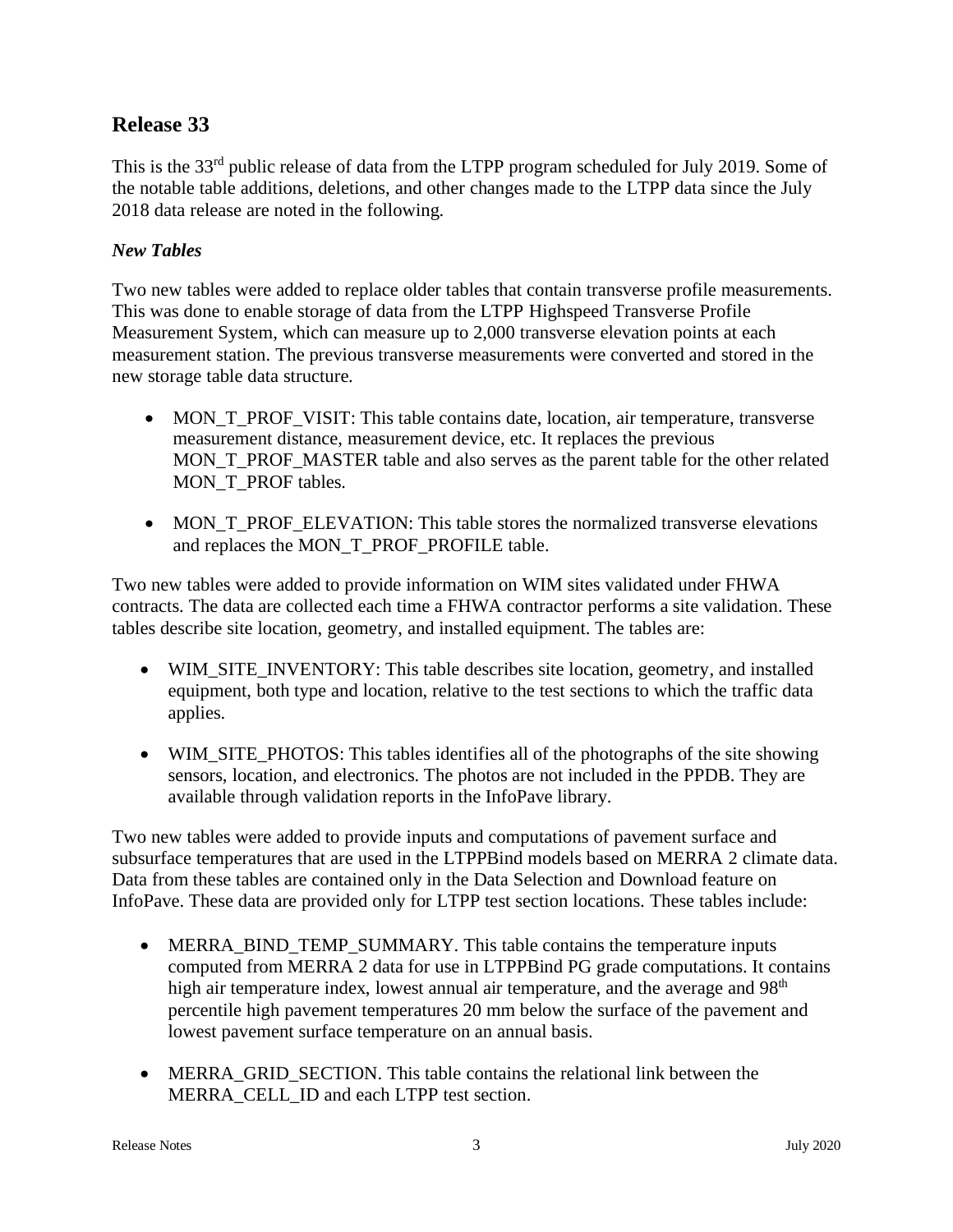## Release 33

This is the 33rd public release of data from the LTPP program scheduled for July 2019. Some of the notable table additions, deletions, and other changes made to the LTPP data since the July 2018 data release are noted in the following.

### *New Tables*

Two new tables were added to replace older tables that contain transverse profile measurements. This was done to enable storage of data from the LTPP Highspeed Transverse Profile Measurement System, which can measure up to 2,000 transverse elevation points at each measurement station. The previous transverse measurements were converted and stored in the new storage table data structure.

- MON_T_PROF_VISIT: This table contains date, location, air temperature, transverse measurement distance, measurement device, etc. It replaces the previous MON_T_PROF_MASTER table and also serves as the parent table for the other related MON_T_PROF tables.
- MON_T_PROF_ELEVATION: This table stores the normalized transverse elevations and replaces the MON_T_PROF_PROFILE table.

Two new tables were added to provide information on WIM sites validated under FHWA contracts. The data are collected each time a FHWA contractor performs a site validation. These tables describe site location, geometry, and installed equipment. The tables are:

- WIM_SITE_INVENTORY: This table describes site location, geometry, and installed equipment, both type and location, relative to the test sections to which the traffic data applies.
- WIM_SITE_PHOTOS: This tables identifies all of the photographs of the site showing sensors, location, and electronics. The photos are not included in the PPDB. They are available through validation reports in the InfoPave library.

Two new tables were added to provide inputs and computations of pavement surface and subsurface temperatures that are used in the LTPPBind models based on MERRA 2 climate data. Data from these tables are contained only in the Data Selection and Download feature on InfoPave. These data are provided only for LTPP test section locations. These tables include:

- MERRA_BIND_TEMP_SUMMARY. This table contains the temperature inputs computed from MERRA 2 data for use in LTPPBind PG grade computations. It contains high air temperature index, lowest annual air temperature, and the average and 98th percentile high pavement temperatures 20 mm below the surface of the pavement and lowest pavement surface temperature on an annual basis.
- MERRA_GRID_SECTION. This table contains the relational link between the MERRA_CELL_ID and each LTPP test section.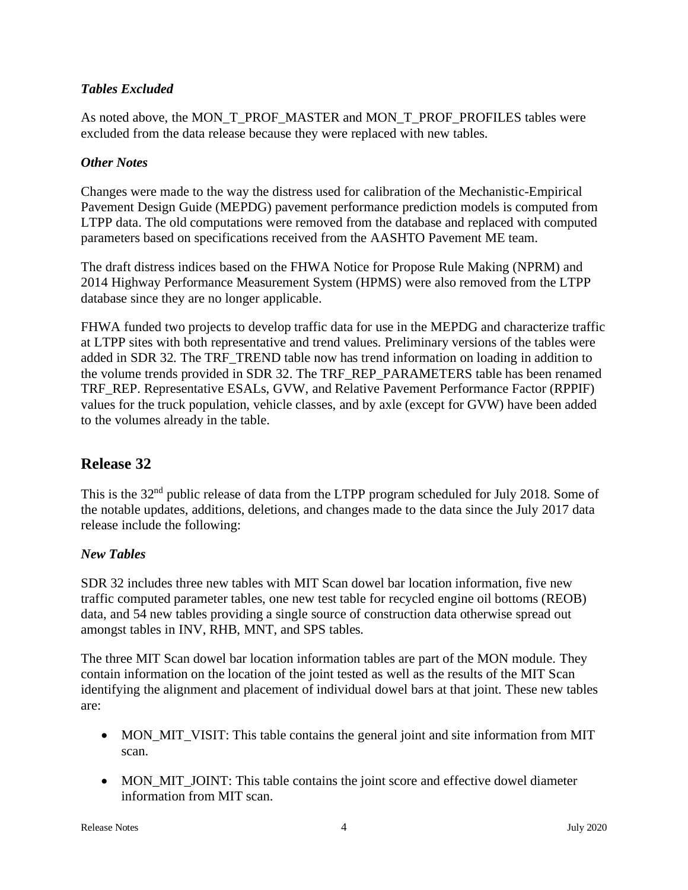### *Tables Excluded*

As noted above, the MON_T_PROF_MASTER and MON_T_PROF_PROFILES tables were excluded from the data release because they were replaced with new tables.

### *Other Notes*

Changes were made to the way the distress used for calibration of the Mechanistic-Empirical Pavement Design Guide (MEPDG) pavement performance prediction models is computed from LTPP data. The old computations were removed from the database and replaced with computed parameters based on specifications received from the AASHTO Pavement ME team.

The draft distress indices based on the FHWA Notice for Propose Rule Making (NPRM) and 2014 Highway Performance Measurement System (HPMS) were also removed from the LTPP database since they are no longer applicable.

FHWA funded two projects to develop traffic data for use in the MEPDG and characterize traffic at LTPP sites with both representative and trend values. Preliminary versions of the tables were added in SDR 32. The TRF_TREND table now has trend information on loading in addition to the volume trends provided in SDR 32. The TRF_REP_PARAMETERS table has been renamed TRF_REP. Representative ESALs, GVW, and Relative Pavement Performance Factor (RPPIF) values for the truck population, vehicle classes, and by axle (except for GVW) have been added to the volumes already in the table.

## Release 32

This is the 32nd public release of data from the LTPP program scheduled for July 2018. Some of the notable updates, additions, deletions, and changes made to the data since the July 2017 data release include the following:

### *New Tables*

SDR 32 includes three new tables with MIT Scan dowel bar location information, five new traffic computed parameter tables, one new test table for recycled engine oil bottoms (REOB) data, and 54 new tables providing a single source of construction data otherwise spread out amongst tables in INV, RHB, MNT, and SPS tables.

The three MIT Scan dowel bar location information tables are part of the MON module. They contain information on the location of the joint tested as well as the results of the MIT Scan identifying the alignment and placement of individual dowel bars at that joint. These new tables are:

- MON_MIT_VISIT: This table contains the general joint and site information from MIT scan.
- MON_MIT_JOINT: This table contains the joint score and effective dowel diameter information from MIT scan.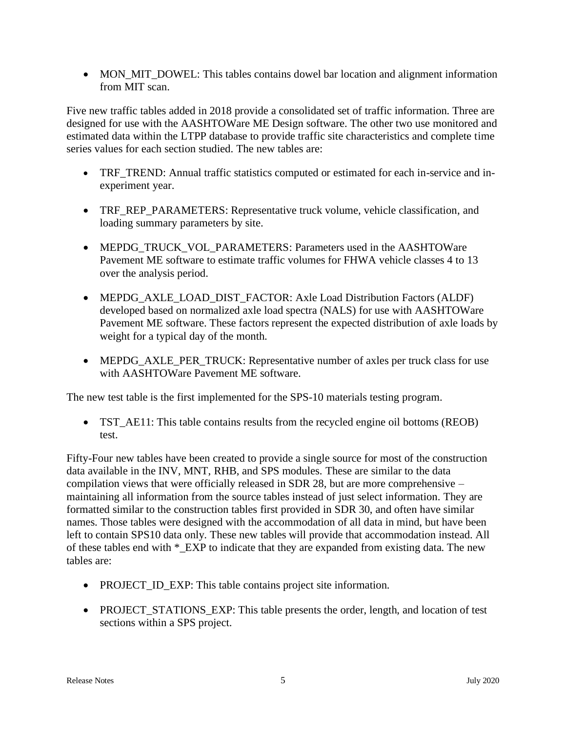- MON_MIT_DOWEL: This tables contains dowel bar location and alignment information from MIT scan.

Five new traffic tables added in 2018 provide a consolidated set of traffic information. Three are designed for use with the AASHTOWare ME Design software. The other two use monitored and estimated data within the LTPP database to provide traffic site characteristics and complete time series values for each section studied. The new tables are:

- TRF_TREND: Annual traffic statistics computed or estimated for each in-service and in-experiment year.

- TRF_REP_PARAMETERS: Representative truck volume, vehicle classification, and loading summary parameters by site.

- MEPDG_TRUCK_VOL_PARAMETERS: Parameters used in the AASHTOWare Pavement ME software to estimate traffic volumes for FHWA vehicle classes 4 to 13 over the analysis period.

- MEPDG_AXLE_LOAD_DIST_FACTOR: Axle Load Distribution Factors (ALDF) developed based on normalized axle load spectra (NALS) for use with AASHTOWare Pavement ME software. These factors represent the expected distribution of axle loads by weight for a typical day of the month.

- MEPDG_AXLE_PER_TRUCK: Representative number of axles per truck class for use with AASHTOWare Pavement ME software.

The new test table is the first implemented for the SPS-10 materials testing program.

- TST_AE11: This table contains results from the recycled engine oil bottoms (REOB) test.

Fifty-Four new tables have been created to provide a single source for most of the construction data available in the INV, MNT, RHB, and SPS modules. These are similar to the data compilation views that were officially released in SDR 28, but are more comprehensive – maintaining all information from the source tables instead of just select information. They are formatted similar to the construction tables first provided in SDR 30, and often have similar names. Those tables were designed with the accommodation of all data in mind, but have been left to contain SPS10 data only. These new tables will provide that accommodation instead. All of these tables end with *_EXP to indicate that they are expanded from existing data. The new tables are:

- PROJECT_ID_EXP: This table contains project site information.

- PROJECT_STATIONS_EXP: This table presents the order, length, and location of test sections within a SPS project.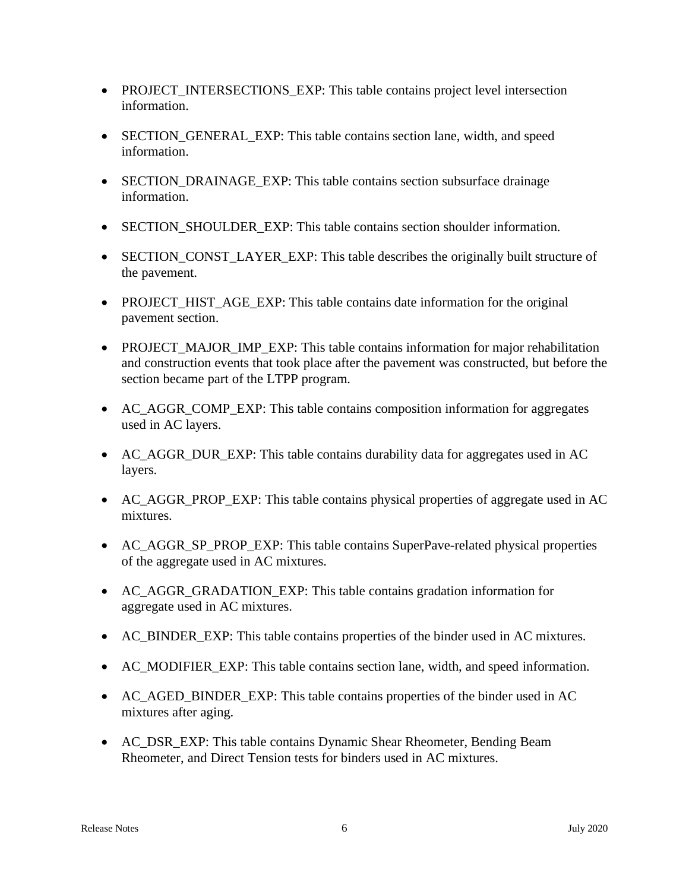- PROJECT_INTERSECTIONS_EXP: This table contains project level intersection information.
- SECTION_GENERAL_EXP: This table contains section lane, width, and speed information.
- SECTION_DRAINAGE_EXP: This table contains section subsurface drainage information.
- SECTION_SHOULDER_EXP: This table contains section shoulder information.
- SECTION_CONST_LAYER_EXP: This table describes the originally built structure of the pavement.
- PROJECT_HIST_AGE_EXP: This table contains date information for the original pavement section.
- PROJECT_MAJOR_IMP_EXP: This table contains information for major rehabilitation and construction events that took place after the pavement was constructed, but before the section became part of the LTPP program.
- AC_AGGR_COMP_EXP: This table contains composition information for aggregates used in AC layers.
- AC_AGGR_DUR_EXP: This table contains durability data for aggregates used in AC layers.
- AC_AGGR_PROP_EXP: This table contains physical properties of aggregate used in AC mixtures.
- AC_AGGR_SP_PROP_EXP: This table contains SuperPave-related physical properties of the aggregate used in AC mixtures.
- AC_AGGR_GRADATION_EXP: This table contains gradation information for aggregate used in AC mixtures.
- AC_BINDER_EXP: This table contains properties of the binder used in AC mixtures.
- AC_MODIFIER_EXP: This table contains section lane, width, and speed information.
- AC_AGED_BINDER_EXP: This table contains properties of the binder used in AC mixtures after aging.
- AC_DSR_EXP: This table contains Dynamic Shear Rheometer, Bending Beam Rheometer, and Direct Tension tests for binders used in AC mixtures.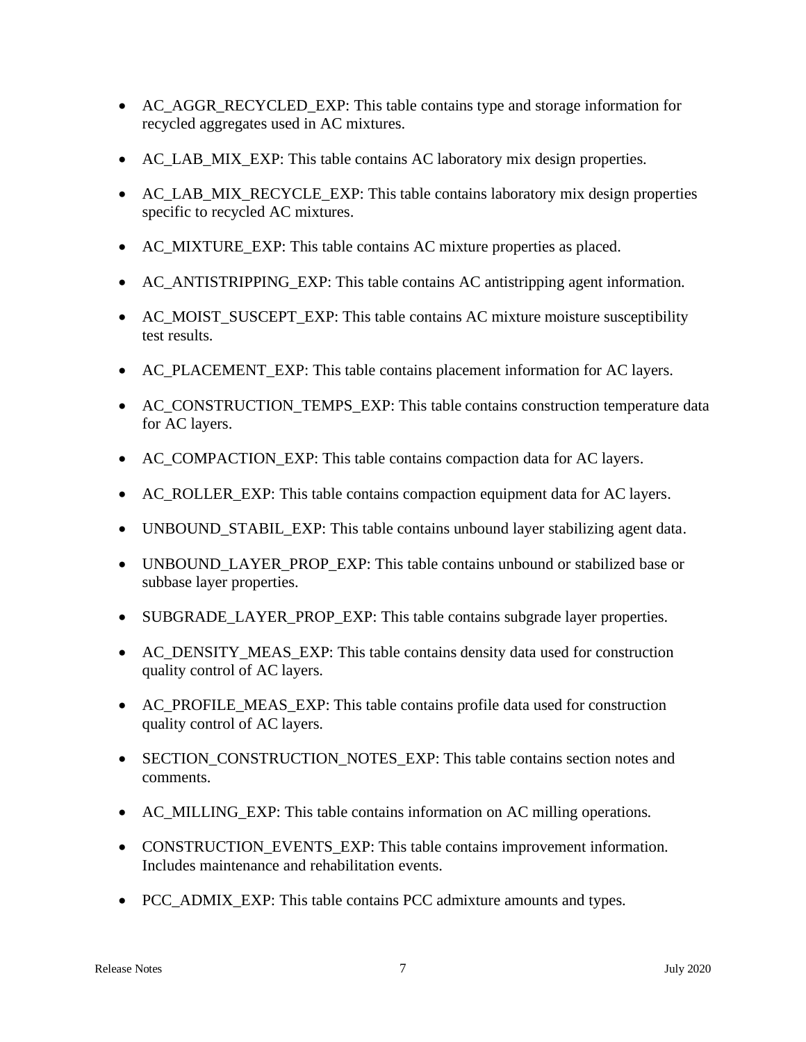- AC_AGGR_RECYCLED_EXP: This table contains type and storage information for recycled aggregates used in AC mixtures.
- AC_LAB_MIX_EXP: This table contains AC laboratory mix design properties.
- AC_LAB_MIX_RECYCLE_EXP: This table contains laboratory mix design properties specific to recycled AC mixtures.
- AC_MIXTURE_EXP: This table contains AC mixture properties as placed.
- AC_ANTISTRIPPING_EXP: This table contains AC antistripping agent information.
- AC_MOIST_SUSCEPT_EXP: This table contains AC mixture moisture susceptibility test results.
- AC_PLACEMENT_EXP: This table contains placement information for AC layers.
- AC_CONSTRUCTION_TEMPS_EXP: This table contains construction temperature data for AC layers.
- AC_COMPACTION_EXP: This table contains compaction data for AC layers.
- AC_ROLLER_EXP: This table contains compaction equipment data for AC layers.
- UNBOUND_STABIL_EXP: This table contains unbound layer stabilizing agent data.
- UNBOUND_LAYER_PROP_EXP: This table contains unbound or stabilized base or subbase layer properties.
- SUBGRADE_LAYER_PROP_EXP: This table contains subgrade layer properties.
- AC_DENSITY_MEAS_EXP: This table contains density data used for construction quality control of AC layers.
- AC_PROFILE_MEAS_EXP: This table contains profile data used for construction quality control of AC layers.
- SECTION_CONSTRUCTION_NOTES_EXP: This table contains section notes and comments.
- AC_MILLING_EXP: This table contains information on AC milling operations.
- CONSTRUCTION_EVENTS_EXP: This table contains improvement information. Includes maintenance and rehabilitation events.
- PCC_ADMIX_EXP: This table contains PCC admixture amounts and types.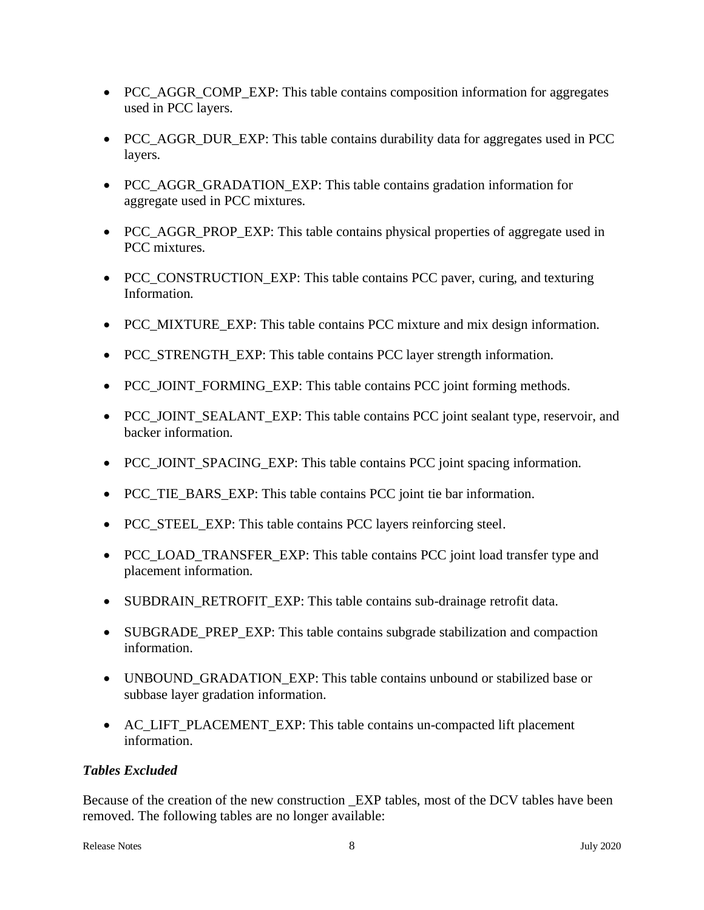- PCC_AGGR_COMP_EXP: This table contains composition information for aggregates used in PCC layers.

- PCC_AGGR_DUR_EXP: This table contains durability data for aggregates used in PCC layers.

- PCC_AGGR_GRADATION_EXP: This table contains gradation information for aggregate used in PCC mixtures.

- PCC_AGGR_PROP_EXP: This table contains physical properties of aggregate used in PCC mixtures.

- PCC_CONSTRUCTION_EXP: This table contains PCC paver, curing, and texturing Information.

- PCC_MIXTURE_EXP: This table contains PCC mixture and mix design information.

- PCC_STRENGTH_EXP: This table contains PCC layer strength information.

- PCC_JOINT_FORMING_EXP: This table contains PCC joint forming methods.

- PCC_JOINT_SEALANT_EXP: This table contains PCC joint sealant type, reservoir, and backer information.

- PCC_JOINT_SPACING_EXP: This table contains PCC joint spacing information.

- PCC_TIE_BARS_EXP: This table contains PCC joint tie bar information.

- PCC_STEEL_EXP: This table contains PCC layers reinforcing steel.

- PCC_LOAD_TRANSFER_EXP: This table contains PCC joint load transfer type and placement information.

- SUBDRAIN_RETROFIT_EXP: This table contains sub-drainage retrofit data.

- SUBGRADE_PREP_EXP: This table contains subgrade stabilization and compaction information.

- UNBOUND_GRADATION_EXP: This table contains unbound or stabilized base or subbase layer gradation information.

- AC_LIFT_PLACEMENT_EXP: This table contains un-compacted lift placement information.

***Tables Excluded***

Because of the creation of the new construction _EXP tables, most of the DCV tables have been removed. The following tables are no longer available: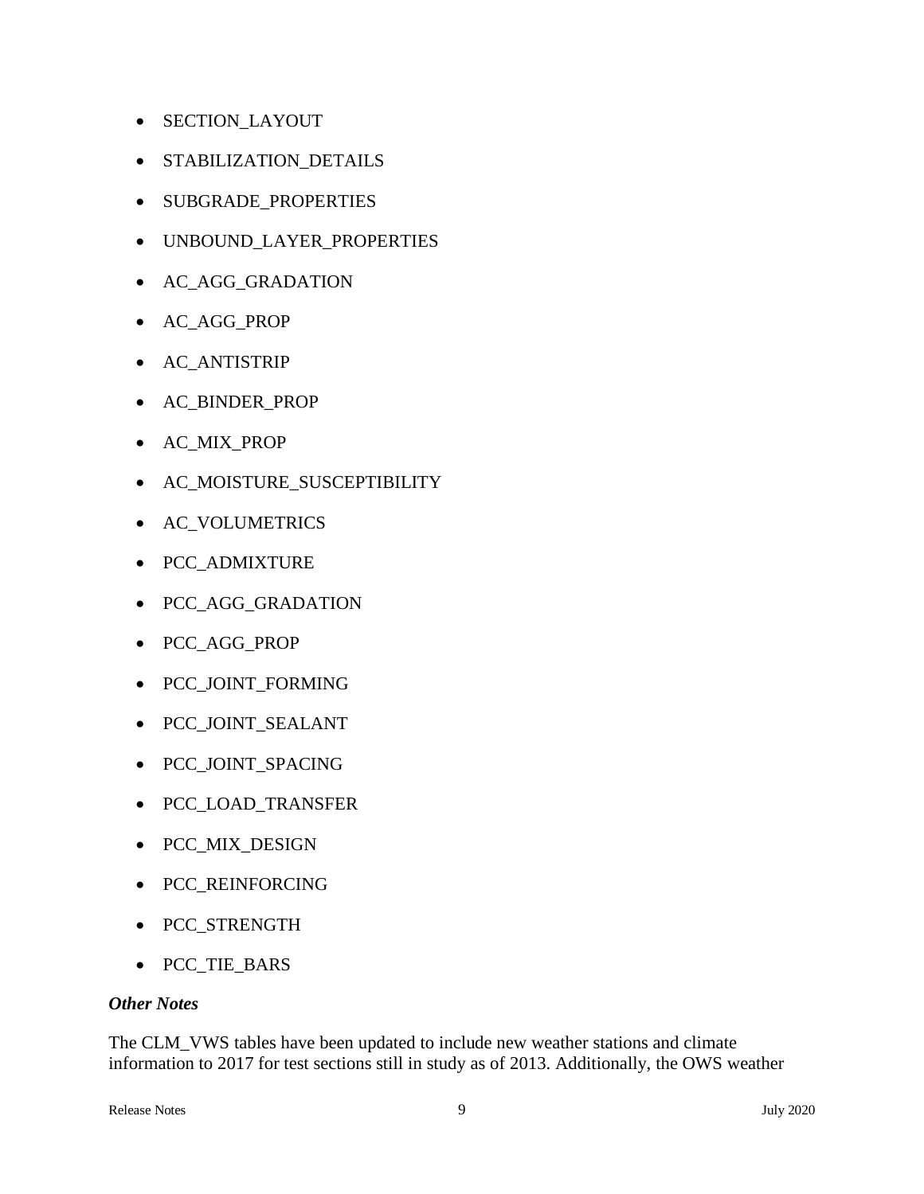- SECTION_LAYOUT
- STABILIZATION_DETAILS
- SUBGRADE_PROPERTIES
- UNBOUND_LAYER_PROPERTIES
- AC_AGG_GRADATION
- AC_AGG_PROP
- AC_ANTISTRIP
- AC_BINDER_PROP
- AC_MIX_PROP
- AC_MOISTURE_SUSCEPTIBILITY
- AC_VOLUMETRICS
- PCC_ADMIXTURE
- PCC_AGG_GRADATION
- PCC_AGG_PROP
- PCC_JOINT_FORMING
- PCC_JOINT_SEALANT
- PCC_JOINT_SPACING
- PCC_LOAD_TRANSFER
- PCC_MIX_DESIGN
- PCC_REINFORCING
- PCC_STRENGTH
- PCC_TIE_BARS

***Other Notes***

The CLM_VWS tables have been updated to include new weather stations and climate information to 2017 for test sections still in study as of 2013. Additionally, the OWS weather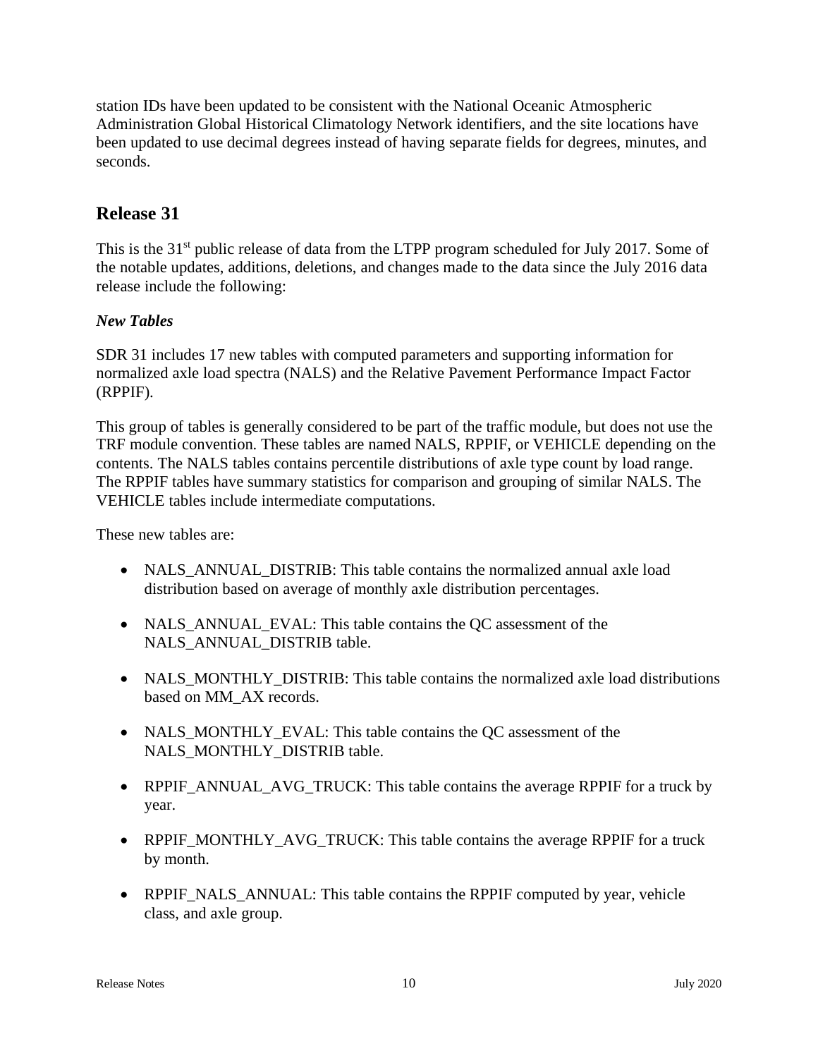station IDs have been updated to be consistent with the National Oceanic Atmospheric Administration Global Historical Climatology Network identifiers, and the site locations have been updated to use decimal degrees instead of having separate fields for degrees, minutes, and seconds.

## Release 31

This is the 31st public release of data from the LTPP program scheduled for July 2017. Some of the notable updates, additions, deletions, and changes made to the data since the July 2016 data release include the following:

### *New Tables*

SDR 31 includes 17 new tables with computed parameters and supporting information for normalized axle load spectra (NALS) and the Relative Pavement Performance Impact Factor (RPPIF).

This group of tables is generally considered to be part of the traffic module, but does not use the TRF module convention. These tables are named NALS, RPPIF, or VEHICLE depending on the contents. The NALS tables contains percentile distributions of axle type count by load range. The RPPIF tables have summary statistics for comparison and grouping of similar NALS. The VEHICLE tables include intermediate computations.

These new tables are:

- NALS_ANNUAL_DISTRIB: This table contains the normalized annual axle load distribution based on average of monthly axle distribution percentages.
- NALS_ANNUAL_EVAL: This table contains the QC assessment of the NALS_ANNUAL_DISTRIB table.
- NALS_MONTHLY_DISTRIB: This table contains the normalized axle load distributions based on MM_AX records.
- NALS_MONTHLY_EVAL: This table contains the QC assessment of the NALS_MONTHLY_DISTRIB table.
- RPPIF_ANNUAL_AVG_TRUCK: This table contains the average RPPIF for a truck by year.
- RPPIF_MONTHLY_AVG_TRUCK: This table contains the average RPPIF for a truck by month.
- RPPIF_NALS_ANNUAL: This table contains the RPPIF computed by year, vehicle class, and axle group.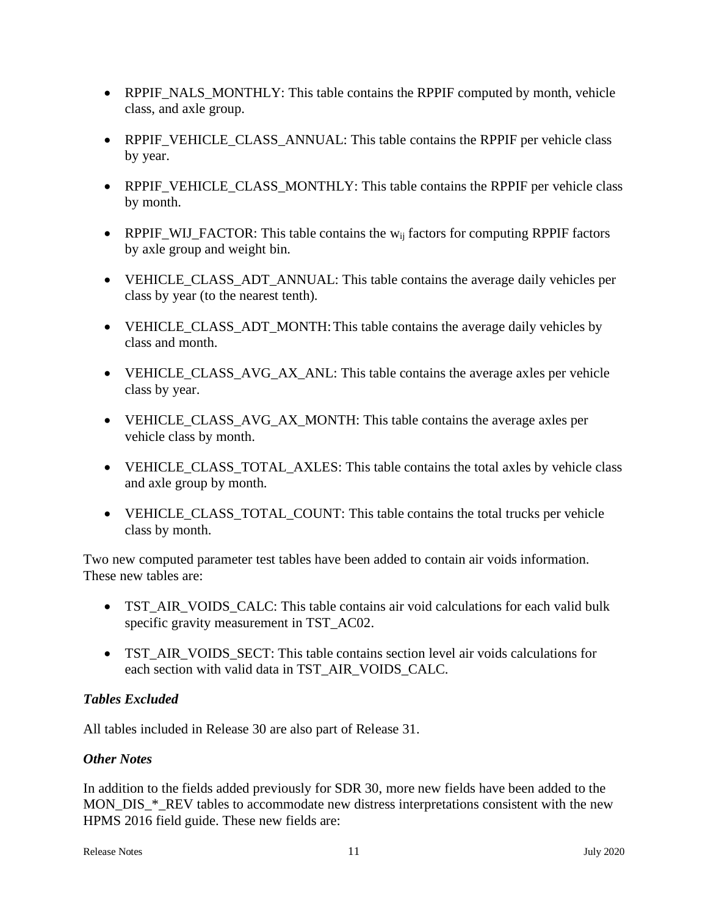- RPPIF_NALS_MONTHLY: This table contains the RPPIF computed by month, vehicle class, and axle group.

- RPPIF_VEHICLE_CLASS_ANNUAL: This table contains the RPPIF per vehicle class by year.

- RPPIF_VEHICLE_CLASS_MONTHLY: This table contains the RPPIF per vehicle class by month.

- RPPIF_WIJ_FACTOR: This table contains the $w_{ij}$ factors for computing RPPIF factors by axle group and weight bin.

- VEHICLE_CLASS_ADT_ANNUAL: This table contains the average daily vehicles per class by year (to the nearest tenth).

- VEHICLE_CLASS_ADT_MONTH: This table contains the average daily vehicles by class and month.

- VEHICLE_CLASS_AVG_AX_ANL: This table contains the average axles per vehicle class by year.

- VEHICLE_CLASS_AVG_AX_MONTH: This table contains the average axles per vehicle class by month.

- VEHICLE_CLASS_TOTAL_AXLES: This table contains the total axles by vehicle class and axle group by month.

- VEHICLE_CLASS_TOTAL_COUNT: This table contains the total trucks per vehicle class by month.

Two new computed parameter test tables have been added to contain air voids information. These new tables are:

- TST_AIR_VOIDS_CALC: This table contains air void calculations for each valid bulk specific gravity measurement in TST_AC02.

- TST_AIR_VOIDS_SECT: This table contains section level air voids calculations for each section with valid data in TST_AIR_VOIDS_CALC.

### *Tables Excluded*

All tables included in Release 30 are also part of Release 31.

### *Other Notes*

In addition to the fields added previously for SDR 30, more new fields have been added to the MON_DIS_*_REV tables to accommodate new distress interpretations consistent with the new HPMS 2016 field guide. These new fields are: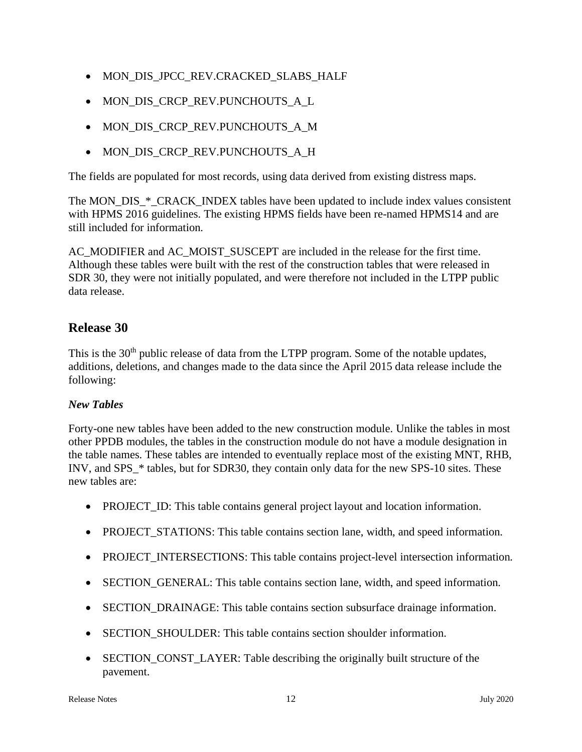- MON_DIS_JPCC_REV.CRACKED_SLABS_HALF
- MON_DIS_CRCP_REV.PUNCHOUTS_A_L
- MON_DIS_CRCP_REV.PUNCHOUTS_A_M
- MON_DIS_CRCP_REV.PUNCHOUTS_A_H

The fields are populated for most records, using data derived from existing distress maps.

The MON_DIS_*_CRACK_INDEX tables have been updated to include index values consistent with HPMS 2016 guidelines. The existing HPMS fields have been re-named HPMS14 and are still included for information.

AC_MODIFIER and AC_MOIST_SUSCEPT are included in the release for the first time. Although these tables were built with the rest of the construction tables that were released in SDR 30, they were not initially populated, and were therefore not included in the LTPP public data release.

## Release 30

This is the 30th public release of data from the LTPP program. Some of the notable updates, additions, deletions, and changes made to the data since the April 2015 data release include the following:

### *New Tables*

Forty-one new tables have been added to the new construction module. Unlike the tables in most other PPDB modules, the tables in the construction module do not have a module designation in the table names. These tables are intended to eventually replace most of the existing MNT, RHB, INV, and SPS_* tables, but for SDR30, they contain only data for the new SPS-10 sites. These new tables are:

- PROJECT_ID: This table contains general project layout and location information.
- PROJECT_STATIONS: This table contains section lane, width, and speed information.
- PROJECT_INTERSECTIONS: This table contains project-level intersection information.
- SECTION_GENERAL: This table contains section lane, width, and speed information.
- SECTION_DRAINAGE: This table contains section subsurface drainage information.
- SECTION_SHOULDER: This table contains section shoulder information.
- SECTION_CONST_LAYER: Table describing the originally built structure of the pavement.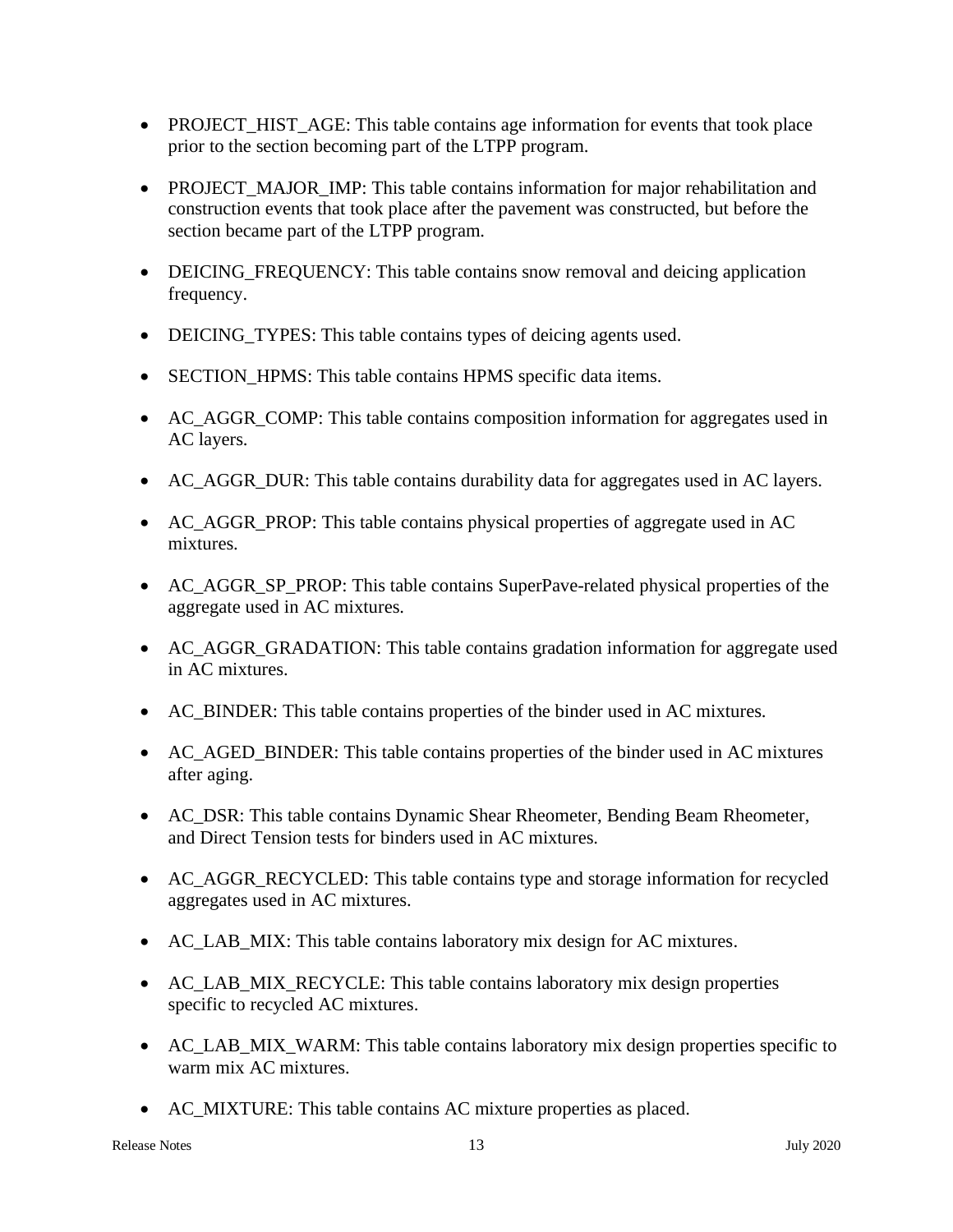- PROJECT_HIST_AGE: This table contains age information for events that took place prior to the section becoming part of the LTPP program.

- PROJECT_MAJOR_IMP: This table contains information for major rehabilitation and construction events that took place after the pavement was constructed, but before the section became part of the LTPP program.

- DEICING_FREQUENCY: This table contains snow removal and deicing application frequency.

- DEICING_TYPES: This table contains types of deicing agents used.

- SECTION_HPMS: This table contains HPMS specific data items.

- AC_AGGR_COMP: This table contains composition information for aggregates used in AC layers.

- AC_AGGR_DUR: This table contains durability data for aggregates used in AC layers.

- AC_AGGR_PROP: This table contains physical properties of aggregate used in AC mixtures.

- AC_AGGR_SP_PROP: This table contains SuperPave-related physical properties of the aggregate used in AC mixtures.

- AC_AGGR_GRADATION: This table contains gradation information for aggregate used in AC mixtures.

- AC_BINDER: This table contains properties of the binder used in AC mixtures.

- AC_AGED_BINDER: This table contains properties of the binder used in AC mixtures after aging.

- AC_DSR: This table contains Dynamic Shear Rheometer, Bending Beam Rheometer, and Direct Tension tests for binders used in AC mixtures.

- AC_AGGR_RECYCLED: This table contains type and storage information for recycled aggregates used in AC mixtures.

- AC_LAB_MIX: This table contains laboratory mix design for AC mixtures.

- AC_LAB_MIX_RECYCLE: This table contains laboratory mix design properties specific to recycled AC mixtures.

- AC_LAB_MIX_WARM: This table contains laboratory mix design properties specific to warm mix AC mixtures.

- AC_MIXTURE: This table contains AC mixture properties as placed.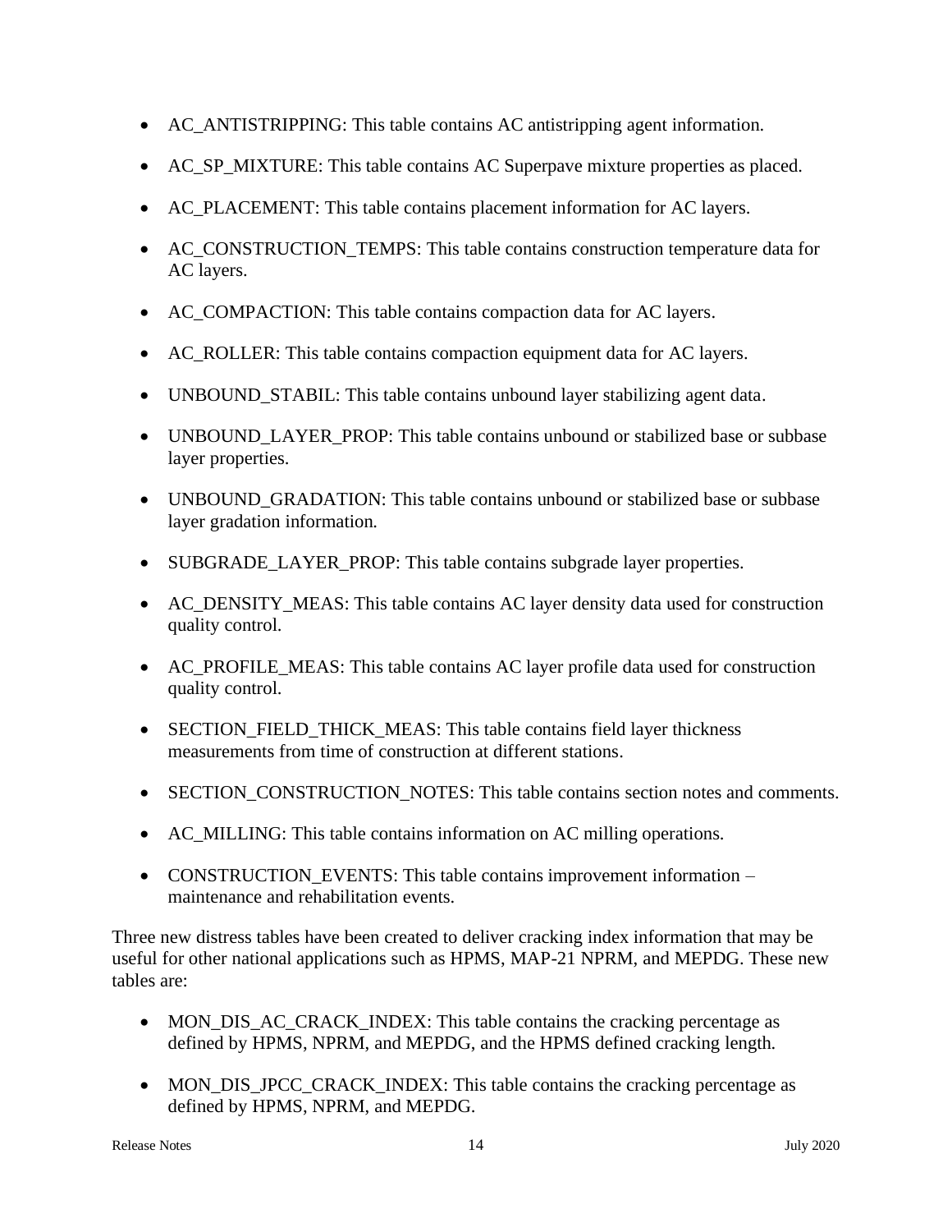- AC_ANTISTRIPPING: This table contains AC antistripping agent information.
- AC_SP_MIXTURE: This table contains AC Superpave mixture properties as placed.
- AC_PLACEMENT: This table contains placement information for AC layers.
- AC_CONSTRUCTION_TEMPS: This table contains construction temperature data for AC layers.
- AC_COMPACTION: This table contains compaction data for AC layers.
- AC_ROLLER: This table contains compaction equipment data for AC layers.
- UNBOUND_STABIL: This table contains unbound layer stabilizing agent data.
- UNBOUND_LAYER_PROP: This table contains unbound or stabilized base or subbase layer properties.
- UNBOUND_GRADATION: This table contains unbound or stabilized base or subbase layer gradation information.
- SUBGRADE_LAYER_PROP: This table contains subgrade layer properties.
- AC_DENSITY_MEAS: This table contains AC layer density data used for construction quality control.
- AC_PROFILE_MEAS: This table contains AC layer profile data used for construction quality control.
- SECTION_FIELD_THICK_MEAS: This table contains field layer thickness measurements from time of construction at different stations.
- SECTION_CONSTRUCTION_NOTES: This table contains section notes and comments.
- AC_MILLING: This table contains information on AC milling operations.
- CONSTRUCTION_EVENTS: This table contains improvement information – maintenance and rehabilitation events.

Three new distress tables have been created to deliver cracking index information that may be useful for other national applications such as HPMS, MAP-21 NPRM, and MEPDG. These new tables are:

- MON_DIS_AC_CRACK_INDEX: This table contains the cracking percentage as defined by HPMS, NPRM, and MEPDG, and the HPMS defined cracking length.
- MON_DIS_JPCC_CRACK_INDEX: This table contains the cracking percentage as defined by HPMS, NPRM, and MEPDG.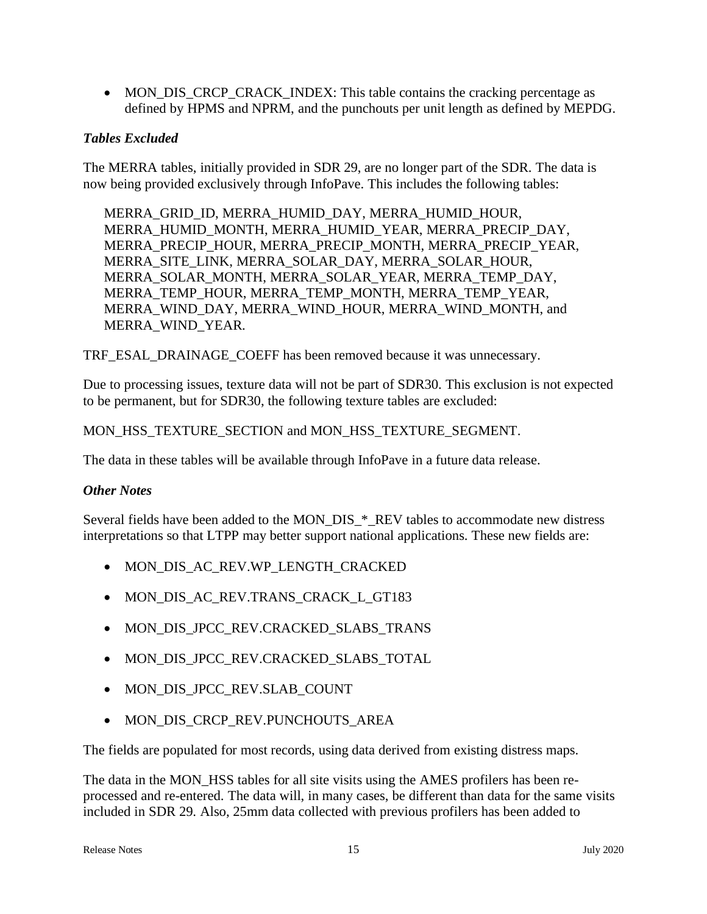- MON_DIS_CRCP_CRACK_INDEX: This table contains the cracking percentage as defined by HPMS and NPRM, and the punchouts per unit length as defined by MEPDG.

### *Tables Excluded*

The MERRA tables, initially provided in SDR 29, are no longer part of the SDR. The data is now being provided exclusively through InfoPave. This includes the following tables:

> MERRA_GRID_ID, MERRA_HUMID_DAY, MERRA_HUMID_HOUR, MERRA_HUMID_MONTH, MERRA_HUMID_YEAR, MERRA_PRECIP_DAY, MERRA_PRECIP_HOUR, MERRA_PRECIP_MONTH, MERRA_PRECIP_YEAR, MERRA_SITE_LINK, MERRA_SOLAR_DAY, MERRA_SOLAR_HOUR, MERRA_SOLAR_MONTH, MERRA_SOLAR_YEAR, MERRA_TEMP_DAY, MERRA_TEMP_HOUR, MERRA_TEMP_MONTH, MERRA_TEMP_YEAR, MERRA_WIND_DAY, MERRA_WIND_HOUR, MERRA_WIND_MONTH, and MERRA_WIND_YEAR.

TRF_ESAL_DRAINAGE_COEFF has been removed because it was unnecessary.

Due to processing issues, texture data will not be part of SDR30. This exclusion is not expected to be permanent, but for SDR30, the following texture tables are excluded:

MON_HSS_TEXTURE_SECTION and MON_HSS_TEXTURE_SEGMENT.

The data in these tables will be available through InfoPave in a future data release.

### *Other Notes*

Several fields have been added to the MON_DIS_*_REV tables to accommodate new distress interpretations so that LTPP may better support national applications. These new fields are:

- MON_DIS_AC_REV.WP_LENGTH_CRACKED
- MON_DIS_AC_REV.TRANS_CRACK_L_GT183
- MON_DIS_JPCC_REV.CRACKED_SLABS_TRANS
- MON_DIS_JPCC_REV.CRACKED_SLABS_TOTAL
- MON_DIS_JPCC_REV.SLAB_COUNT
- MON_DIS_CRCP_REV.PUNCHOUTS_AREA

The fields are populated for most records, using data derived from existing distress maps.

The data in the MON_HSS tables for all site visits using the AMES profilers has been re-processed and re-entered. The data will, in many cases, be different than data for the same visits included in SDR 29. Also, 25mm data collected with previous profilers has been added to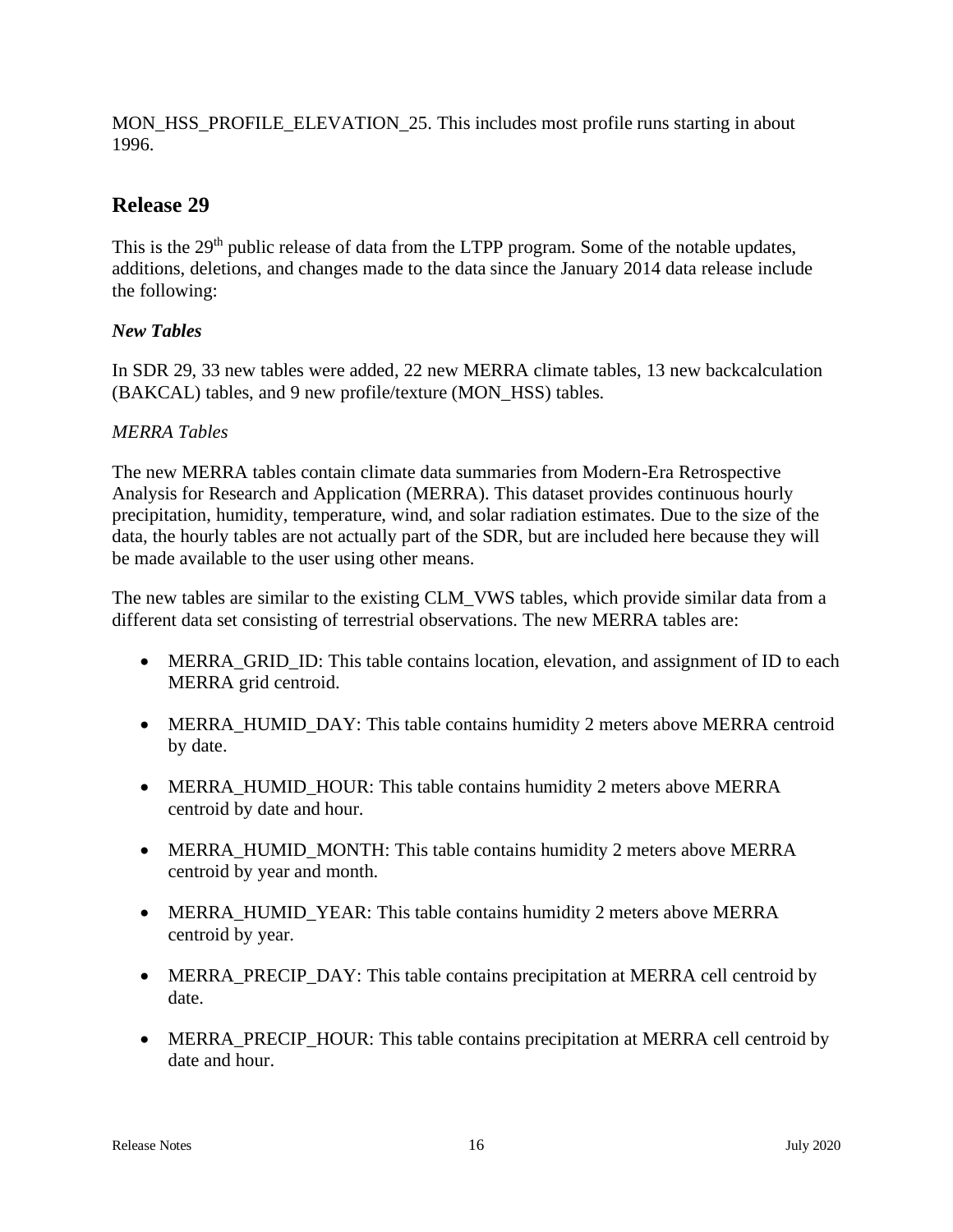MON_HSS_PROFILE_ELEVATION_25. This includes most profile runs starting in about 1996.

## Release 29

This is the 29th public release of data from the LTPP program. Some of the notable updates, additions, deletions, and changes made to the data since the January 2014 data release include the following:

### *New Tables*

In SDR 29, 33 new tables were added, 22 new MERRA climate tables, 13 new backcalculation (BAKCAL) tables, and 9 new profile/texture (MON_HSS) tables.

*MERRA Tables*

The new MERRA tables contain climate data summaries from Modern-Era Retrospective Analysis for Research and Application (MERRA). This dataset provides continuous hourly precipitation, humidity, temperature, wind, and solar radiation estimates. Due to the size of the data, the hourly tables are not actually part of the SDR, but are included here because they will be made available to the user using other means.

The new tables are similar to the existing CLM_VWS tables, which provide similar data from a different data set consisting of terrestrial observations. The new MERRA tables are:

- MERRA_GRID_ID: This table contains location, elevation, and assignment of ID to each MERRA grid centroid.
- MERRA_HUMID_DAY: This table contains humidity 2 meters above MERRA centroid by date.
- MERRA_HUMID_HOUR: This table contains humidity 2 meters above MERRA centroid by date and hour.
- MERRA_HUMID_MONTH: This table contains humidity 2 meters above MERRA centroid by year and month.
- MERRA_HUMID_YEAR: This table contains humidity 2 meters above MERRA centroid by year.
- MERRA_PRECIP_DAY: This table contains precipitation at MERRA cell centroid by date.
- MERRA_PRECIP_HOUR: This table contains precipitation at MERRA cell centroid by date and hour.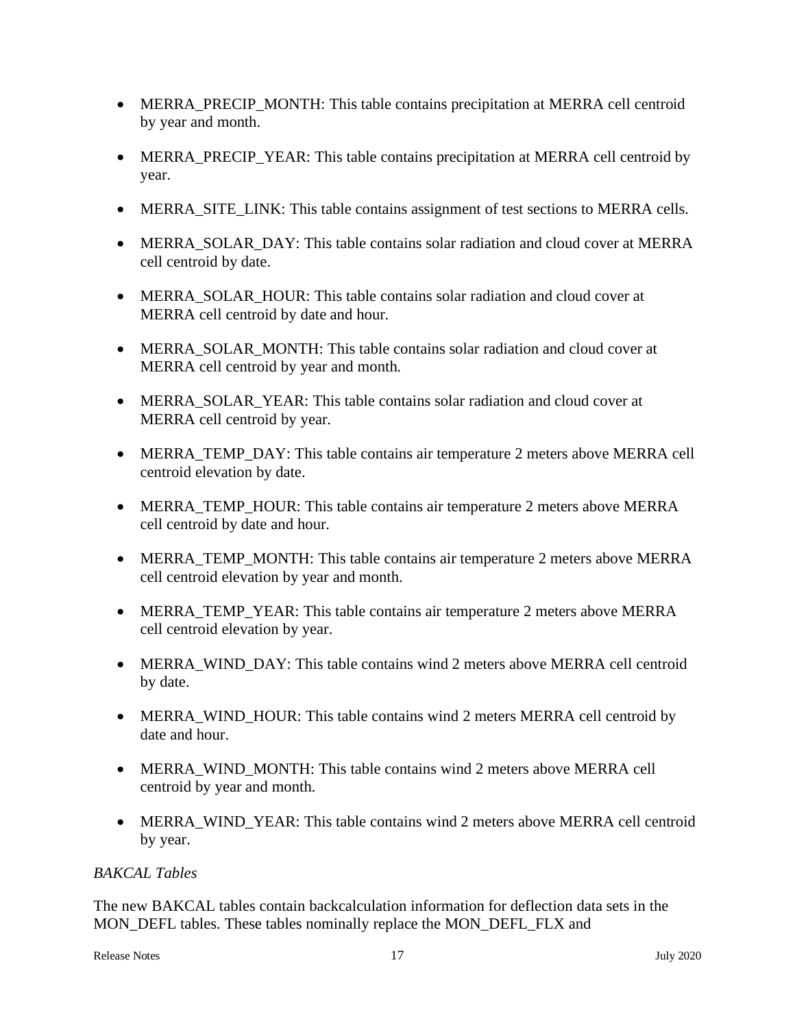- MERRA_PRECIP_MONTH: This table contains precipitation at MERRA cell centroid by year and month.
- MERRA_PRECIP_YEAR: This table contains precipitation at MERRA cell centroid by year.
- MERRA_SITE_LINK: This table contains assignment of test sections to MERRA cells.
- MERRA_SOLAR_DAY: This table contains solar radiation and cloud cover at MERRA cell centroid by date.
- MERRA_SOLAR_HOUR: This table contains solar radiation and cloud cover at MERRA cell centroid by date and hour.
- MERRA_SOLAR_MONTH: This table contains solar radiation and cloud cover at MERRA cell centroid by year and month.
- MERRA_SOLAR_YEAR: This table contains solar radiation and cloud cover at MERRA cell centroid by year.
- MERRA_TEMP_DAY: This table contains air temperature 2 meters above MERRA cell centroid elevation by date.
- MERRA_TEMP_HOUR: This table contains air temperature 2 meters above MERRA cell centroid by date and hour.
- MERRA_TEMP_MONTH: This table contains air temperature 2 meters above MERRA cell centroid elevation by year and month.
- MERRA_TEMP_YEAR: This table contains air temperature 2 meters above MERRA cell centroid elevation by year.
- MERRA_WIND_DAY: This table contains wind 2 meters above MERRA cell centroid by date.
- MERRA_WIND_HOUR: This table contains wind 2 meters MERRA cell centroid by date and hour.
- MERRA_WIND_MONTH: This table contains wind 2 meters above MERRA cell centroid by year and month.
- MERRA_WIND_YEAR: This table contains wind 2 meters above MERRA cell centroid by year.

*BAKCAL Tables*

The new BAKCAL tables contain backcalculation information for deflection data sets in the MON_DEFL tables. These tables nominally replace the MON_DEFL_FLX and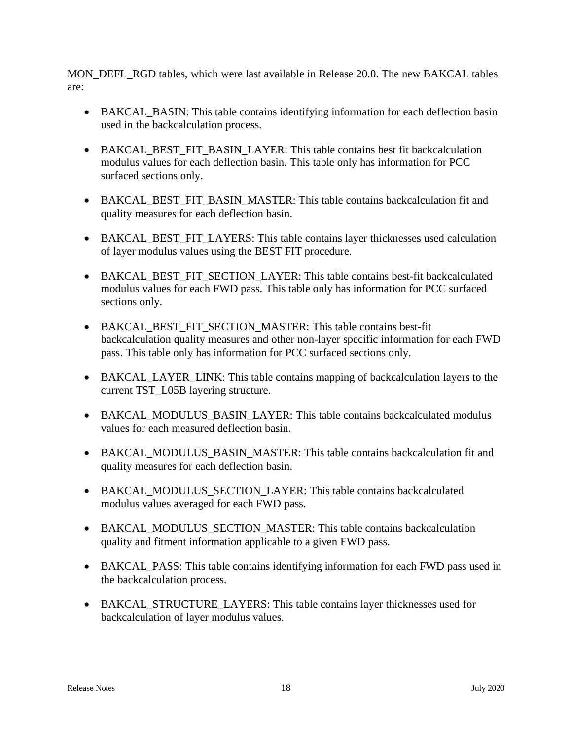MON_DEFL_RGD tables, which were last available in Release 20.0. The new BAKCAL tables are:

- BAKCAL_BASIN: This table contains identifying information for each deflection basin used in the backcalculation process.
- BAKCAL_BEST_FIT_BASIN_LAYER: This table contains best fit backcalculation modulus values for each deflection basin. This table only has information for PCC surfaced sections only.
- BAKCAL_BEST_FIT_BASIN_MASTER: This table contains backcalculation fit and quality measures for each deflection basin.
- BAKCAL_BEST_FIT_LAYERS: This table contains layer thicknesses used calculation of layer modulus values using the BEST FIT procedure.
- BAKCAL_BEST_FIT_SECTION_LAYER: This table contains best-fit backcalculated modulus values for each FWD pass. This table only has information for PCC surfaced sections only.
- BAKCAL_BEST_FIT_SECTION_MASTER: This table contains best-fit backcalculation quality measures and other non-layer specific information for each FWD pass. This table only has information for PCC surfaced sections only.
- BAKCAL_LAYER_LINK: This table contains mapping of backcalculation layers to the current TST_L05B layering structure.
- BAKCAL_MODULUS_BASIN_LAYER: This table contains backcalculated modulus values for each measured deflection basin.
- BAKCAL_MODULUS_BASIN_MASTER: This table contains backcalculation fit and quality measures for each deflection basin.
- BAKCAL_MODULUS_SECTION_LAYER: This table contains backcalculated modulus values averaged for each FWD pass.
- BAKCAL_MODULUS_SECTION_MASTER: This table contains backcalculation quality and fitment information applicable to a given FWD pass.
- BAKCAL_PASS: This table contains identifying information for each FWD pass used in the backcalculation process.
- BAKCAL_STRUCTURE_LAYERS: This table contains layer thicknesses used for backcalculation of layer modulus values.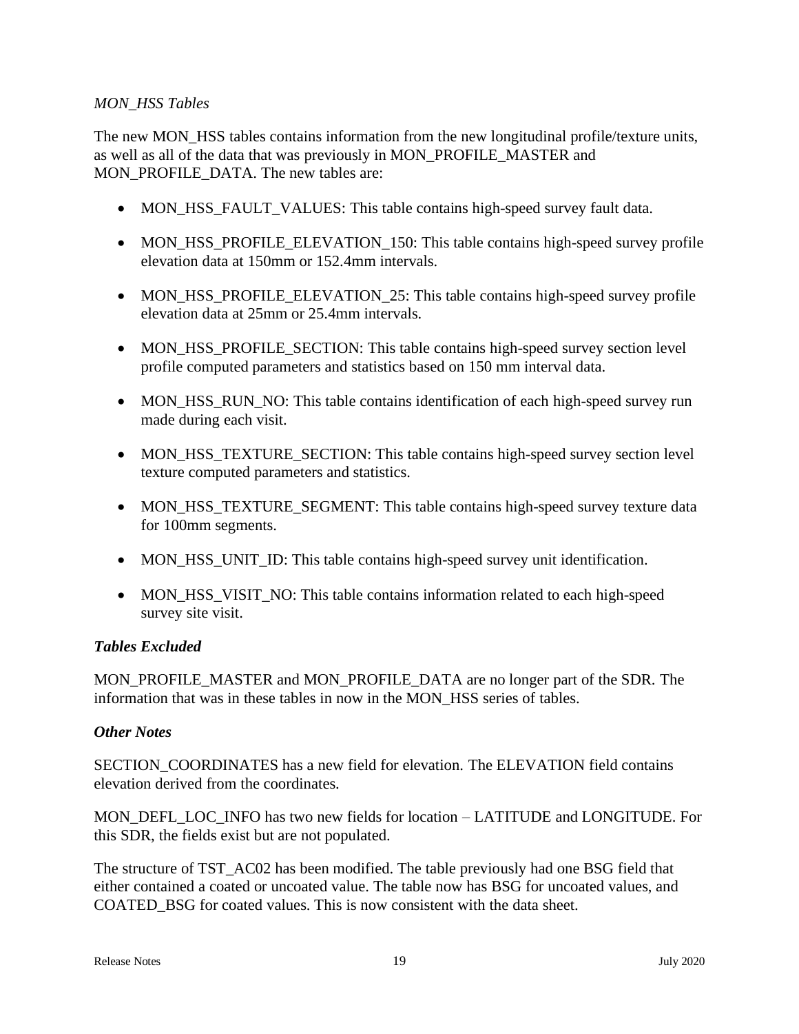### *MON_HSS Tables*

The new MON_HSS tables contains information from the new longitudinal profile/texture units, as well as all of the data that was previously in MON_PROFILE_MASTER and MON_PROFILE_DATA. The new tables are:

- MON_HSS_FAULT_VALUES: This table contains high-speed survey fault data.
- MON_HSS_PROFILE_ELEVATION_150: This table contains high-speed survey profile elevation data at 150mm or 152.4mm intervals.
- MON_HSS_PROFILE_ELEVATION_25: This table contains high-speed survey profile elevation data at 25mm or 25.4mm intervals.
- MON_HSS_PROFILE_SECTION: This table contains high-speed survey section level profile computed parameters and statistics based on 150 mm interval data.
- MON_HSS_RUN_NO: This table contains identification of each high-speed survey run made during each visit.
- MON_HSS_TEXTURE_SECTION: This table contains high-speed survey section level texture computed parameters and statistics.
- MON_HSS_TEXTURE_SEGMENT: This table contains high-speed survey texture data for 100mm segments.
- MON_HSS_UNIT_ID: This table contains high-speed survey unit identification.
- MON_HSS_VISIT_NO: This table contains information related to each high-speed survey site visit.

### ***Tables Excluded***

MON_PROFILE_MASTER and MON_PROFILE_DATA are no longer part of the SDR. The information that was in these tables in now in the MON_HSS series of tables.

### ***Other Notes***

SECTION_COORDINATES has a new field for elevation. The ELEVATION field contains elevation derived from the coordinates.

MON_DEFL_LOC_INFO has two new fields for location – LATITUDE and LONGITUDE. For this SDR, the fields exist but are not populated.

The structure of TST_AC02 has been modified. The table previously had one BSG field that either contained a coated or uncoated value. The table now has BSG for uncoated values, and COATED_BSG for coated values. This is now consistent with the data sheet.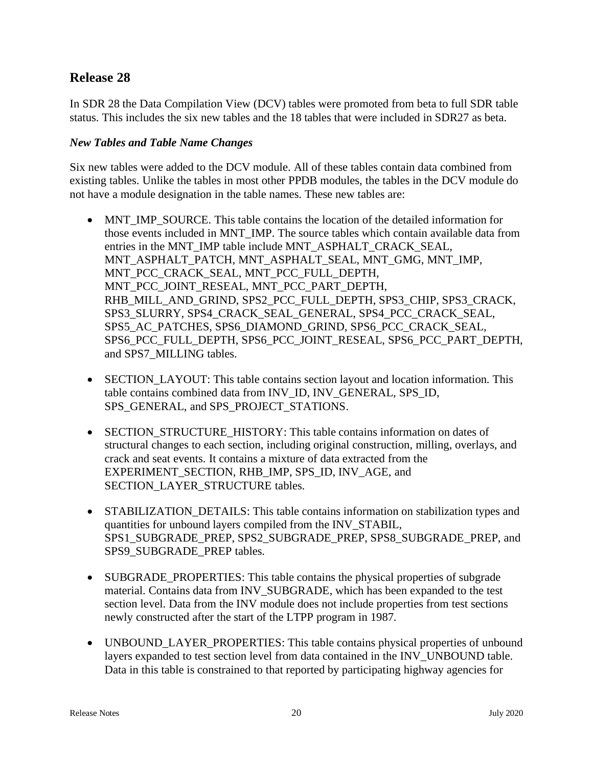## Release 28

In SDR 28 the Data Compilation View (DCV) tables were promoted from beta to full SDR table status. This includes the six new tables and the 18 tables that were included in SDR27 as beta.

### *New Tables and Table Name Changes*

Six new tables were added to the DCV module. All of these tables contain data combined from existing tables. Unlike the tables in most other PPDB modules, the tables in the DCV module do not have a module designation in the table names. These new tables are:

- MNT_IMP_SOURCE. This table contains the location of the detailed information for those events included in MNT_IMP. The source tables which contain available data from entries in the MNT_IMP table include MNT_ASPHALT_CRACK_SEAL, MNT_ASPHALT_PATCH, MNT_ASPHALT_SEAL, MNT_GMG, MNT_IMP, MNT_PCC_CRACK_SEAL, MNT_PCC_FULL_DEPTH, MNT_PCC_JOINT_RESEAL, MNT_PCC_PART_DEPTH, RHB_MILL_AND_GRIND, SPS2_PCC_FULL_DEPTH, SPS3_CHIP, SPS3_CRACK, SPS3_SLURRY, SPS4_CRACK_SEAL_GENERAL, SPS4_PCC_CRACK_SEAL, SPS5_AC_PATCHES, SPS6_DIAMOND_GRIND, SPS6_PCC_CRACK_SEAL, SPS6_PCC_FULL_DEPTH, SPS6_PCC_JOINT_RESEAL, SPS6_PCC_PART_DEPTH, and SPS7_MILLING tables.

- SECTION_LAYOUT: This table contains section layout and location information. This table contains combined data from INV_ID, INV_GENERAL, SPS_ID, SPS_GENERAL, and SPS_PROJECT_STATIONS.

- SECTION_STRUCTURE_HISTORY: This table contains information on dates of structural changes to each section, including original construction, milling, overlays, and crack and seat events. It contains a mixture of data extracted from the EXPERIMENT_SECTION, RHB_IMP, SPS_ID, INV_AGE, and SECTION_LAYER_STRUCTURE tables.

- STABILIZATION_DETAILS: This table contains information on stabilization types and quantities for unbound layers compiled from the INV_STABIL, SPS1_SUBGRADE_PREP, SPS2_SUBGRADE_PREP, SPS8_SUBGRADE_PREP, and SPS9_SUBGRADE_PREP tables.

- SUBGRADE_PROPERTIES: This table contains the physical properties of subgrade material. Contains data from INV_SUBGRADE, which has been expanded to the test section level. Data from the INV module does not include properties from test sections newly constructed after the start of the LTPP program in 1987.

- UNBOUND_LAYER_PROPERTIES: This table contains physical properties of unbound layers expanded to test section level from data contained in the INV_UNBOUND table. Data in this table is constrained to that reported by participating highway agencies for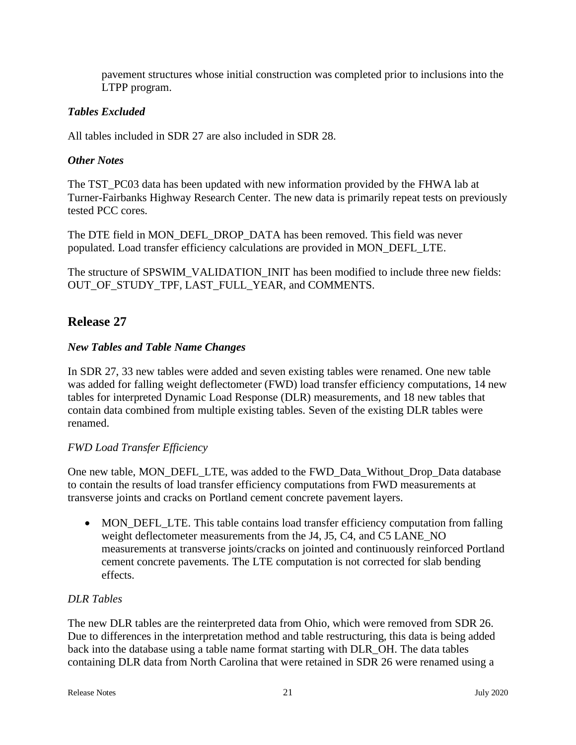pavement structures whose initial construction was completed prior to inclusions into the LTPP program.

### *Tables Excluded*

All tables included in SDR 27 are also included in SDR 28.

### *Other Notes*

The TST_PC03 data has been updated with new information provided by the FHWA lab at Turner-Fairbanks Highway Research Center. The new data is primarily repeat tests on previously tested PCC cores.

The DTE field in MON_DEFL_DROP_DATA has been removed. This field was never populated. Load transfer efficiency calculations are provided in MON_DEFL_LTE.

The structure of SPSWIM_VALIDATION_INIT has been modified to include three new fields: OUT_OF_STUDY_TPF, LAST_FULL_YEAR, and COMMENTS.

## Release 27

### *New Tables and Table Name Changes*

In SDR 27, 33 new tables were added and seven existing tables were renamed. One new table was added for falling weight deflectometer (FWD) load transfer efficiency computations, 14 new tables for interpreted Dynamic Load Response (DLR) measurements, and 18 new tables that contain data combined from multiple existing tables. Seven of the existing DLR tables were renamed.

#### *FWD Load Transfer Efficiency*

One new table, MON_DEFL_LTE, was added to the FWD_Data_Without_Drop_Data database to contain the results of load transfer efficiency computations from FWD measurements at transverse joints and cracks on Portland cement concrete pavement layers.

- MON_DEFL_LTE. This table contains load transfer efficiency computation from falling weight deflectometer measurements from the J4, J5, C4, and C5 LANE_NO measurements at transverse joints/cracks on jointed and continuously reinforced Portland cement concrete pavements. The LTE computation is not corrected for slab bending effects.

#### *DLR Tables*

The new DLR tables are the reinterpreted data from Ohio, which were removed from SDR 26. Due to differences in the interpretation method and table restructuring, this data is being added back into the database using a table name format starting with DLR_OH. The data tables containing DLR data from North Carolina that were retained in SDR 26 were renamed using a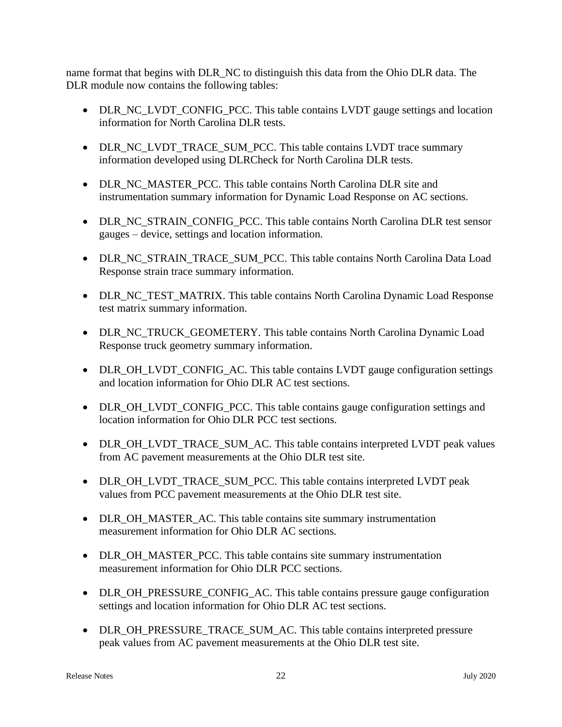name format that begins with DLR_NC to distinguish this data from the Ohio DLR data. The DLR module now contains the following tables:

- DLR_NC_LVDT_CONFIG_PCC. This table contains LVDT gauge settings and location information for North Carolina DLR tests.
- DLR_NC_LVDT_TRACE_SUM_PCC. This table contains LVDT trace summary information developed using DLRCheck for North Carolina DLR tests.
- DLR_NC_MASTER_PCC. This table contains North Carolina DLR site and instrumentation summary information for Dynamic Load Response on AC sections.
- DLR_NC_STRAIN_CONFIG_PCC. This table contains North Carolina DLR test sensor gauges – device, settings and location information.
- DLR_NC_STRAIN_TRACE_SUM_PCC. This table contains North Carolina Data Load Response strain trace summary information.
- DLR_NC_TEST_MATRIX. This table contains North Carolina Dynamic Load Response test matrix summary information.
- DLR_NC_TRUCK_GEOMETERY. This table contains North Carolina Dynamic Load Response truck geometry summary information.
- DLR_OH_LVDT_CONFIG_AC. This table contains LVDT gauge configuration settings and location information for Ohio DLR AC test sections.
- DLR_OH_LVDT_CONFIG_PCC. This table contains gauge configuration settings and location information for Ohio DLR PCC test sections.
- DLR_OH_LVDT_TRACE_SUM_AC. This table contains interpreted LVDT peak values from AC pavement measurements at the Ohio DLR test site.
- DLR_OH_LVDT_TRACE_SUM_PCC. This table contains interpreted LVDT peak values from PCC pavement measurements at the Ohio DLR test site.
- DLR_OH_MASTER_AC. This table contains site summary instrumentation measurement information for Ohio DLR AC sections.
- DLR_OH_MASTER_PCC. This table contains site summary instrumentation measurement information for Ohio DLR PCC sections.
- DLR_OH_PRESSURE_CONFIG_AC. This table contains pressure gauge configuration settings and location information for Ohio DLR AC test sections.
- DLR_OH_PRESSURE_TRACE_SUM_AC. This table contains interpreted pressure peak values from AC pavement measurements at the Ohio DLR test site.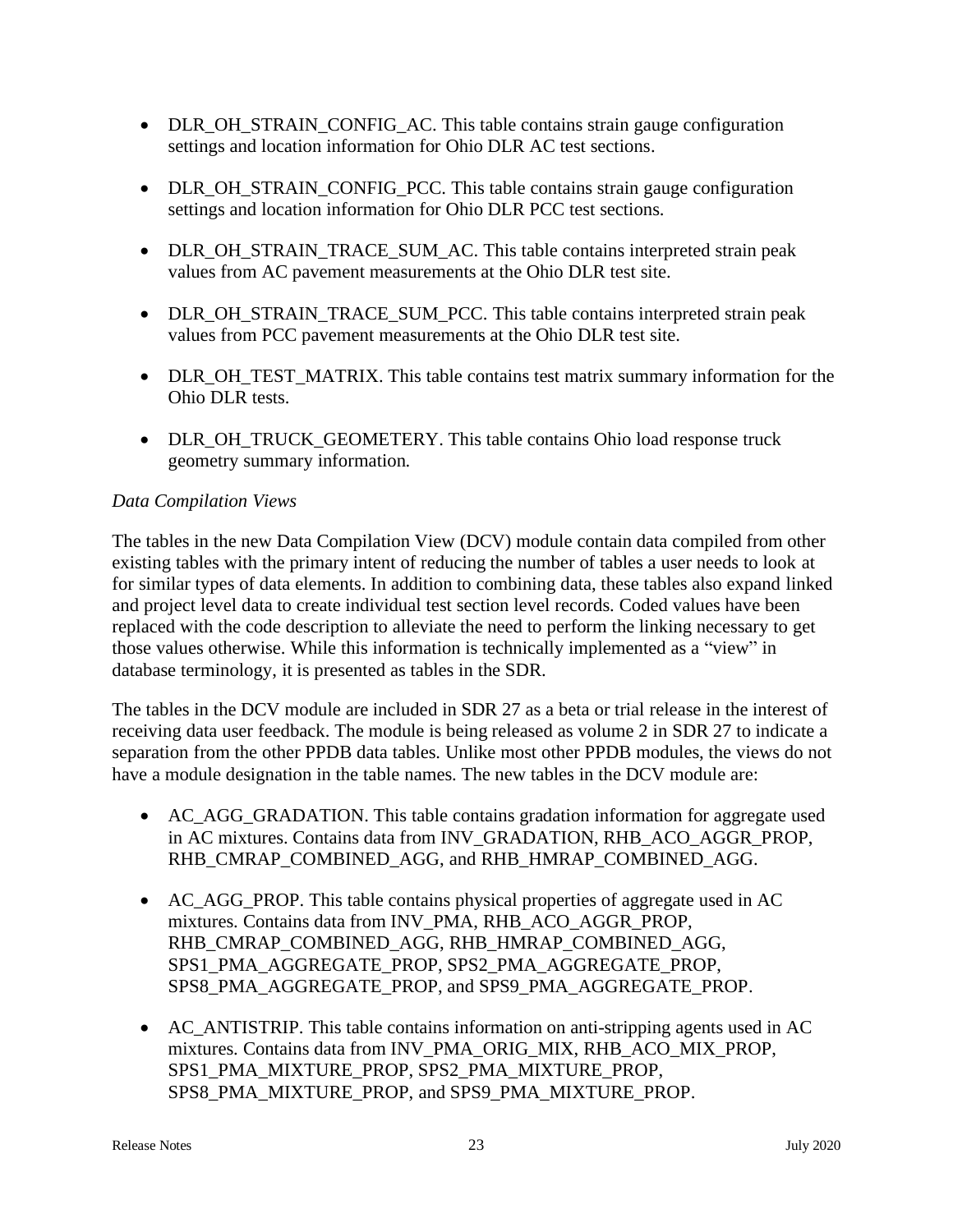- DLR_OH_STRAIN_CONFIG_AC. This table contains strain gauge configuration settings and location information for Ohio DLR AC test sections.

- DLR_OH_STRAIN_CONFIG_PCC. This table contains strain gauge configuration settings and location information for Ohio DLR PCC test sections.

- DLR_OH_STRAIN_TRACE_SUM_AC. This table contains interpreted strain peak values from AC pavement measurements at the Ohio DLR test site.

- DLR_OH_STRAIN_TRACE_SUM_PCC. This table contains interpreted strain peak values from PCC pavement measurements at the Ohio DLR test site.

- DLR_OH_TEST_MATRIX. This table contains test matrix summary information for the Ohio DLR tests.

- DLR_OH_TRUCK_GEOMETERY. This table contains Ohio load response truck geometry summary information.

*Data Compilation Views*

The tables in the new Data Compilation View (DCV) module contain data compiled from other existing tables with the primary intent of reducing the number of tables a user needs to look at for similar types of data elements. In addition to combining data, these tables also expand linked and project level data to create individual test section level records. Coded values have been replaced with the code description to alleviate the need to perform the linking necessary to get those values otherwise. While this information is technically implemented as a "view" in database terminology, it is presented as tables in the SDR.

The tables in the DCV module are included in SDR 27 as a beta or trial release in the interest of receiving data user feedback. The module is being released as volume 2 in SDR 27 to indicate a separation from the other PPDB data tables. Unlike most other PPDB modules, the views do not have a module designation in the table names. The new tables in the DCV module are:

- AC_AGG_GRADATION. This table contains gradation information for aggregate used in AC mixtures. Contains data from INV_GRADATION, RHB_ACO_AGGR_PROP, RHB_CMRAP_COMBINED_AGG, and RHB_HMRAP_COMBINED_AGG.

- AC_AGG_PROP. This table contains physical properties of aggregate used in AC mixtures. Contains data from INV_PMA, RHB_ACO_AGGR_PROP, RHB_CMRAP_COMBINED_AGG, RHB_HMRAP_COMBINED_AGG, SPS1_PMA_AGGREGATE_PROP, SPS2_PMA_AGGREGATE_PROP, SPS8_PMA_AGGREGATE_PROP, and SPS9_PMA_AGGREGATE_PROP.

- AC_ANTISTRIP. This table contains information on anti-stripping agents used in AC mixtures. Contains data from INV_PMA_ORIG_MIX, RHB_ACO_MIX_PROP, SPS1_PMA_MIXTURE_PROP, SPS2_PMA_MIXTURE_PROP, SPS8_PMA_MIXTURE_PROP, and SPS9_PMA_MIXTURE_PROP.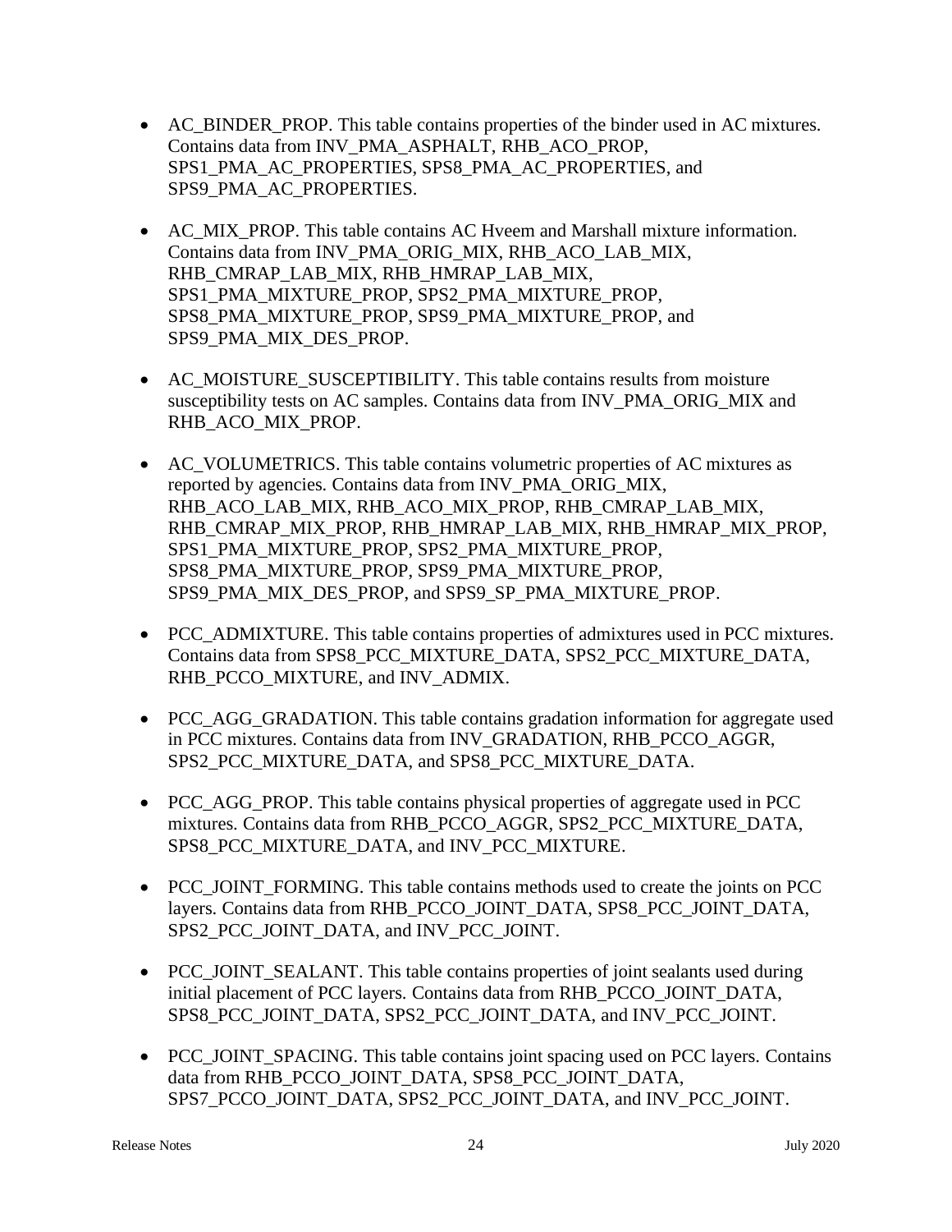- AC_BINDER_PROP. This table contains properties of the binder used in AC mixtures. Contains data from INV_PMA_ASPHALT, RHB_ACO_PROP, SPS1_PMA_AC_PROPERTIES, SPS8_PMA_AC_PROPERTIES, and SPS9_PMA_AC_PROPERTIES.

- AC_MIX_PROP. This table contains AC Hveem and Marshall mixture information. Contains data from INV_PMA_ORIG_MIX, RHB_ACO_LAB_MIX, RHB_CMRAP_LAB_MIX, RHB_HMRAP_LAB_MIX, SPS1_PMA_MIXTURE_PROP, SPS2_PMA_MIXTURE_PROP, SPS8_PMA_MIXTURE_PROP, SPS9_PMA_MIXTURE_PROP, and SPS9_PMA_MIX_DES_PROP.

- AC_MOISTURE_SUSCEPTIBILITY. This table contains results from moisture susceptibility tests on AC samples. Contains data from INV_PMA_ORIG_MIX and RHB_ACO_MIX_PROP.

- AC_VOLUMETRICS. This table contains volumetric properties of AC mixtures as reported by agencies. Contains data from INV_PMA_ORIG_MIX, RHB_ACO_LAB_MIX, RHB_ACO_MIX_PROP, RHB_CMRAP_LAB_MIX, RHB_CMRAP_MIX_PROP, RHB_HMRAP_LAB_MIX, RHB_HMRAP_MIX_PROP, SPS1_PMA_MIXTURE_PROP, SPS2_PMA_MIXTURE_PROP, SPS8_PMA_MIXTURE_PROP, SPS9_PMA_MIXTURE_PROP, SPS9_PMA_MIX_DES_PROP, and SPS9_SP_PMA_MIXTURE_PROP.

- PCC_ADMIXTURE. This table contains properties of admixtures used in PCC mixtures. Contains data from SPS8_PCC_MIXTURE_DATA, SPS2_PCC_MIXTURE_DATA, RHB_PCCO_MIXTURE, and INV_ADMIX.

- PCC_AGG_GRADATION. This table contains gradation information for aggregate used in PCC mixtures. Contains data from INV_GRADATION, RHB_PCCO_AGGR, SPS2_PCC_MIXTURE_DATA, and SPS8_PCC_MIXTURE_DATA.

- PCC_AGG_PROP. This table contains physical properties of aggregate used in PCC mixtures. Contains data from RHB_PCCO_AGGR, SPS2_PCC_MIXTURE_DATA, SPS8_PCC_MIXTURE_DATA, and INV_PCC_MIXTURE.

- PCC_JOINT_FORMING. This table contains methods used to create the joints on PCC layers. Contains data from RHB_PCCO_JOINT_DATA, SPS8_PCC_JOINT_DATA, SPS2_PCC_JOINT_DATA, and INV_PCC_JOINT.

- PCC_JOINT_SEALANT. This table contains properties of joint sealants used during initial placement of PCC layers. Contains data from RHB_PCCO_JOINT_DATA, SPS8_PCC_JOINT_DATA, SPS2_PCC_JOINT_DATA, and INV_PCC_JOINT.

- PCC_JOINT_SPACING. This table contains joint spacing used on PCC layers. Contains data from RHB_PCCO_JOINT_DATA, SPS8_PCC_JOINT_DATA, SPS7_PCCO_JOINT_DATA, SPS2_PCC_JOINT_DATA, and INV_PCC_JOINT.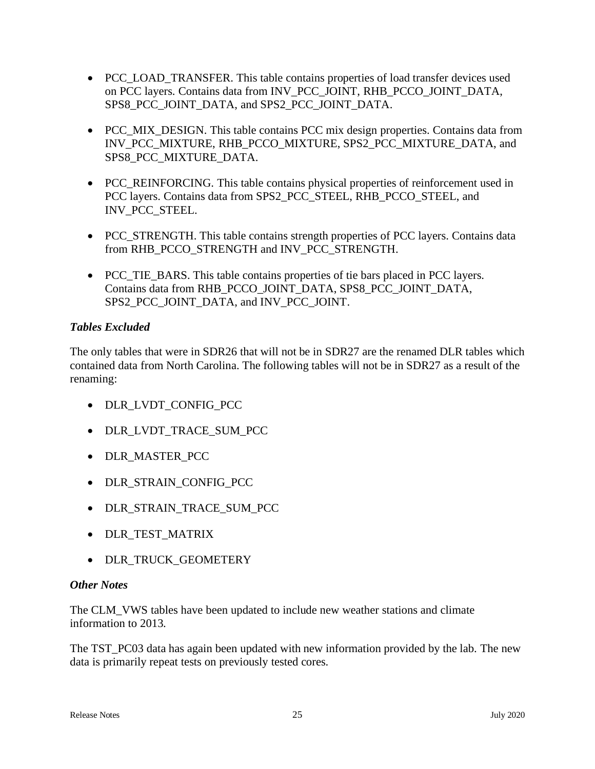- PCC_LOAD_TRANSFER. This table contains properties of load transfer devices used on PCC layers. Contains data from INV_PCC_JOINT, RHB_PCCO_JOINT_DATA, SPS8_PCC_JOINT_DATA, and SPS2_PCC_JOINT_DATA.

- PCC_MIX_DESIGN. This table contains PCC mix design properties. Contains data from INV_PCC_MIXTURE, RHB_PCCO_MIXTURE, SPS2_PCC_MIXTURE_DATA, and SPS8_PCC_MIXTURE_DATA.

- PCC_REINFORCING. This table contains physical properties of reinforcement used in PCC layers. Contains data from SPS2_PCC_STEEL, RHB_PCCO_STEEL, and INV_PCC_STEEL.

- PCC_STRENGTH. This table contains strength properties of PCC layers. Contains data from RHB_PCCO_STRENGTH and INV_PCC_STRENGTH.

- PCC_TIE_BARS. This table contains properties of tie bars placed in PCC layers. Contains data from RHB_PCCO_JOINT_DATA, SPS8_PCC_JOINT_DATA, SPS2_PCC_JOINT_DATA, and INV_PCC_JOINT.

### *Tables Excluded*

The only tables that were in SDR26 that will not be in SDR27 are the renamed DLR tables which contained data from North Carolina. The following tables will not be in SDR27 as a result of the renaming:

- DLR_LVDT_CONFIG_PCC
- DLR_LVDT_TRACE_SUM_PCC
- DLR_MASTER_PCC
- DLR_STRAIN_CONFIG_PCC
- DLR_STRAIN_TRACE_SUM_PCC
- DLR_TEST_MATRIX
- DLR_TRUCK_GEOMETERY

### *Other Notes*

The CLM_VWS tables have been updated to include new weather stations and climate information to 2013.

The TST_PC03 data has again been updated with new information provided by the lab. The new data is primarily repeat tests on previously tested cores.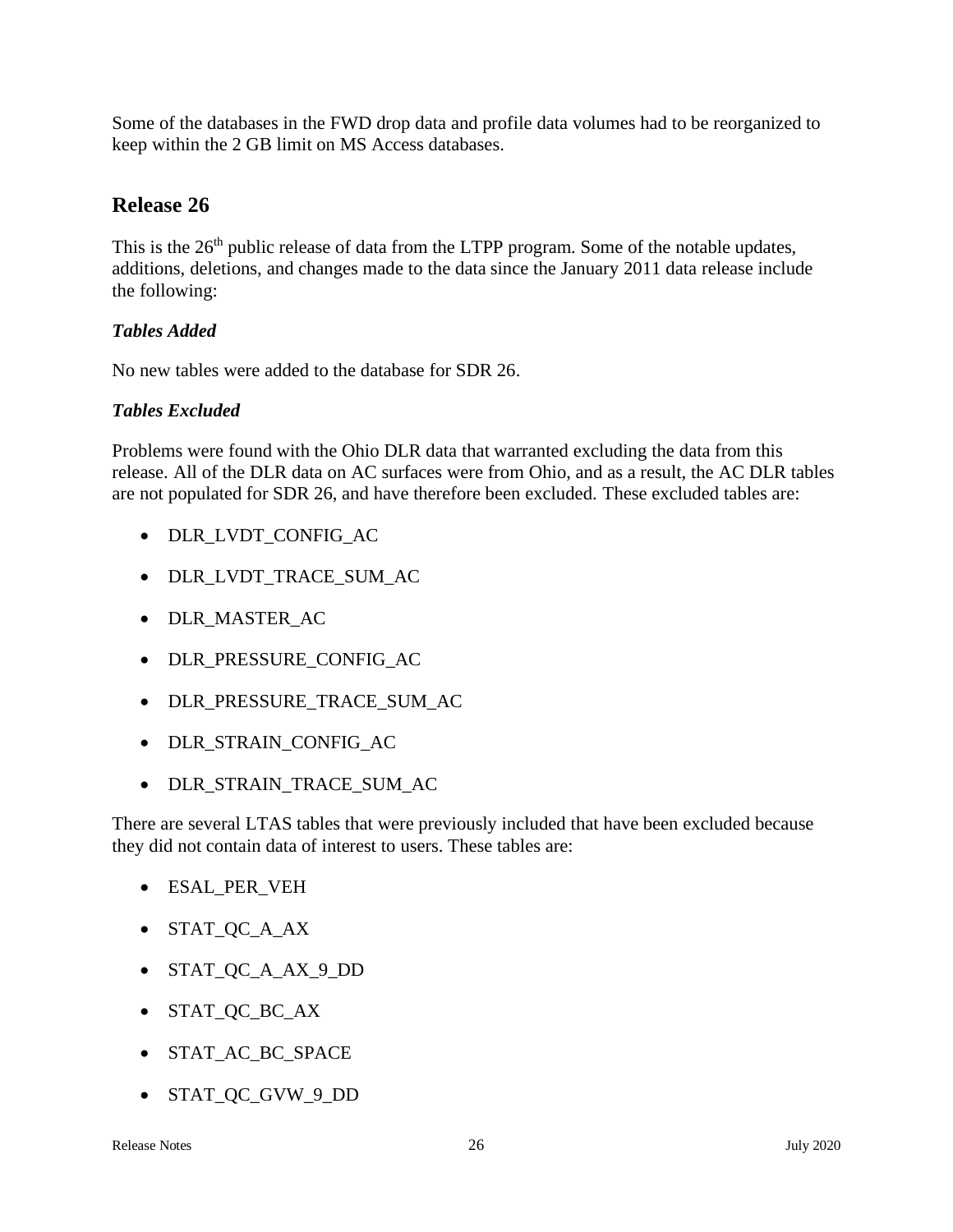Some of the databases in the FWD drop data and profile data volumes had to be reorganized to keep within the 2 GB limit on MS Access databases.

## Release 26

This is the 26th public release of data from the LTPP program. Some of the notable updates, additions, deletions, and changes made to the data since the January 2011 data release include the following:

### *Tables Added*

No new tables were added to the database for SDR 26.

### *Tables Excluded*

Problems were found with the Ohio DLR data that warranted excluding the data from this release. All of the DLR data on AC surfaces were from Ohio, and as a result, the AC DLR tables are not populated for SDR 26, and have therefore been excluded. These excluded tables are:

- DLR_LVDT_CONFIG_AC
- DLR_LVDT_TRACE_SUM_AC
- DLR_MASTER_AC
- DLR_PRESSURE_CONFIG_AC
- DLR_PRESSURE_TRACE_SUM_AC
- DLR_STRAIN_CONFIG_AC
- DLR_STRAIN_TRACE_SUM_AC

There are several LTAS tables that were previously included that have been excluded because they did not contain data of interest to users. These tables are:

- ESAL_PER_VEH
- STAT_QC_A_AX
- STAT_QC_A_AX_9_DD
- STAT_QC_BC_AX
- STAT_AC_BC_SPACE
- STAT_QC_GVW_9_DD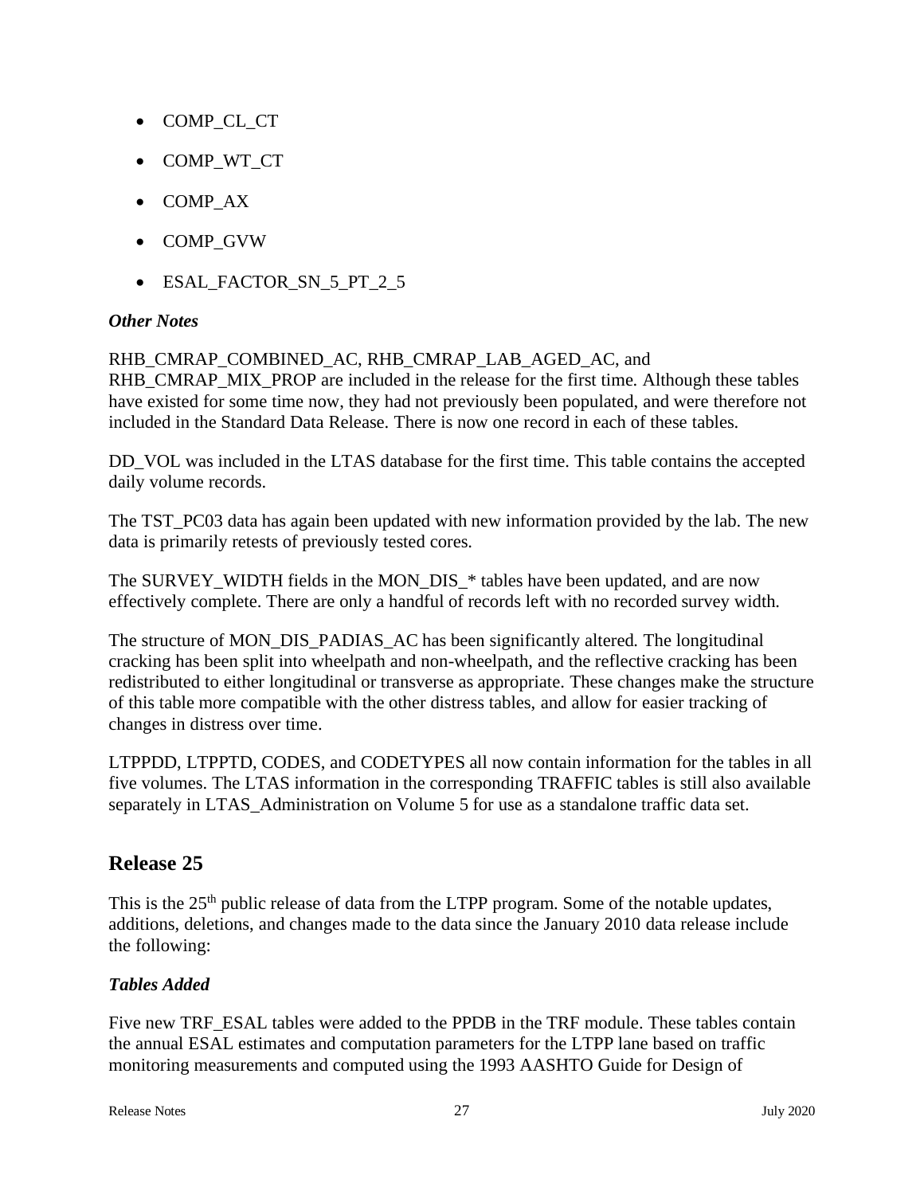- COMP_CL_CT
- COMP_WT_CT
- COMP_AX
- COMP_GVW
- ESAL_FACTOR_SN_5_PT_2_5

### *Other Notes*

RHB_CMRAP_COMBINED_AC, RHB_CMRAP_LAB_AGED_AC, and RHB_CMRAP_MIX_PROP are included in the release for the first time. Although these tables have existed for some time now, they had not previously been populated, and were therefore not included in the Standard Data Release. There is now one record in each of these tables.

DD_VOL was included in the LTAS database for the first time. This table contains the accepted daily volume records.

The TST_PC03 data has again been updated with new information provided by the lab. The new data is primarily retests of previously tested cores.

The SURVEY_WIDTH fields in the MON_DIS_* tables have been updated, and are now effectively complete. There are only a handful of records left with no recorded survey width.

The structure of MON_DIS_PADIAS_AC has been significantly altered. The longitudinal cracking has been split into wheelpath and non-wheelpath, and the reflective cracking has been redistributed to either longitudinal or transverse as appropriate. These changes make the structure of this table more compatible with the other distress tables, and allow for easier tracking of changes in distress over time.

LTPPDD, LTPPTD, CODES, and CODETYPES all now contain information for the tables in all five volumes. The LTAS information in the corresponding TRAFFIC tables is still also available separately in LTAS_Administration on Volume 5 for use as a standalone traffic data set.

## Release 25

This is the 25th public release of data from the LTPP program. Some of the notable updates, additions, deletions, and changes made to the data since the January 2010 data release include the following:

### *Tables Added*

Five new TRF_ESAL tables were added to the PPDB in the TRF module. These tables contain the annual ESAL estimates and computation parameters for the LTPP lane based on traffic monitoring measurements and computed using the 1993 AASHTO Guide for Design of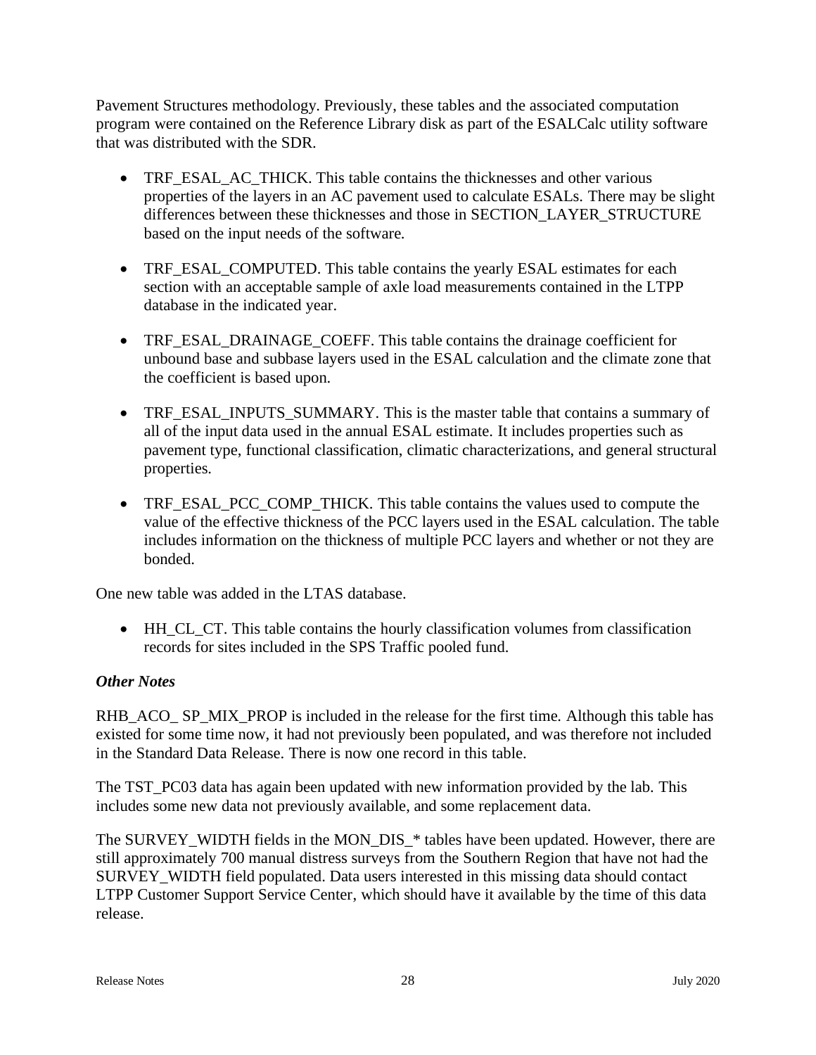Pavement Structures methodology. Previously, these tables and the associated computation program were contained on the Reference Library disk as part of the ESALCalc utility software that was distributed with the SDR.

- TRF_ESAL_AC_THICK. This table contains the thicknesses and other various properties of the layers in an AC pavement used to calculate ESALs. There may be slight differences between these thicknesses and those in SECTION_LAYER_STRUCTURE based on the input needs of the software.

- TRF_ESAL_COMPUTED. This table contains the yearly ESAL estimates for each section with an acceptable sample of axle load measurements contained in the LTPP database in the indicated year.

- TRF_ESAL_DRAINAGE_COEFF. This table contains the drainage coefficient for unbound base and subbase layers used in the ESAL calculation and the climate zone that the coefficient is based upon.

- TRF_ESAL_INPUTS_SUMMARY. This is the master table that contains a summary of all of the input data used in the annual ESAL estimate. It includes properties such as pavement type, functional classification, climatic characterizations, and general structural properties.

- TRF_ESAL_PCC_COMP_THICK. This table contains the values used to compute the value of the effective thickness of the PCC layers used in the ESAL calculation. The table includes information on the thickness of multiple PCC layers and whether or not they are bonded.

One new table was added in the LTAS database.

- HH_CL_CT. This table contains the hourly classification volumes from classification records for sites included in the SPS Traffic pooled fund.

### *Other Notes*

RHB_ACO_ SP_MIX_PROP is included in the release for the first time. Although this table has existed for some time now, it had not previously been populated, and was therefore not included in the Standard Data Release. There is now one record in this table.

The TST_PC03 data has again been updated with new information provided by the lab. This includes some new data not previously available, and some replacement data.

The SURVEY_WIDTH fields in the MON_DIS_* tables have been updated. However, there are still approximately 700 manual distress surveys from the Southern Region that have not had the SURVEY_WIDTH field populated. Data users interested in this missing data should contact LTPP Customer Support Service Center, which should have it available by the time of this data release.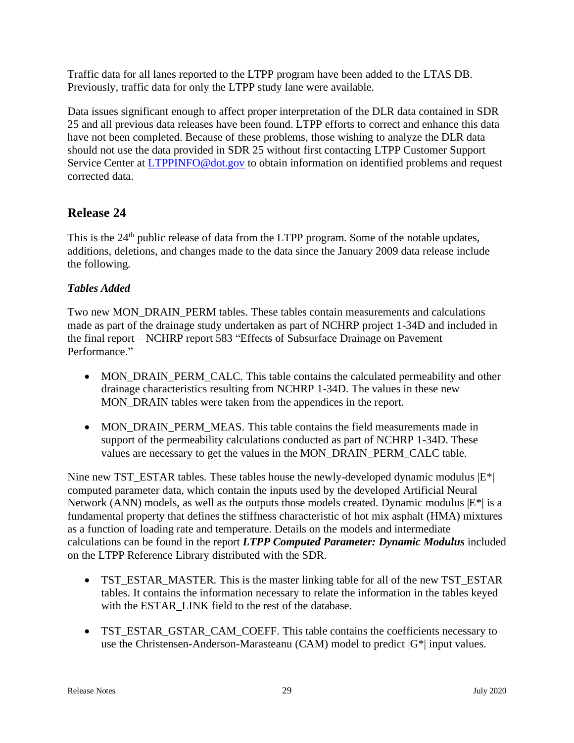Traffic data for all lanes reported to the LTPP program have been added to the LTAS DB. Previously, traffic data for only the LTPP study lane were available.

Data issues significant enough to affect proper interpretation of the DLR data contained in SDR 25 and all previous data releases have been found. LTPP efforts to correct and enhance this data have not been completed. Because of these problems, those wishing to analyze the DLR data should not use the data provided in SDR 25 without first contacting LTPP Customer Support Service Center at [LTPPINFO@dot.gov](mailto:LTPPINFO@dot.gov) to obtain information on identified problems and request corrected data.

## Release 24

This is the 24th public release of data from the LTPP program. Some of the notable updates, additions, deletions, and changes made to the data since the January 2009 data release include the following.

### *Tables Added*

Two new MON_DRAIN_PERM tables. These tables contain measurements and calculations made as part of the drainage study undertaken as part of NCHRP project 1-34D and included in the final report – NCHRP report 583 "Effects of Subsurface Drainage on Pavement Performance."

- MON_DRAIN_PERM_CALC. This table contains the calculated permeability and other drainage characteristics resulting from NCHRP 1-34D. The values in these new MON_DRAIN tables were taken from the appendices in the report.
- MON_DRAIN_PERM_MEAS. This table contains the field measurements made in support of the permeability calculations conducted as part of NCHRP 1-34D. These values are necessary to get the values in the MON_DRAIN_PERM_CALC table.

Nine new TST_ESTAR tables. These tables house the newly-developed dynamic modulus |E*| computed parameter data, which contain the inputs used by the developed Artificial Neural Network (ANN) models, as well as the outputs those models created. Dynamic modulus |E*| is a fundamental property that defines the stiffness characteristic of hot mix asphalt (HMA) mixtures as a function of loading rate and temperature. Details on the models and intermediate calculations can be found in the report ***LTPP Computed Parameter: Dynamic Modulus*** included on the LTPP Reference Library distributed with the SDR.

- TST_ESTAR_MASTER. This is the master linking table for all of the new TST_ESTAR tables. It contains the information necessary to relate the information in the tables keyed with the ESTAR_LINK field to the rest of the database.
- TST_ESTAR_GSTAR_CAM_COEFF. This table contains the coefficients necessary to use the Christensen-Anderson-Marasteanu (CAM) model to predict |G*| input values.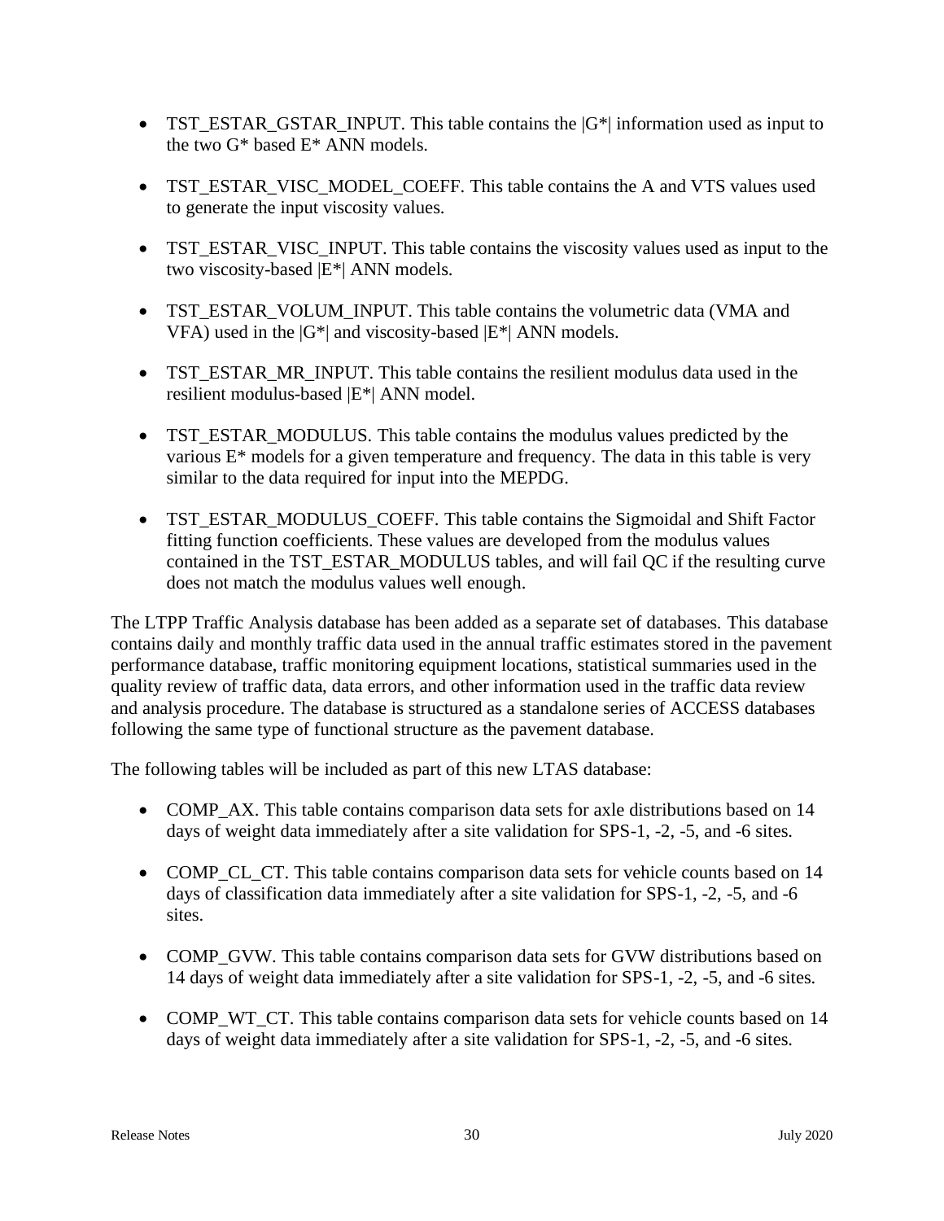- TST_ESTAR_GSTAR_INPUT. This table contains the |G*| information used as input to the two G* based E* ANN models.

- TST_ESTAR_VISC_MODEL_COEFF. This table contains the A and VTS values used to generate the input viscosity values.

- TST_ESTAR_VISC_INPUT. This table contains the viscosity values used as input to the two viscosity-based |E*| ANN models.

- TST_ESTAR_VOLUM_INPUT. This table contains the volumetric data (VMA and VFA) used in the |G*| and viscosity-based |E*| ANN models.

- TST_ESTAR_MR_INPUT. This table contains the resilient modulus data used in the resilient modulus-based |E*| ANN model.

- TST_ESTAR_MODULUS. This table contains the modulus values predicted by the various E* models for a given temperature and frequency. The data in this table is very similar to the data required for input into the MEPDG.

- TST_ESTAR_MODULUS_COEFF. This table contains the Sigmoidal and Shift Factor fitting function coefficients. These values are developed from the modulus values contained in the TST_ESTAR_MODULUS tables, and will fail QC if the resulting curve does not match the modulus values well enough.

The LTPP Traffic Analysis database has been added as a separate set of databases. This database contains daily and monthly traffic data used in the annual traffic estimates stored in the pavement performance database, traffic monitoring equipment locations, statistical summaries used in the quality review of traffic data, data errors, and other information used in the traffic data review and analysis procedure. The database is structured as a standalone series of ACCESS databases following the same type of functional structure as the pavement database.

The following tables will be included as part of this new LTAS database:

- COMP_AX. This table contains comparison data sets for axle distributions based on 14 days of weight data immediately after a site validation for SPS-1, -2, -5, and -6 sites.

- COMP_CL_CT. This table contains comparison data sets for vehicle counts based on 14 days of classification data immediately after a site validation for SPS-1, -2, -5, and -6 sites.

- COMP_GVW. This table contains comparison data sets for GVW distributions based on 14 days of weight data immediately after a site validation for SPS-1, -2, -5, and -6 sites.

- COMP_WT_CT. This table contains comparison data sets for vehicle counts based on 14 days of weight data immediately after a site validation for SPS-1, -2, -5, and -6 sites.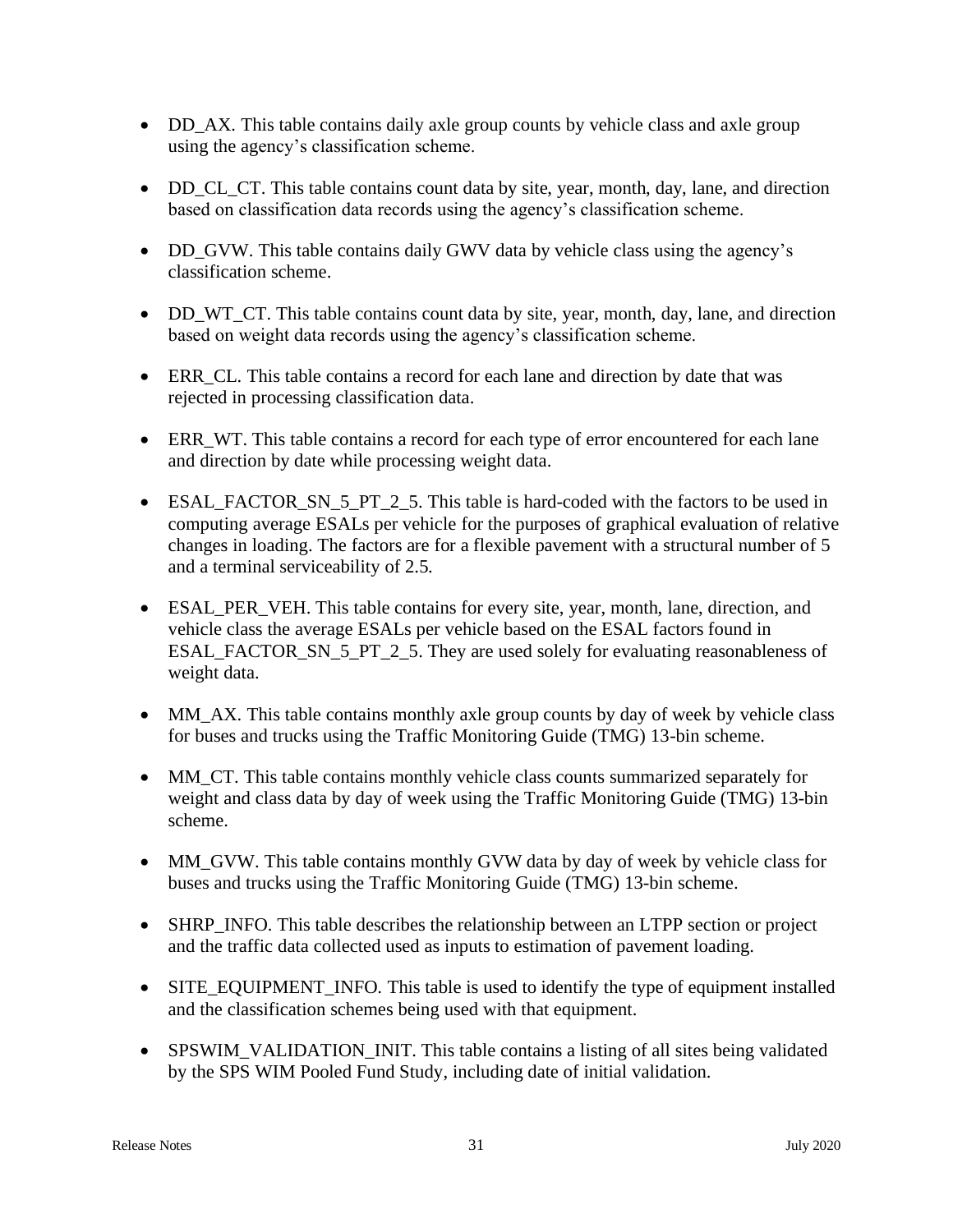- DD_AX. This table contains daily axle group counts by vehicle class and axle group using the agency's classification scheme.

- DD_CL_CT. This table contains count data by site, year, month, day, lane, and direction based on classification data records using the agency's classification scheme.

- DD_GVW. This table contains daily GWV data by vehicle class using the agency's classification scheme.

- DD_WT_CT. This table contains count data by site, year, month, day, lane, and direction based on weight data records using the agency's classification scheme.

- ERR_CL. This table contains a record for each lane and direction by date that was rejected in processing classification data.

- ERR_WT. This table contains a record for each type of error encountered for each lane and direction by date while processing weight data.

- ESAL_FACTOR_SN_5_PT_2_5. This table is hard-coded with the factors to be used in computing average ESALs per vehicle for the purposes of graphical evaluation of relative changes in loading. The factors are for a flexible pavement with a structural number of 5 and a terminal serviceability of 2.5.

- ESAL_PER_VEH. This table contains for every site, year, month, lane, direction, and vehicle class the average ESALs per vehicle based on the ESAL factors found in ESAL_FACTOR_SN_5_PT_2_5. They are used solely for evaluating reasonableness of weight data.

- MM_AX. This table contains monthly axle group counts by day of week by vehicle class for buses and trucks using the Traffic Monitoring Guide (TMG) 13-bin scheme.

- MM_CT. This table contains monthly vehicle class counts summarized separately for weight and class data by day of week using the Traffic Monitoring Guide (TMG) 13-bin scheme.

- MM_GVW. This table contains monthly GVW data by day of week by vehicle class for buses and trucks using the Traffic Monitoring Guide (TMG) 13-bin scheme.

- SHRP_INFO. This table describes the relationship between an LTPP section or project and the traffic data collected used as inputs to estimation of pavement loading.

- SITE_EQUIPMENT_INFO. This table is used to identify the type of equipment installed and the classification schemes being used with that equipment.

- SPSWIM_VALIDATION_INIT. This table contains a listing of all sites being validated by the SPS WIM Pooled Fund Study, including date of initial validation.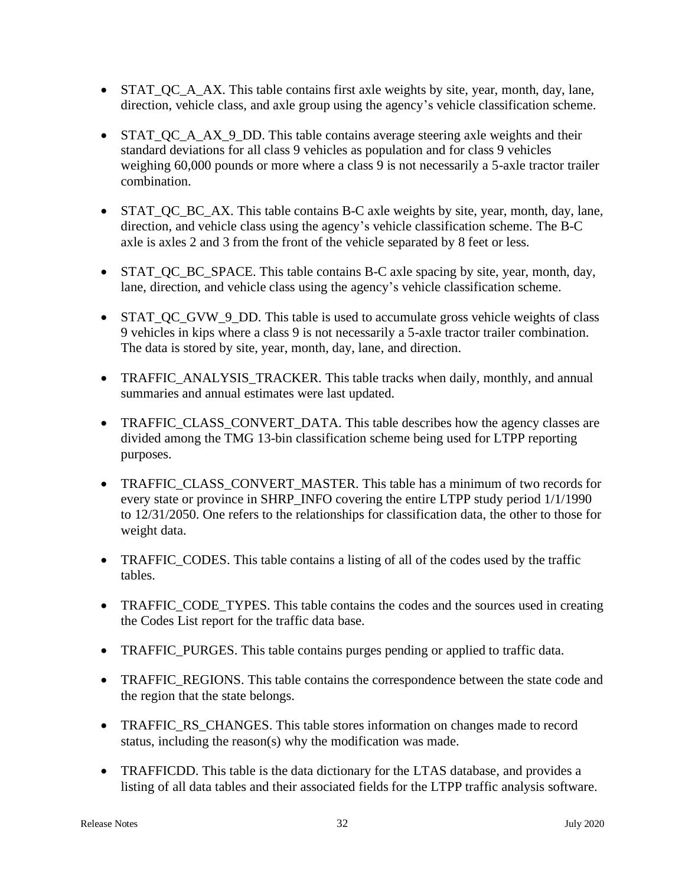- STAT_QC_A_AX. This table contains first axle weights by site, year, month, day, lane, direction, vehicle class, and axle group using the agency's vehicle classification scheme.

- STAT_QC_A_AX_9_DD. This table contains average steering axle weights and their standard deviations for all class 9 vehicles as population and for class 9 vehicles weighing 60,000 pounds or more where a class 9 is not necessarily a 5-axle tractor trailer combination.

- STAT_QC_BC_AX. This table contains B-C axle weights by site, year, month, day, lane, direction, and vehicle class using the agency's vehicle classification scheme. The B-C axle is axles 2 and 3 from the front of the vehicle separated by 8 feet or less.

- STAT_QC_BC_SPACE. This table contains B-C axle spacing by site, year, month, day, lane, direction, and vehicle class using the agency's vehicle classification scheme.

- STAT_QC_GVW_9_DD. This table is used to accumulate gross vehicle weights of class 9 vehicles in kips where a class 9 is not necessarily a 5-axle tractor trailer combination. The data is stored by site, year, month, day, lane, and direction.

- TRAFFIC_ANALYSIS_TRACKER. This table tracks when daily, monthly, and annual summaries and annual estimates were last updated.

- TRAFFIC_CLASS_CONVERT_DATA. This table describes how the agency classes are divided among the TMG 13-bin classification scheme being used for LTPP reporting purposes.

- TRAFFIC_CLASS_CONVERT_MASTER. This table has a minimum of two records for every state or province in SHRP_INFO covering the entire LTPP study period 1/1/1990 to 12/31/2050. One refers to the relationships for classification data, the other to those for weight data.

- TRAFFIC_CODES. This table contains a listing of all of the codes used by the traffic tables.

- TRAFFIC_CODE_TYPES. This table contains the codes and the sources used in creating the Codes List report for the traffic data base.

- TRAFFIC_PURGES. This table contains purges pending or applied to traffic data.

- TRAFFIC_REGIONS. This table contains the correspondence between the state code and the region that the state belongs.

- TRAFFIC_RS_CHANGES. This table stores information on changes made to record status, including the reason(s) why the modification was made.

- TRAFFICDD. This table is the data dictionary for the LTAS database, and provides a listing of all data tables and their associated fields for the LTPP traffic analysis software.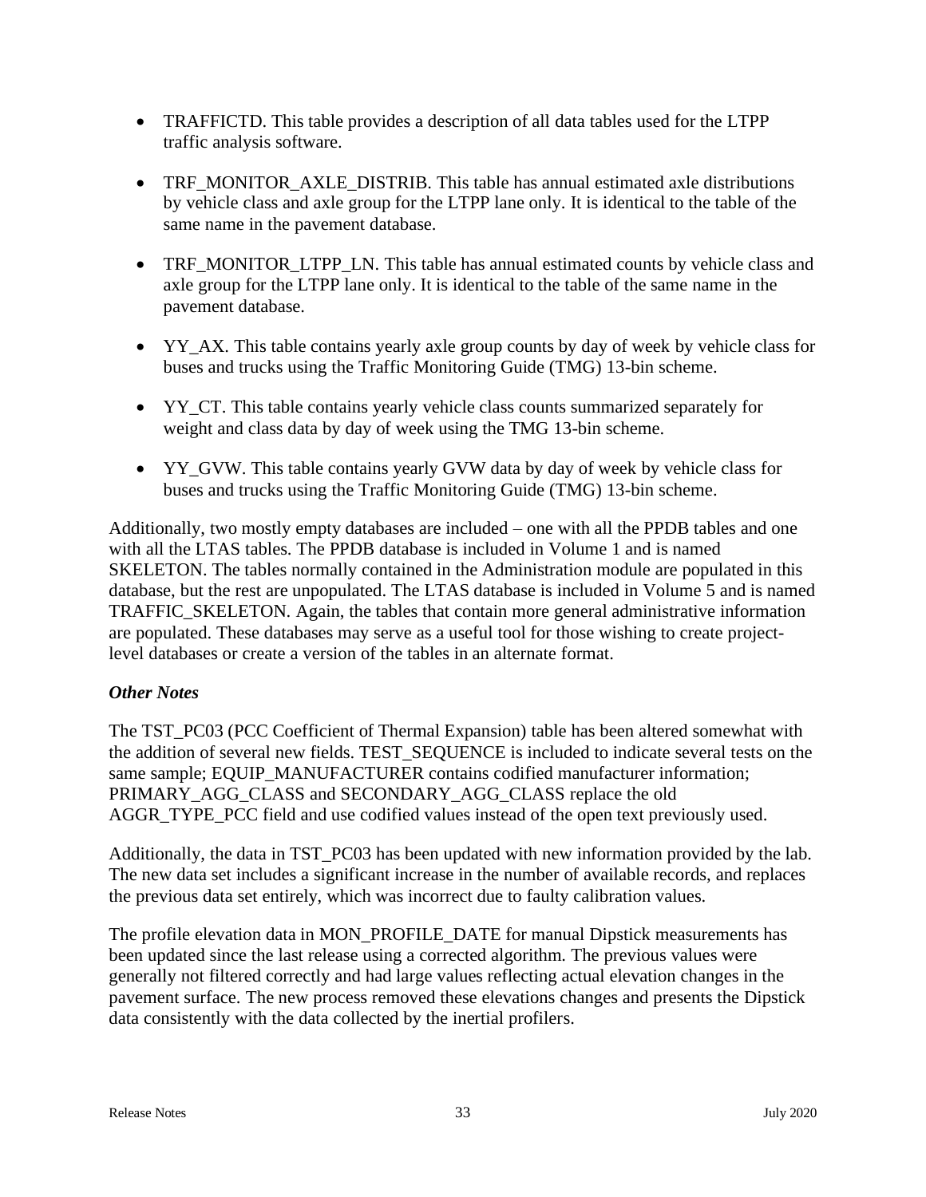- TRAFFICTD. This table provides a description of all data tables used for the LTPP traffic analysis software.

- TRF_MONITOR_AXLE_DISTRIB. This table has annual estimated axle distributions by vehicle class and axle group for the LTPP lane only. It is identical to the table of the same name in the pavement database.

- TRF_MONITOR_LTPP_LN. This table has annual estimated counts by vehicle class and axle group for the LTPP lane only. It is identical to the table of the same name in the pavement database.

- YY_AX. This table contains yearly axle group counts by day of week by vehicle class for buses and trucks using the Traffic Monitoring Guide (TMG) 13-bin scheme.

- YY_CT. This table contains yearly vehicle class counts summarized separately for weight and class data by day of week using the TMG 13-bin scheme.

- YY_GVW. This table contains yearly GVW data by day of week by vehicle class for buses and trucks using the Traffic Monitoring Guide (TMG) 13-bin scheme.

Additionally, two mostly empty databases are included – one with all the PPDB tables and one with all the LTAS tables. The PPDB database is included in Volume 1 and is named SKELETON. The tables normally contained in the Administration module are populated in this database, but the rest are unpopulated. The LTAS database is included in Volume 5 and is named TRAFFIC_SKELETON. Again, the tables that contain more general administrative information are populated. These databases may serve as a useful tool for those wishing to create project-level databases or create a version of the tables in an alternate format.

### *Other Notes*

The TST_PC03 (PCC Coefficient of Thermal Expansion) table has been altered somewhat with the addition of several new fields. TEST_SEQUENCE is included to indicate several tests on the same sample; EQUIP_MANUFACTURER contains codified manufacturer information; PRIMARY_AGG_CLASS and SECONDARY_AGG_CLASS replace the old AGGR_TYPE_PCC field and use codified values instead of the open text previously used.

Additionally, the data in TST_PC03 has been updated with new information provided by the lab. The new data set includes a significant increase in the number of available records, and replaces the previous data set entirely, which was incorrect due to faulty calibration values.

The profile elevation data in MON_PROFILE_DATE for manual Dipstick measurements has been updated since the last release using a corrected algorithm. The previous values were generally not filtered correctly and had large values reflecting actual elevation changes in the pavement surface. The new process removed these elevations changes and presents the Dipstick data consistently with the data collected by the inertial profilers.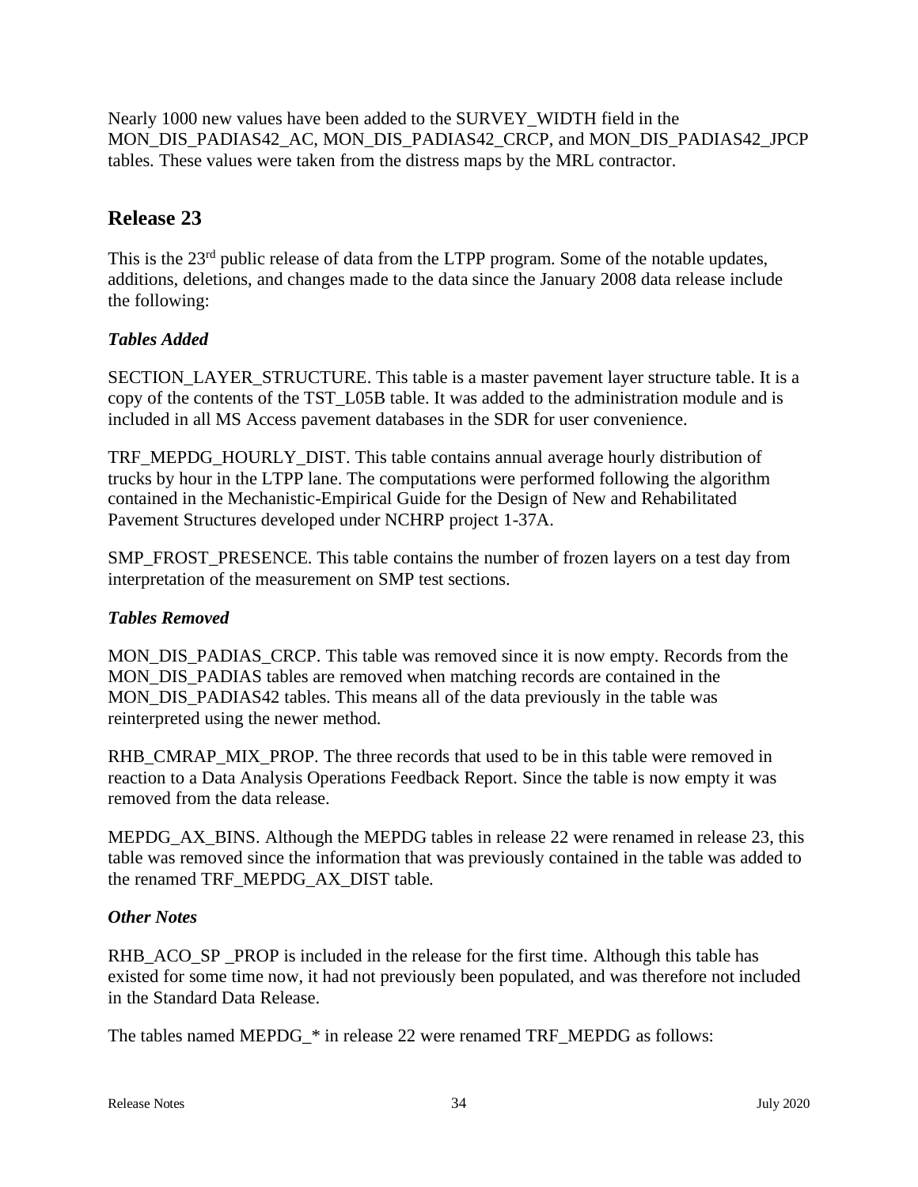Nearly 1000 new values have been added to the SURVEY_WIDTH field in the MON_DIS_PADIAS42_AC, MON_DIS_PADIAS42_CRCP, and MON_DIS_PADIAS42_JPCP tables. These values were taken from the distress maps by the MRL contractor.

## Release 23

This is the 23rd public release of data from the LTPP program. Some of the notable updates, additions, deletions, and changes made to the data since the January 2008 data release include the following:

### *Tables Added*

SECTION_LAYER_STRUCTURE. This table is a master pavement layer structure table. It is a copy of the contents of the TST_L05B table. It was added to the administration module and is included in all MS Access pavement databases in the SDR for user convenience.

TRF_MEPDG_HOURLY_DIST. This table contains annual average hourly distribution of trucks by hour in the LTPP lane. The computations were performed following the algorithm contained in the Mechanistic-Empirical Guide for the Design of New and Rehabilitated Pavement Structures developed under NCHRP project 1-37A.

SMP_FROST_PRESENCE. This table contains the number of frozen layers on a test day from interpretation of the measurement on SMP test sections.

### *Tables Removed*

MON_DIS_PADIAS_CRCP. This table was removed since it is now empty. Records from the MON_DIS_PADIAS tables are removed when matching records are contained in the MON_DIS_PADIAS42 tables. This means all of the data previously in the table was reinterpreted using the newer method.

RHB_CMRAP_MIX_PROP. The three records that used to be in this table were removed in reaction to a Data Analysis Operations Feedback Report. Since the table is now empty it was removed from the data release.

MEPDG_AX_BINS. Although the MEPDG tables in release 22 were renamed in release 23, this table was removed since the information that was previously contained in the table was added to the renamed TRF_MEPDG_AX_DIST table.

### *Other Notes*

RHB_ACO_SP _PROP is included in the release for the first time. Although this table has existed for some time now, it had not previously been populated, and was therefore not included in the Standard Data Release.

The tables named MEPDG_* in release 22 were renamed TRF_MEPDG as follows: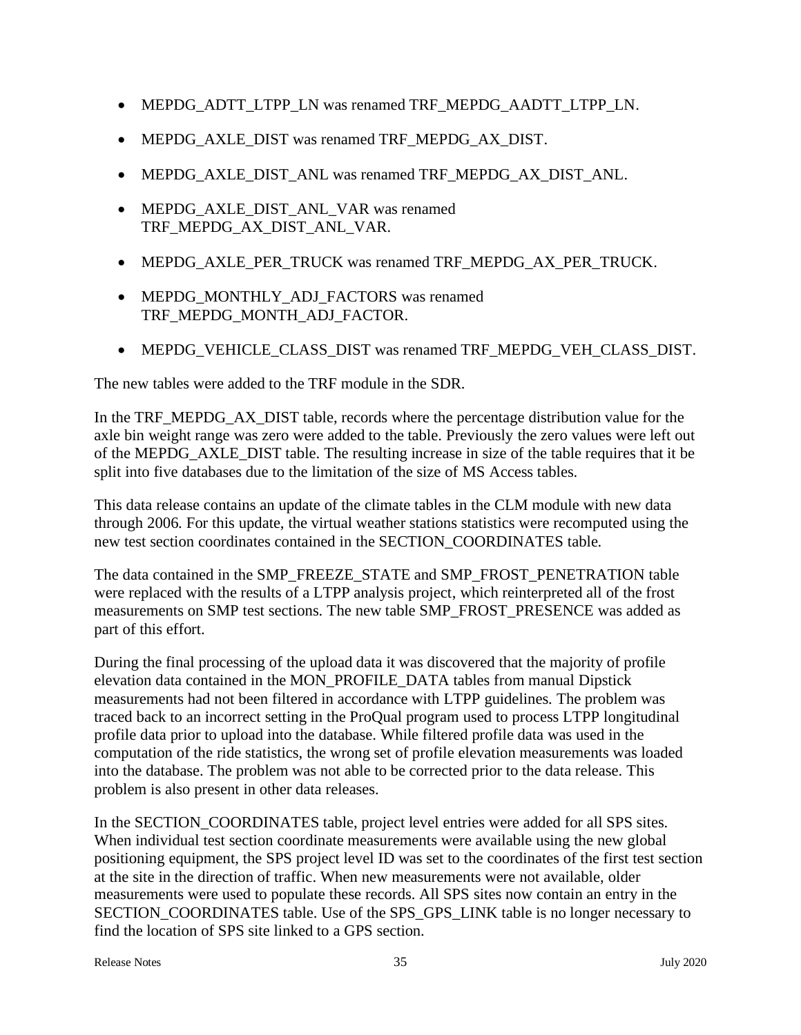- MEPDG_ADTT_LTPP_LN was renamed TRF_MEPDG_AADTT_LTPP_LN.
- MEPDG_AXLE_DIST was renamed TRF_MEPDG_AX_DIST.
- MEPDG_AXLE_DIST_ANL was renamed TRF_MEPDG_AX_DIST_ANL.
- MEPDG_AXLE_DIST_ANL_VAR was renamed TRF_MEPDG_AX_DIST_ANL_VAR.
- MEPDG_AXLE_PER_TRUCK was renamed TRF_MEPDG_AX_PER_TRUCK.
- MEPDG_MONTHLY_ADJ_FACTORS was renamed TRF_MEPDG_MONTH_ADJ_FACTOR.
- MEPDG_VEHICLE_CLASS_DIST was renamed TRF_MEPDG_VEH_CLASS_DIST.

The new tables were added to the TRF module in the SDR.

In the TRF_MEPDG_AX_DIST table, records where the percentage distribution value for the axle bin weight range was zero were added to the table. Previously the zero values were left out of the MEPDG_AXLE_DIST table. The resulting increase in size of the table requires that it be split into five databases due to the limitation of the size of MS Access tables.

This data release contains an update of the climate tables in the CLM module with new data through 2006. For this update, the virtual weather stations statistics were recomputed using the new test section coordinates contained in the SECTION_COORDINATES table.

The data contained in the SMP_FREEZE_STATE and SMP_FROST_PENETRATION table were replaced with the results of a LTPP analysis project, which reinterpreted all of the frost measurements on SMP test sections. The new table SMP_FROST_PRESENCE was added as part of this effort.

During the final processing of the upload data it was discovered that the majority of profile elevation data contained in the MON_PROFILE_DATA tables from manual Dipstick measurements had not been filtered in accordance with LTPP guidelines. The problem was traced back to an incorrect setting in the ProQual program used to process LTPP longitudinal profile data prior to upload into the database. While filtered profile data was used in the computation of the ride statistics, the wrong set of profile elevation measurements was loaded into the database. The problem was not able to be corrected prior to the data release. This problem is also present in other data releases.

In the SECTION_COORDINATES table, project level entries were added for all SPS sites. When individual test section coordinate measurements were available using the new global positioning equipment, the SPS project level ID was set to the coordinates of the first test section at the site in the direction of traffic. When new measurements were not available, older measurements were used to populate these records. All SPS sites now contain an entry in the SECTION_COORDINATES table. Use of the SPS_GPS_LINK table is no longer necessary to find the location of SPS site linked to a GPS section.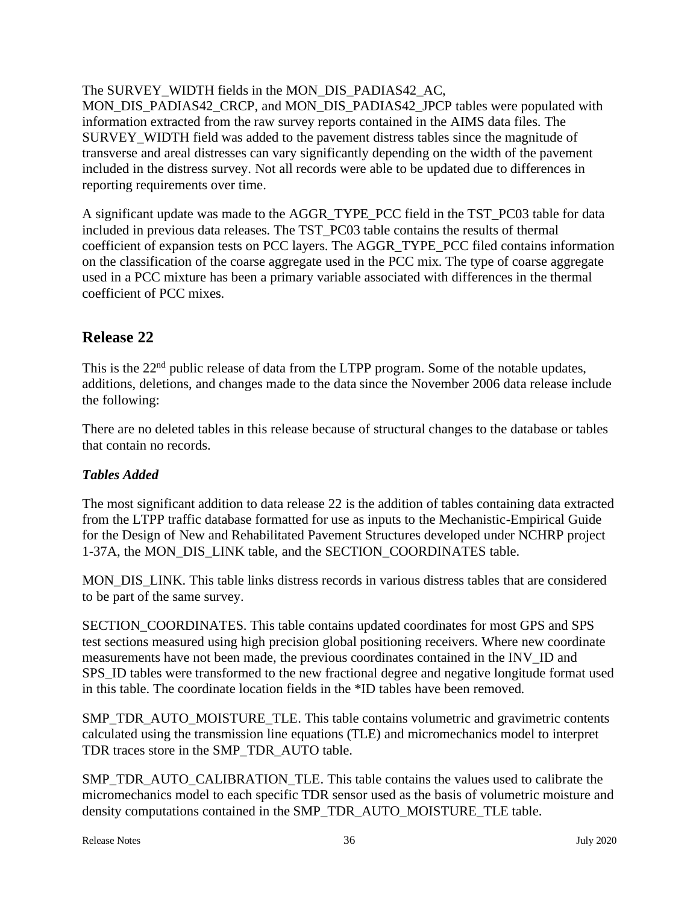The SURVEY_WIDTH fields in the MON_DIS_PADIAS42_AC, MON_DIS_PADIAS42_CRCP, and MON_DIS_PADIAS42_JPCP tables were populated with information extracted from the raw survey reports contained in the AIMS data files. The SURVEY_WIDTH field was added to the pavement distress tables since the magnitude of transverse and areal distresses can vary significantly depending on the width of the pavement included in the distress survey. Not all records were able to be updated due to differences in reporting requirements over time.

A significant update was made to the AGGR_TYPE_PCC field in the TST_PC03 table for data included in previous data releases. The TST_PC03 table contains the results of thermal coefficient of expansion tests on PCC layers. The AGGR_TYPE_PCC filed contains information on the classification of the coarse aggregate used in the PCC mix. The type of coarse aggregate used in a PCC mixture has been a primary variable associated with differences in the thermal coefficient of PCC mixes.

## Release 22

This is the 22nd public release of data from the LTPP program. Some of the notable updates, additions, deletions, and changes made to the data since the November 2006 data release include the following:

There are no deleted tables in this release because of structural changes to the database or tables that contain no records.

### *Tables Added*

The most significant addition to data release 22 is the addition of tables containing data extracted from the LTPP traffic database formatted for use as inputs to the Mechanistic-Empirical Guide for the Design of New and Rehabilitated Pavement Structures developed under NCHRP project 1-37A, the MON_DIS_LINK table, and the SECTION_COORDINATES table.

MON_DIS_LINK. This table links distress records in various distress tables that are considered to be part of the same survey.

SECTION_COORDINATES. This table contains updated coordinates for most GPS and SPS test sections measured using high precision global positioning receivers. Where new coordinate measurements have not been made, the previous coordinates contained in the INV_ID and SPS_ID tables were transformed to the new fractional degree and negative longitude format used in this table. The coordinate location fields in the *ID tables have been removed.

SMP_TDR_AUTO_MOISTURE_TLE. This table contains volumetric and gravimetric contents calculated using the transmission line equations (TLE) and micromechanics model to interpret TDR traces store in the SMP_TDR_AUTO table.

SMP_TDR_AUTO_CALIBRATION_TLE. This table contains the values used to calibrate the micromechanics model to each specific TDR sensor used as the basis of volumetric moisture and density computations contained in the SMP_TDR_AUTO_MOISTURE_TLE table.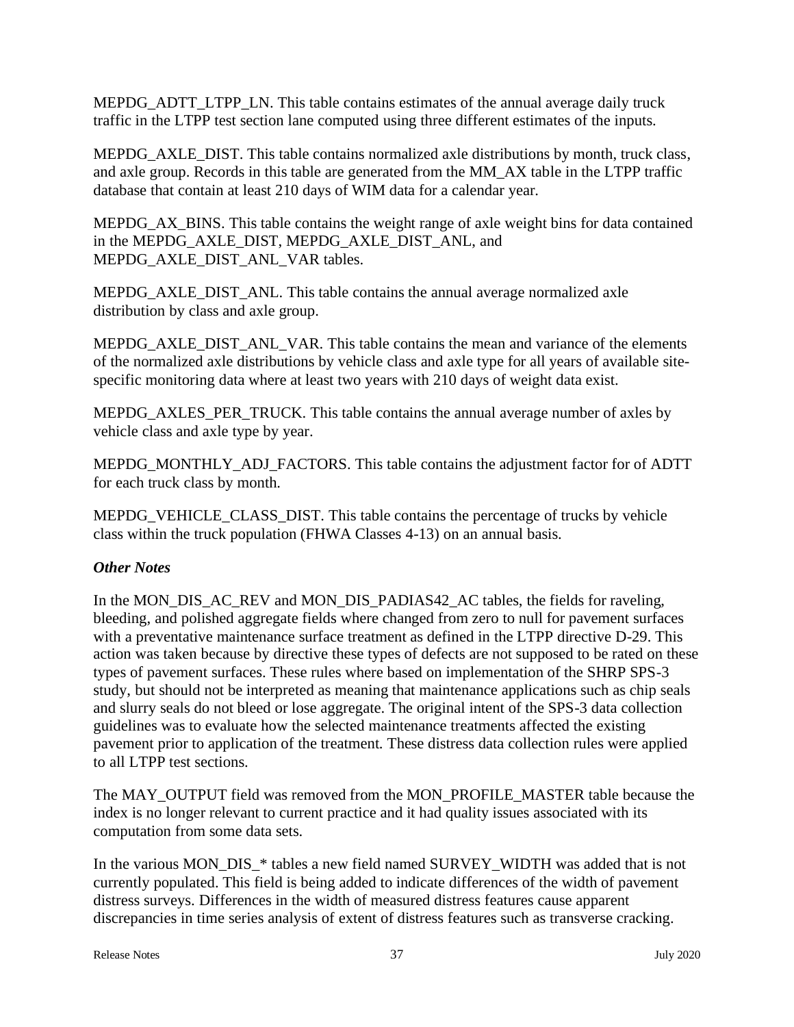MEPDG_ADTT_LTPP_LN. This table contains estimates of the annual average daily truck traffic in the LTPP test section lane computed using three different estimates of the inputs.

MEPDG_AXLE_DIST. This table contains normalized axle distributions by month, truck class, and axle group. Records in this table are generated from the MM_AX table in the LTPP traffic database that contain at least 210 days of WIM data for a calendar year.

MEPDG_AX_BINS. This table contains the weight range of axle weight bins for data contained in the MEPDG_AXLE_DIST, MEPDG_AXLE_DIST_ANL, and MEPDG_AXLE_DIST_ANL_VAR tables.

MEPDG_AXLE_DIST_ANL. This table contains the annual average normalized axle distribution by class and axle group.

MEPDG_AXLE_DIST_ANL_VAR. This table contains the mean and variance of the elements of the normalized axle distributions by vehicle class and axle type for all years of available site-specific monitoring data where at least two years with 210 days of weight data exist.

MEPDG_AXLES_PER_TRUCK. This table contains the annual average number of axles by vehicle class and axle type by year.

MEPDG_MONTHLY_ADJ_FACTORS. This table contains the adjustment factor for of ADTT for each truck class by month.

MEPDG_VEHICLE_CLASS_DIST. This table contains the percentage of trucks by vehicle class within the truck population (FHWA Classes 4-13) on an annual basis.

***Other Notes***

In the MON_DIS_AC_REV and MON_DIS_PADIAS42_AC tables, the fields for raveling, bleeding, and polished aggregate fields where changed from zero to null for pavement surfaces with a preventative maintenance surface treatment as defined in the LTPP directive D-29. This action was taken because by directive these types of defects are not supposed to be rated on these types of pavement surfaces. These rules where based on implementation of the SHRP SPS-3 study, but should not be interpreted as meaning that maintenance applications such as chip seals and slurry seals do not bleed or lose aggregate. The original intent of the SPS-3 data collection guidelines was to evaluate how the selected maintenance treatments affected the existing pavement prior to application of the treatment. These distress data collection rules were applied to all LTPP test sections.

The MAY_OUTPUT field was removed from the MON_PROFILE_MASTER table because the index is no longer relevant to current practice and it had quality issues associated with its computation from some data sets.

In the various MON_DIS_* tables a new field named SURVEY_WIDTH was added that is not currently populated. This field is being added to indicate differences of the width of pavement distress surveys. Differences in the width of measured distress features cause apparent discrepancies in time series analysis of extent of distress features such as transverse cracking.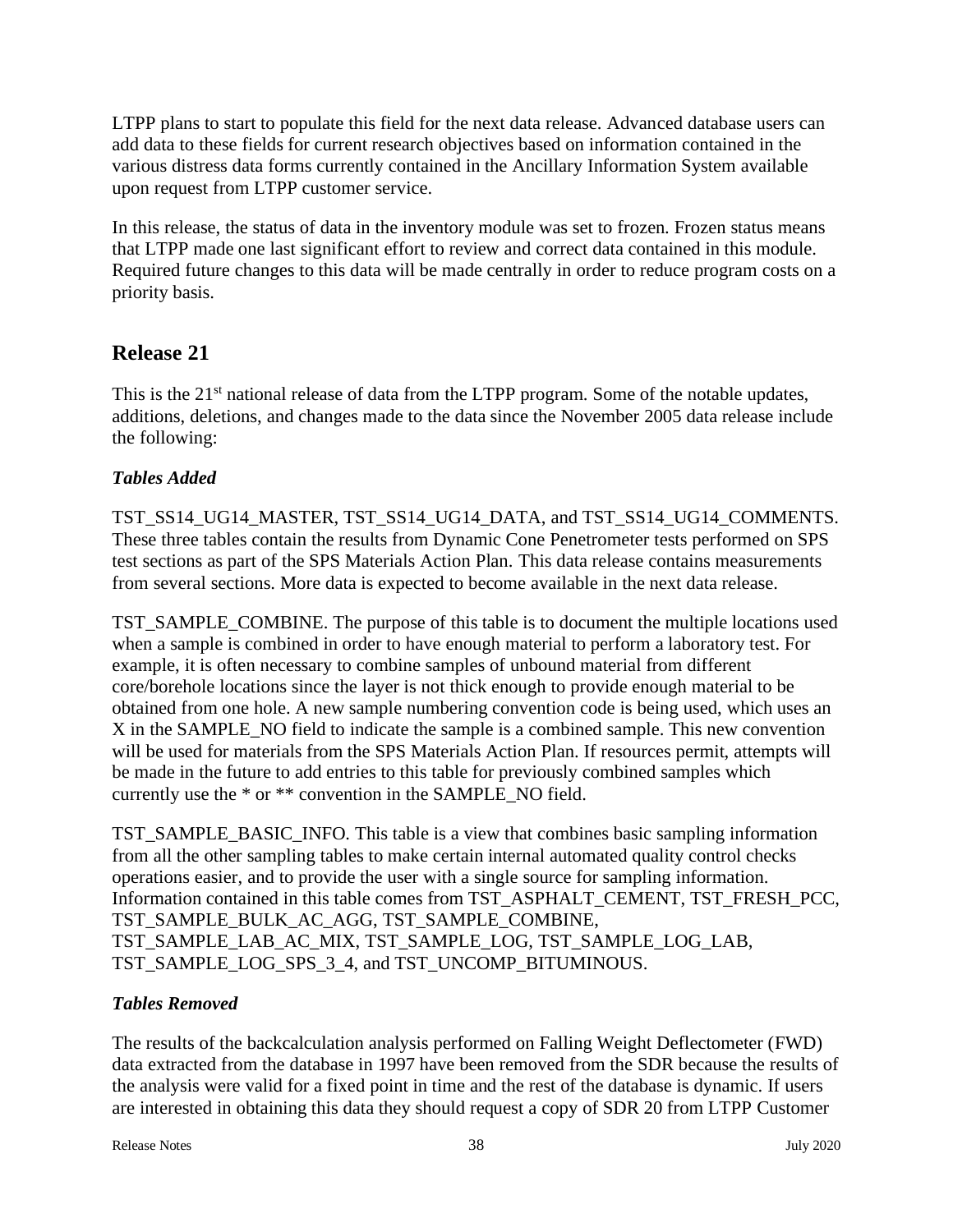LTPP plans to start to populate this field for the next data release. Advanced database users can add data to these fields for current research objectives based on information contained in the various distress data forms currently contained in the Ancillary Information System available upon request from LTPP customer service.

In this release, the status of data in the inventory module was set to frozen. Frozen status means that LTPP made one last significant effort to review and correct data contained in this module. Required future changes to this data will be made centrally in order to reduce program costs on a priority basis.

## Release 21

This is the 21st national release of data from the LTPP program. Some of the notable updates, additions, deletions, and changes made to the data since the November 2005 data release include the following:

### *Tables Added*

TST_SS14_UG14_MASTER, TST_SS14_UG14_DATA, and TST_SS14_UG14_COMMENTS. These three tables contain the results from Dynamic Cone Penetrometer tests performed on SPS test sections as part of the SPS Materials Action Plan. This data release contains measurements from several sections. More data is expected to become available in the next data release.

TST_SAMPLE_COMBINE. The purpose of this table is to document the multiple locations used when a sample is combined in order to have enough material to perform a laboratory test. For example, it is often necessary to combine samples of unbound material from different core/borehole locations since the layer is not thick enough to provide enough material to be obtained from one hole. A new sample numbering convention code is being used, which uses an X in the SAMPLE_NO field to indicate the sample is a combined sample. This new convention will be used for materials from the SPS Materials Action Plan. If resources permit, attempts will be made in the future to add entries to this table for previously combined samples which currently use the * or ** convention in the SAMPLE_NO field.

TST_SAMPLE_BASIC_INFO. This table is a view that combines basic sampling information from all the other sampling tables to make certain internal automated quality control checks operations easier, and to provide the user with a single source for sampling information. Information contained in this table comes from TST_ASPHALT_CEMENT, TST_FRESH_PCC, TST_SAMPLE_BULK_AC_AGG, TST_SAMPLE_COMBINE, TST_SAMPLE_LAB_AC_MIX, TST_SAMPLE_LOG, TST_SAMPLE_LOG_LAB, TST_SAMPLE_LOG_SPS_3_4, and TST_UNCOMP_BITUMINOUS.

### *Tables Removed*

The results of the backcalculation analysis performed on Falling Weight Deflectometer (FWD) data extracted from the database in 1997 have been removed from the SDR because the results of the analysis were valid for a fixed point in time and the rest of the database is dynamic. If users are interested in obtaining this data they should request a copy of SDR 20 from LTPP Customer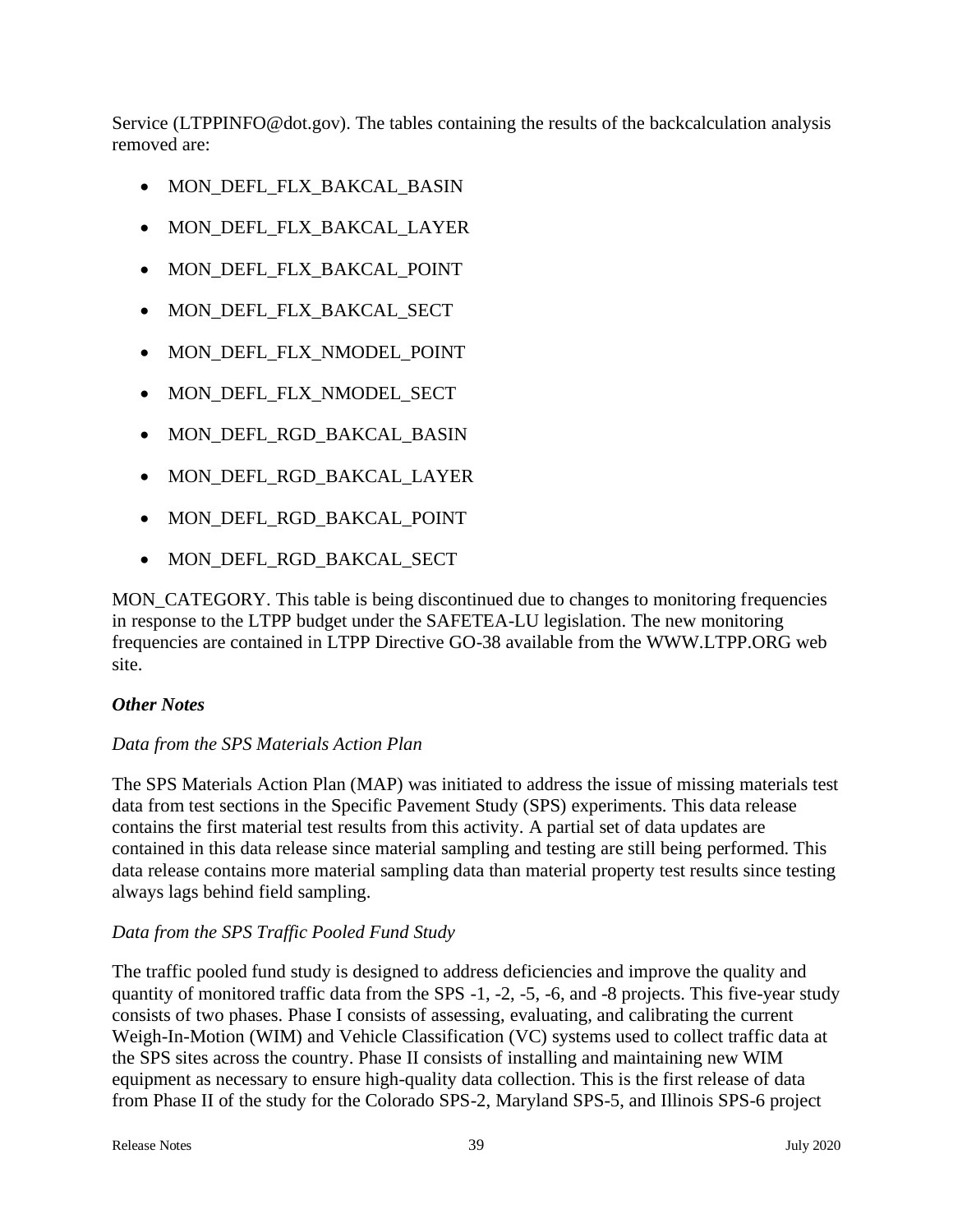Service (LTPPINFO@dot.gov). The tables containing the results of the backcalculation analysis removed are:

- MON_DEFL_FLX_BAKCAL_BASIN
- MON_DEFL_FLX_BAKCAL_LAYER
- MON_DEFL_FLX_BAKCAL_POINT
- MON_DEFL_FLX_BAKCAL_SECT
- MON_DEFL_FLX_NMODEL_POINT
- MON_DEFL_FLX_NMODEL_SECT
- MON_DEFL_RGD_BAKCAL_BASIN
- MON_DEFL_RGD_BAKCAL_LAYER
- MON_DEFL_RGD_BAKCAL_POINT
- MON_DEFL_RGD_BAKCAL_SECT

MON_CATEGORY. This table is being discontinued due to changes to monitoring frequencies in response to the LTPP budget under the SAFETEA-LU legislation. The new monitoring frequencies are contained in LTPP Directive GO-38 available from the WWW.LTPP.ORG web site.

***Other Notes***

*Data from the SPS Materials Action Plan*

The SPS Materials Action Plan (MAP) was initiated to address the issue of missing materials test data from test sections in the Specific Pavement Study (SPS) experiments. This data release contains the first material test results from this activity. A partial set of data updates are contained in this data release since material sampling and testing are still being performed. This data release contains more material sampling data than material property test results since testing always lags behind field sampling.

*Data from the SPS Traffic Pooled Fund Study*

The traffic pooled fund study is designed to address deficiencies and improve the quality and quantity of monitored traffic data from the SPS -1, -2, -5, -6, and -8 projects. This five-year study consists of two phases. Phase I consists of assessing, evaluating, and calibrating the current Weigh-In-Motion (WIM) and Vehicle Classification (VC) systems used to collect traffic data at the SPS sites across the country. Phase II consists of installing and maintaining new WIM equipment as necessary to ensure high-quality data collection. This is the first release of data from Phase II of the study for the Colorado SPS-2, Maryland SPS-5, and Illinois SPS-6 project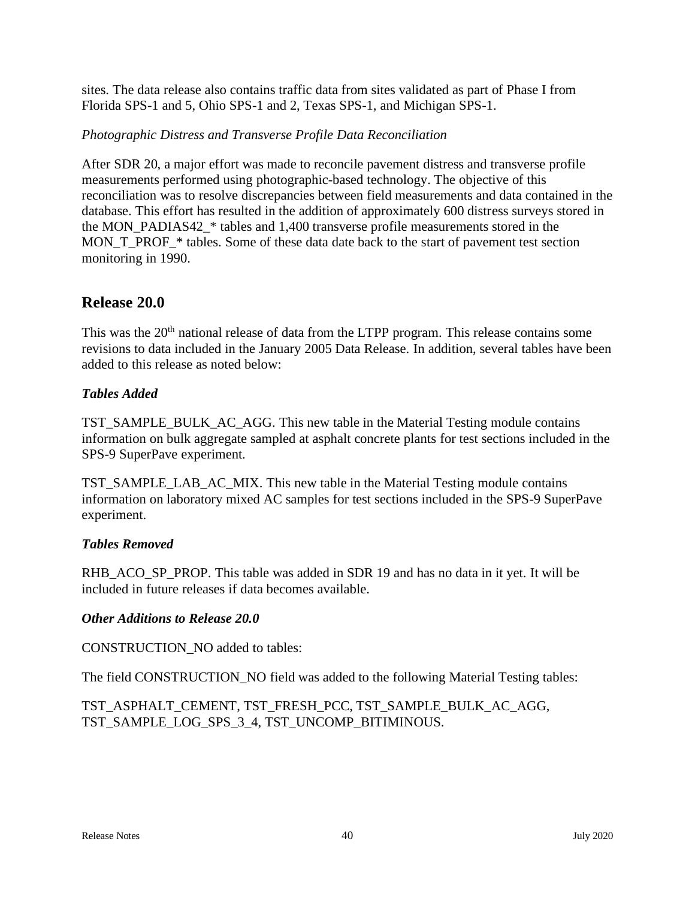sites. The data release also contains traffic data from sites validated as part of Phase I from Florida SPS-1 and 5, Ohio SPS-1 and 2, Texas SPS-1, and Michigan SPS-1.

*Photographic Distress and Transverse Profile Data Reconciliation*

After SDR 20, a major effort was made to reconcile pavement distress and transverse profile measurements performed using photographic-based technology. The objective of this reconciliation was to resolve discrepancies between field measurements and data contained in the database. This effort has resulted in the addition of approximately 600 distress surveys stored in the MON_PADIAS42_* tables and 1,400 transverse profile measurements stored in the MON_T_PROF_* tables. Some of these data date back to the start of pavement test section monitoring in 1990.

## Release 20.0

This was the 20th national release of data from the LTPP program. This release contains some revisions to data included in the January 2005 Data Release. In addition, several tables have been added to this release as noted below:

***Tables Added***

TST_SAMPLE_BULK_AC_AGG. This new table in the Material Testing module contains information on bulk aggregate sampled at asphalt concrete plants for test sections included in the SPS-9 SuperPave experiment.

TST_SAMPLE_LAB_AC_MIX. This new table in the Material Testing module contains information on laboratory mixed AC samples for test sections included in the SPS-9 SuperPave experiment.

***Tables Removed***

RHB_ACO_SP_PROP. This table was added in SDR 19 and has no data in it yet. It will be included in future releases if data becomes available.

***Other Additions to Release 20.0***

CONSTRUCTION_NO added to tables:

The field CONSTRUCTION_NO field was added to the following Material Testing tables:

TST_ASPHALT_CEMENT, TST_FRESH_PCC, TST_SAMPLE_BULK_AC_AGG, TST_SAMPLE_LOG_SPS_3_4, TST_UNCOMP_BITIMINOUS.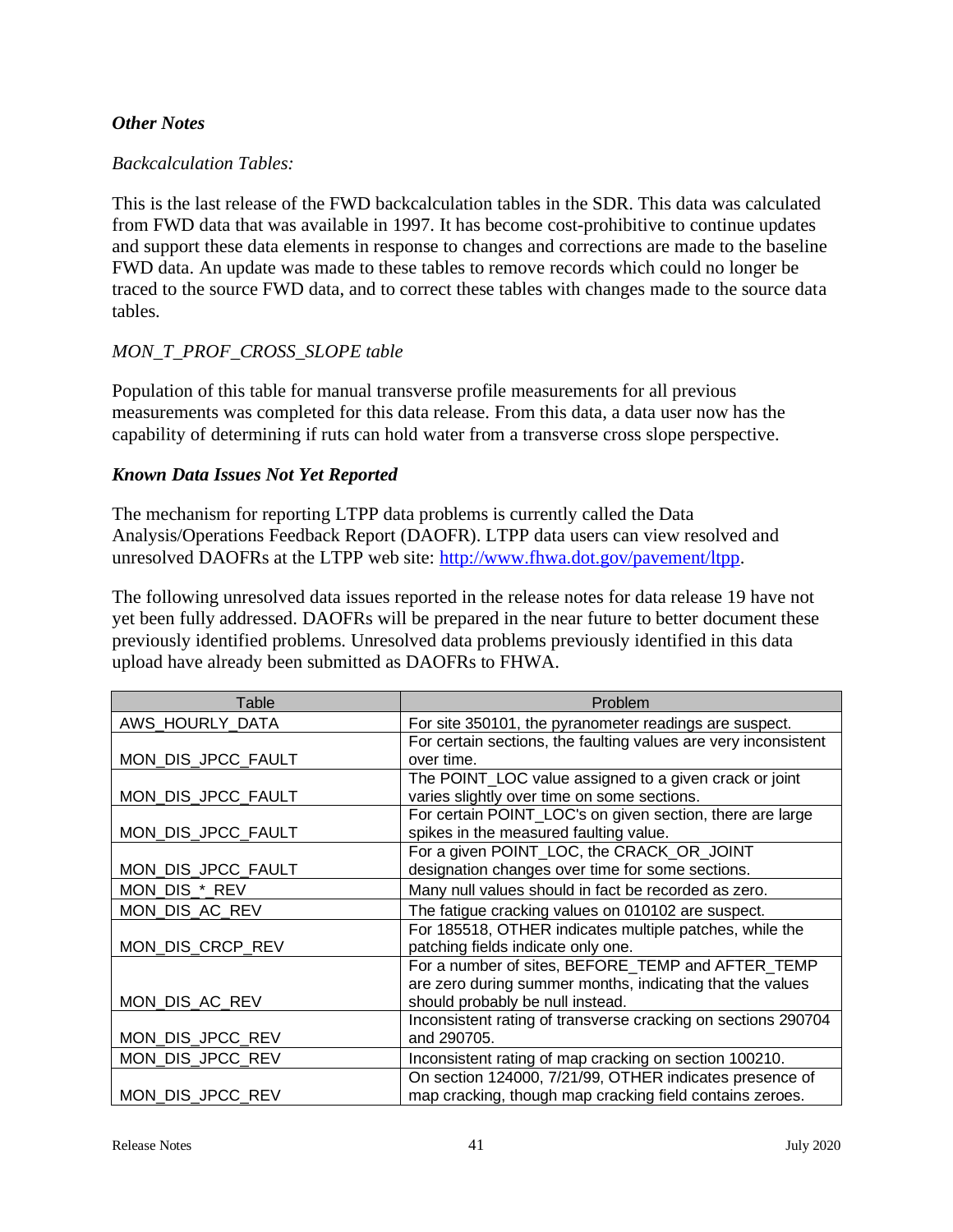### *Other Notes*

*Backcalculation Tables:*

This is the last release of the FWD backcalculation tables in the SDR. This data was calculated from FWD data that was available in 1997. It has become cost-prohibitive to continue updates and support these data elements in response to changes and corrections are made to the baseline FWD data. An update was made to these tables to remove records which could no longer be traced to the source FWD data, and to correct these tables with changes made to the source data tables.

*MON_T_PROF_CROSS_SLOPE table*

Population of this table for manual transverse profile measurements for all previous measurements was completed for this data release. From this data, a data user now has the capability of determining if ruts can hold water from a transverse cross slope perspective.

### *Known Data Issues Not Yet Reported*

The mechanism for reporting LTPP data problems is currently called the Data Analysis/Operations Feedback Report (DAOFR). LTPP data users can view resolved and unresolved DAOFRs at the LTPP web site: http://www.fhwa.dot.gov/pavement/ltpp.

The following unresolved data issues reported in the release notes for data release 19 have not yet been fully addressed. DAOFRs will be prepared in the near future to better document these previously identified problems. Unresolved data problems previously identified in this data upload have already been submitted as DAOFRs to FHWA.

| Table | Problem |
|---|---|
| AWS_HOURLY_DATA | For site 350101, the pyranometer readings are suspect. |
| MON_DIS_JPCC_FAULT | For certain sections, the faulting values are very inconsistent over time. |
| MON_DIS_JPCC_FAULT | The POINT_LOC value assigned to a given crack or joint varies slightly over time on some sections. |
| MON_DIS_JPCC_FAULT | For certain POINT_LOC's on given section, there are large spikes in the measured faulting value. |
| MON_DIS_JPCC_FAULT | For a given POINT_LOC, the CRACK_OR_JOINT designation changes over time for some sections. |
| MON_DIS_*_REV | Many null values should in fact be recorded as zero. |
| MON_DIS_AC_REV | The fatigue cracking values on 010102 are suspect. |
| MON_DIS_CRCP_REV | For 185518, OTHER indicates multiple patches, while the patching fields indicate only one. |
| MON_DIS_AC_REV | For a number of sites, BEFORE_TEMP and AFTER_TEMP are zero during summer months, indicating that the values should probably be null instead. |
| MON_DIS_JPCC_REV | Inconsistent rating of transverse cracking on sections 290704 and 290705. |
| MON_DIS_JPCC_REV | Inconsistent rating of map cracking on section 100210. |
| MON_DIS_JPCC_REV | On section 124000, 7/21/99, OTHER indicates presence of map cracking, though map cracking field contains zeroes. |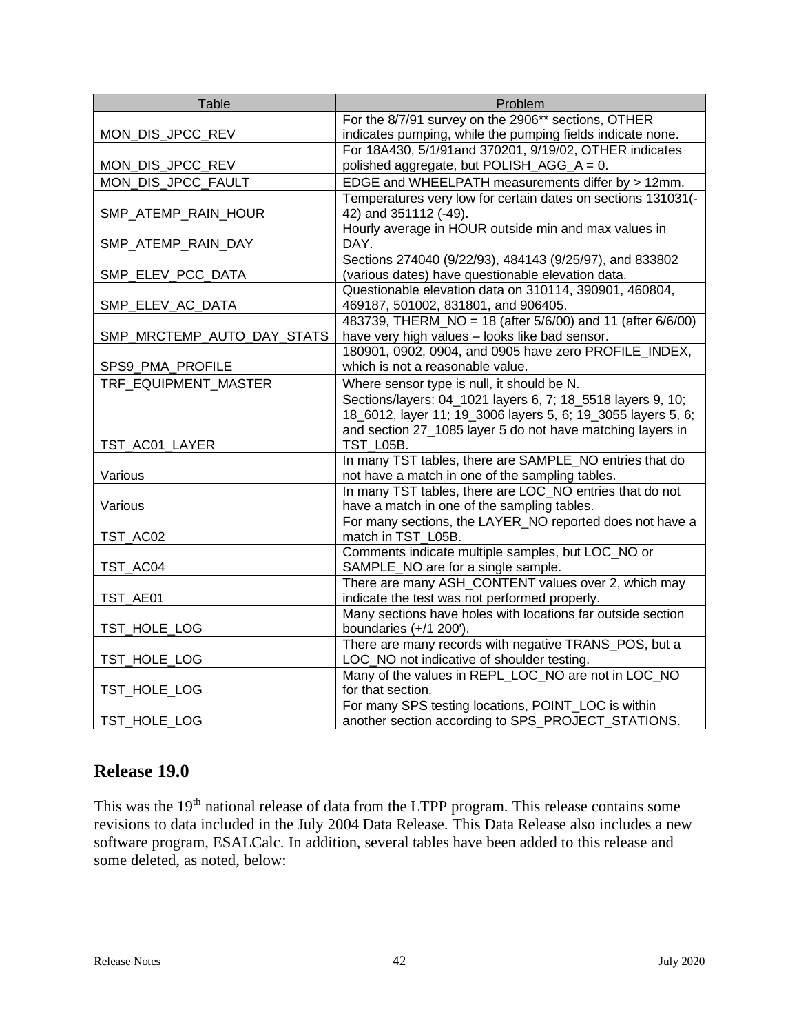| Table | Problem |
|---|---|
| MON_DIS_JPCC_REV | For the 8/7/91 survey on the 2906** sections, OTHER indicates pumping, while the pumping fields indicate none. |
| MON_DIS_JPCC_REV | For 18A430, 5/1/91and 370201, 9/19/02, OTHER indicates polished aggregate, but POLISH_AGG_A = 0. |
| MON_DIS_JPCC_FAULT | EDGE and WHEELPATH measurements differ by > 12mm. |
| SMP_ATEMP_RAIN_HOUR | Temperatures very low for certain dates on sections 131031(-42) and 351112 (-49). |
| SMP_ATEMP_RAIN_DAY | Hourly average in HOUR outside min and max values in DAY. |
| SMP_ELEV_PCC_DATA | Sections 274040 (9/22/93), 484143 (9/25/97), and 833802 (various dates) have questionable elevation data. |
| SMP_ELEV_AC_DATA | Questionable elevation data on 310114, 390901, 460804, 469187, 501002, 831801, and 906405. |
| SMP_MRCTEMP_AUTO_DAY_STATS | 483739, THERM_NO = 18 (after 5/6/00) and 11 (after 6/6/00) have very high values – looks like bad sensor. |
| SPS9_PMA_PROFILE | 180901, 0902, 0904, and 0905 have zero PROFILE_INDEX, which is not a reasonable value. |
| TRF_EQUIPMENT_MASTER | Where sensor type is null, it should be N. |
| TST_AC01_LAYER | Sections/layers: 04_1021 layers 6, 7; 18_5518 layers 9, 10; 18_6012, layer 11; 19_3006 layers 5, 6; 19_3055 layers 5, 6; and section 27_1085 layer 5 do not have matching layers in TST_L05B. |
| Various | In many TST tables, there are SAMPLE_NO entries that do not have a match in one of the sampling tables. |
| Various | In many TST tables, there are LOC_NO entries that do not have a match in one of the sampling tables. |
| TST_AC02 | For many sections, the LAYER_NO reported does not have a match in TST_L05B. |
| TST_AC04 | Comments indicate multiple samples, but LOC_NO or SAMPLE_NO are for a single sample. |
| TST_AE01 | There are many ASH_CONTENT values over 2, which may indicate the test was not performed properly. |
| TST_HOLE_LOG | Many sections have holes with locations far outside section boundaries (+/1 200'). |
| TST_HOLE_LOG | There are many records with negative TRANS_POS, but a LOC_NO not indicative of shoulder testing. |
| TST_HOLE_LOG | Many of the values in REPL_LOC_NO are not in LOC_NO for that section. |
| TST_HOLE_LOG | For many SPS testing locations, POINT_LOC is within another section according to SPS_PROJECT_STATIONS. |

## Release 19.0

This was the 19th national release of data from the LTPP program. This release contains some revisions to data included in the July 2004 Data Release. This Data Release also includes a new software program, ESALCalc. In addition, several tables have been added to this release and some deleted, as noted, below: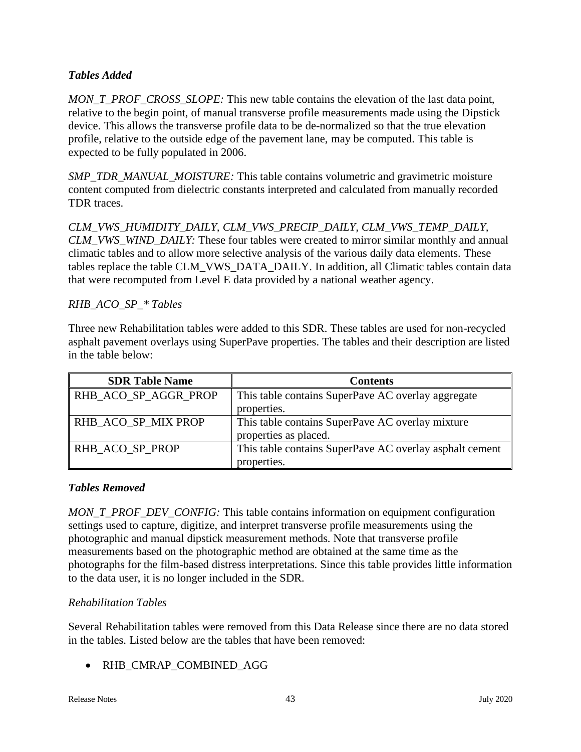### *Tables Added*

*MON_T_PROF_CROSS_SLOPE:* This new table contains the elevation of the last data point, relative to the begin point, of manual transverse profile measurements made using the Dipstick device. This allows the transverse profile data to be de-normalized so that the true elevation profile, relative to the outside edge of the pavement lane, may be computed. This table is expected to be fully populated in 2006.

*SMP_TDR_MANUAL_MOISTURE:* This table contains volumetric and gravimetric moisture content computed from dielectric constants interpreted and calculated from manually recorded TDR traces.

*CLM_VWS_HUMIDITY_DAILY, CLM_VWS_PRECIP_DAILY, CLM_VWS_TEMP_DAILY, CLM_VWS_WIND_DAILY:* These four tables were created to mirror similar monthly and annual climatic tables and to allow more selective analysis of the various daily data elements. These tables replace the table CLM_VWS_DATA_DAILY. In addition, all Climatic tables contain data that were recomputed from Level E data provided by a national weather agency.

*RHB_ACO_SP_* Tables*

Three new Rehabilitation tables were added to this SDR. These tables are used for non-recycled asphalt pavement overlays using SuperPave properties. The tables and their description are listed in the table below:

| SDR Table Name | Contents |
|---|---|
| RHB_ACO_SP_AGGR_PROP | This table contains SuperPave AC overlay aggregate properties. |
| RHB_ACO_SP_MIX PROP | This table contains SuperPave AC overlay mixture properties as placed. |
| RHB_ACO_SP_PROP | This table contains SuperPave AC overlay asphalt cement properties. |

### *Tables Removed*

*MON_T_PROF_DEV_CONFIG:* This table contains information on equipment configuration settings used to capture, digitize, and interpret transverse profile measurements using the photographic and manual dipstick measurement methods. Note that transverse profile measurements based on the photographic method are obtained at the same time as the photographs for the film-based distress interpretations. Since this table provides little information to the data user, it is no longer included in the SDR.

*Rehabilitation Tables*

Several Rehabilitation tables were removed from this Data Release since there are no data stored in the tables. Listed below are the tables that have been removed:

- RHB_CMRAP_COMBINED_AGG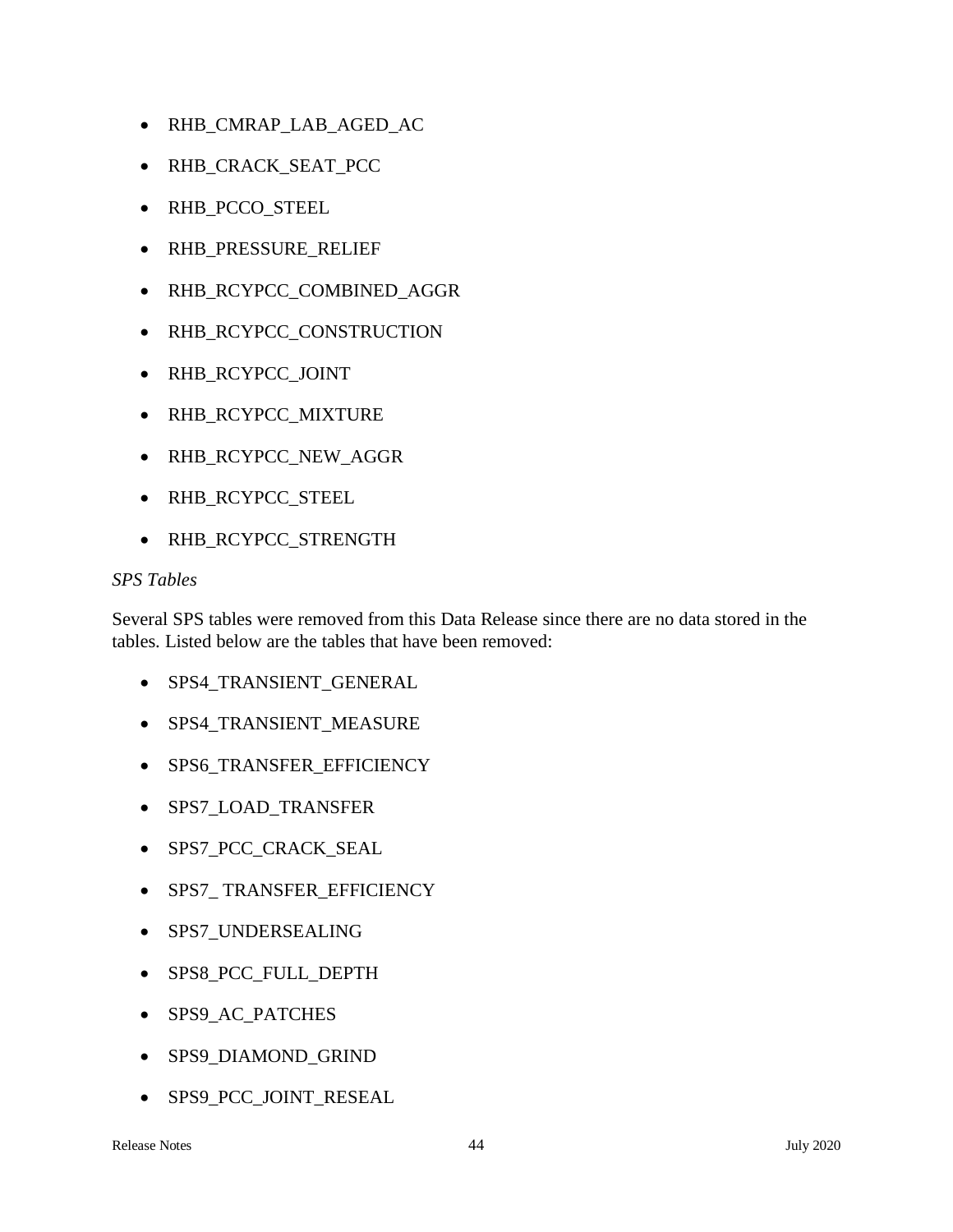- RHB_CMRAP_LAB_AGED_AC
- RHB_CRACK_SEAT_PCC
- RHB_PCCO_STEEL
- RHB_PRESSURE_RELIEF
- RHB_RCYPCC_COMBINED_AGGR
- RHB_RCYPCC_CONSTRUCTION
- RHB_RCYPCC_JOINT
- RHB_RCYPCC_MIXTURE
- RHB_RCYPCC_NEW_AGGR
- RHB_RCYPCC_STEEL
- RHB_RCYPCC_STRENGTH

*SPS Tables*

Several SPS tables were removed from this Data Release since there are no data stored in the tables. Listed below are the tables that have been removed:

- SPS4_TRANSIENT_GENERAL
- SPS4_TRANSIENT_MEASURE
- SPS6_TRANSFER_EFFICIENCY
- SPS7_LOAD_TRANSFER
- SPS7_PCC_CRACK_SEAL
- SPS7_ TRANSFER_EFFICIENCY
- SPS7_UNDERSEALING
- SPS8_PCC_FULL_DEPTH
- SPS9_AC_PATCHES
- SPS9_DIAMOND_GRIND
- SPS9_PCC_JOINT_RESEAL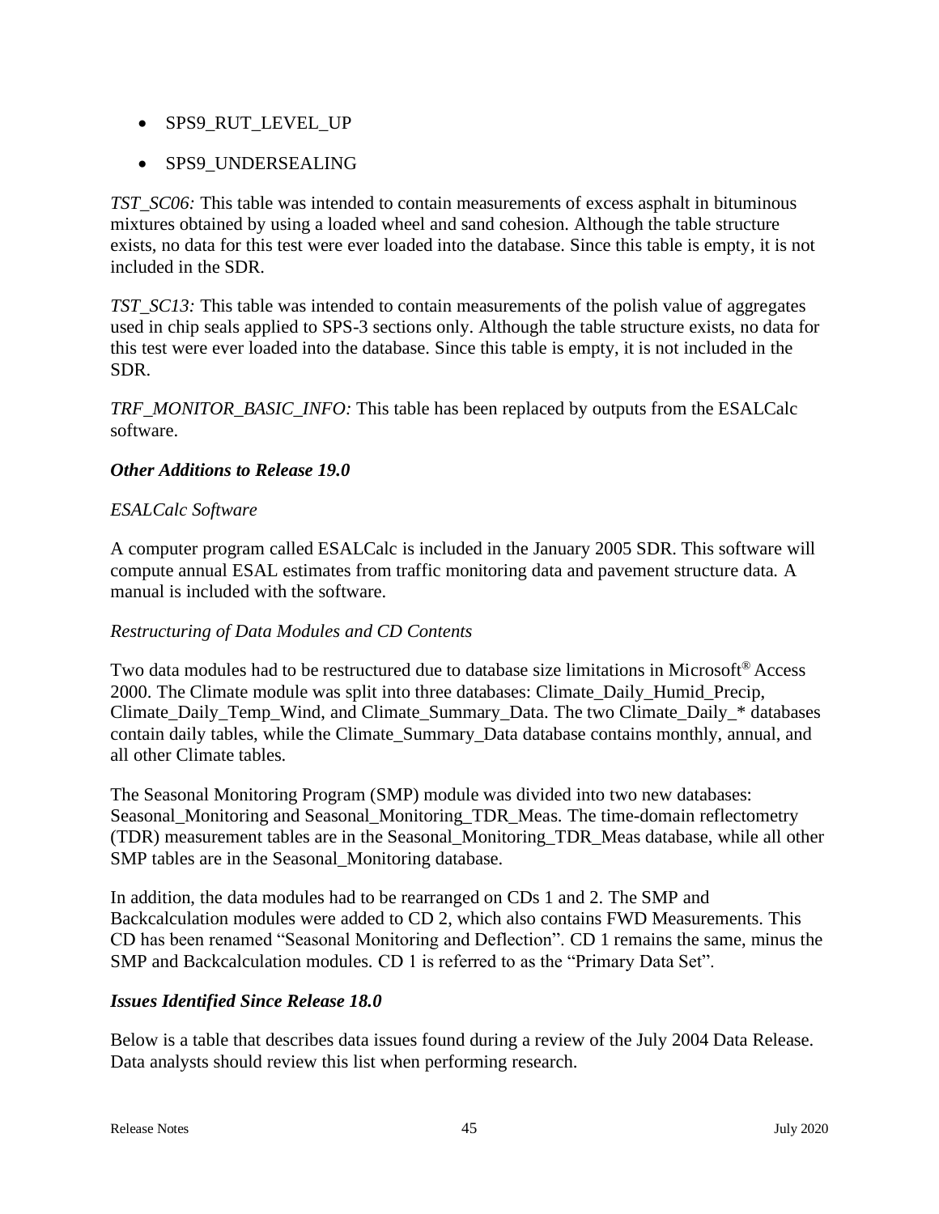- SPS9_RUT_LEVEL_UP
- SPS9_UNDERSEALING

*TST_SC06:* This table was intended to contain measurements of excess asphalt in bituminous mixtures obtained by using a loaded wheel and sand cohesion. Although the table structure exists, no data for this test were ever loaded into the database. Since this table is empty, it is not included in the SDR.

*TST_SC13:* This table was intended to contain measurements of the polish value of aggregates used in chip seals applied to SPS-3 sections only. Although the table structure exists, no data for this test were ever loaded into the database. Since this table is empty, it is not included in the SDR.

*TRF_MONITOR_BASIC_INFO:* This table has been replaced by outputs from the ESALCalc software.

### ***Other Additions to Release 19.0***

*ESALCalc Software*

A computer program called ESALCalc is included in the January 2005 SDR. This software will compute annual ESAL estimates from traffic monitoring data and pavement structure data. A manual is included with the software.

*Restructuring of Data Modules and CD Contents*

Two data modules had to be restructured due to database size limitations in Microsoft® Access 2000. The Climate module was split into three databases: Climate_Daily_Humid_Precip, Climate_Daily_Temp_Wind, and Climate_Summary_Data. The two Climate_Daily_* databases contain daily tables, while the Climate_Summary_Data database contains monthly, annual, and all other Climate tables.

The Seasonal Monitoring Program (SMP) module was divided into two new databases: Seasonal_Monitoring and Seasonal_Monitoring_TDR_Meas. The time-domain reflectometry (TDR) measurement tables are in the Seasonal_Monitoring_TDR_Meas database, while all other SMP tables are in the Seasonal_Monitoring database.

In addition, the data modules had to be rearranged on CDs 1 and 2. The SMP and Backcalculation modules were added to CD 2, which also contains FWD Measurements. This CD has been renamed "Seasonal Monitoring and Deflection". CD 1 remains the same, minus the SMP and Backcalculation modules. CD 1 is referred to as the "Primary Data Set".

### ***Issues Identified Since Release 18.0***

Below is a table that describes data issues found during a review of the July 2004 Data Release. Data analysts should review this list when performing research.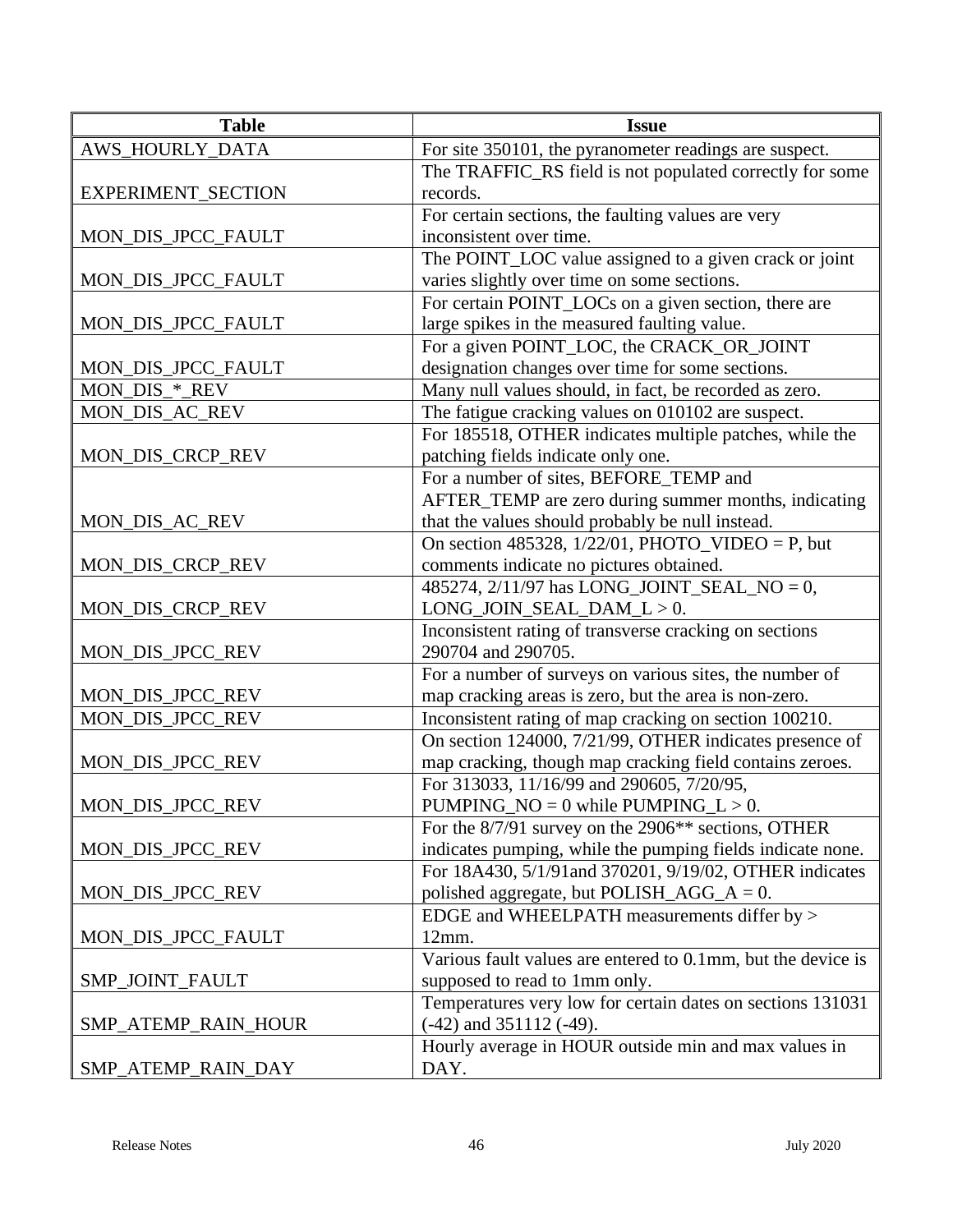| Table | Issue |
|---|---|
| AWS_HOURLY_DATA | For site 350101, the pyranometer readings are suspect. |
| EXPERIMENT_SECTION | The TRAFFIC_RS field is not populated correctly for some records. |
| MON_DIS_JPCC_FAULT | For certain sections, the faulting values are very inconsistent over time. |
| MON_DIS_JPCC_FAULT | The POINT_LOC value assigned to a given crack or joint varies slightly over time on some sections. |
| MON_DIS_JPCC_FAULT | For certain POINT_LOCs on a given section, there are large spikes in the measured faulting value. |
| MON_DIS_JPCC_FAULT | For a given POINT_LOC, the CRACK_OR_JOINT designation changes over time for some sections. |
| MON_DIS_*_REV | Many null values should, in fact, be recorded as zero. |
| MON_DIS_AC_REV | The fatigue cracking values on 010102 are suspect. |
| MON_DIS_CRCP_REV | For 185518, OTHER indicates multiple patches, while the patching fields indicate only one. |
| MON_DIS_AC_REV | For a number of sites, BEFORE_TEMP and AFTER_TEMP are zero during summer months, indicating that the values should probably be null instead. |
| MON_DIS_CRCP_REV | On section 485328, 1/22/01, PHOTO_VIDEO = P, but comments indicate no pictures obtained. |
| MON_DIS_CRCP_REV | 485274, 2/11/97 has LONG_JOINT_SEAL_NO = 0, LONG_JOIN_SEAL_DAM_L > 0. |
| MON_DIS_JPCC_REV | Inconsistent rating of transverse cracking on sections 290704 and 290705. |
| MON_DIS_JPCC_REV | For a number of surveys on various sites, the number of map cracking areas is zero, but the area is non-zero. |
| MON_DIS_JPCC_REV | Inconsistent rating of map cracking on section 100210. |
| MON_DIS_JPCC_REV | On section 124000, 7/21/99, OTHER indicates presence of map cracking, though map cracking field contains zeroes. |
| MON_DIS_JPCC_REV | For 313033, 11/16/99 and 290605, 7/20/95, PUMPING_NO = 0 while PUMPING_L > 0. |
| MON_DIS_JPCC_REV | For the 8/7/91 survey on the 2906** sections, OTHER indicates pumping, while the pumping fields indicate none. |
| MON_DIS_JPCC_REV | For 18A430, 5/1/91and 370201, 9/19/02, OTHER indicates polished aggregate, but POLISH_AGG_A = 0. |
| MON_DIS_JPCC_FAULT | EDGE and WHEELPATH measurements differ by > 12mm. |
| SMP_JOINT_FAULT | Various fault values are entered to 0.1mm, but the device is supposed to read to 1mm only. |
| SMP_ATEMP_RAIN_HOUR | Temperatures very low for certain dates on sections 131031 (-42) and 351112 (-49). |
| SMP_ATEMP_RAIN_DAY | Hourly average in HOUR outside min and max values in DAY. |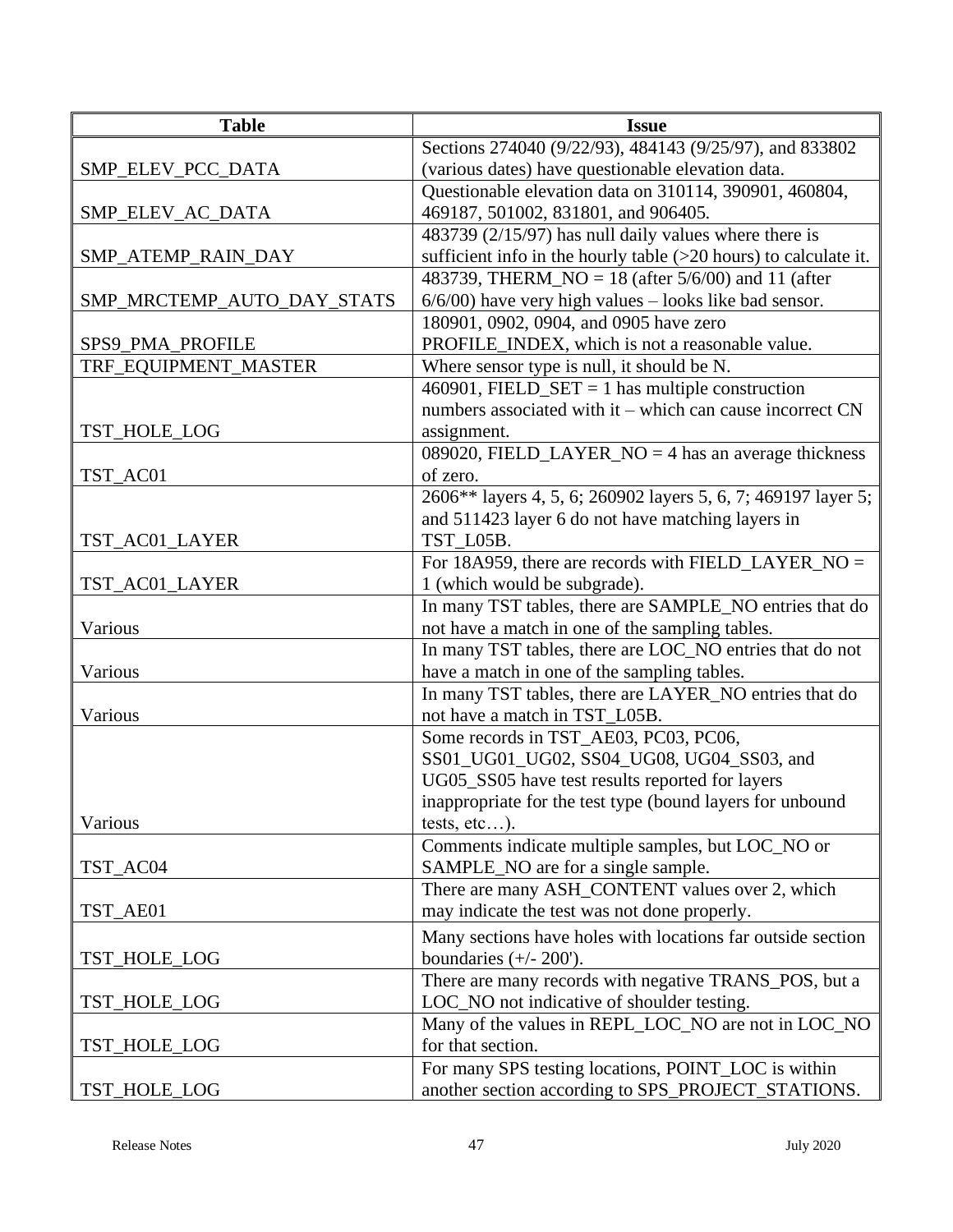| Table | Issue |
| --- | --- |
| SMP_ELEV_PCC_DATA | Sections 274040 (9/22/93), 484143 (9/25/97), and 833802 (various dates) have questionable elevation data. |
| SMP_ELEV_AC_DATA | Questionable elevation data on 310114, 390901, 460804, 469187, 501002, 831801, and 906405. |
| SMP_ATEMP_RAIN_DAY | 483739 (2/15/97) has null daily values where there is sufficient info in the hourly table (>20 hours) to calculate it. |
| SMP_MRCTEMP_AUTO_DAY_STATS | 483739, THERM_NO = 18 (after 5/6/00) and 11 (after 6/6/00) have very high values – looks like bad sensor. |
| SPS9_PMA_PROFILE | 180901, 0902, 0904, and 0905 have zero PROFILE_INDEX, which is not a reasonable value. |
| TRF_EQUIPMENT_MASTER | Where sensor type is null, it should be N. |
| TST_HOLE_LOG | 460901, FIELD_SET = 1 has multiple construction numbers associated with it – which can cause incorrect CN assignment. |
| TST_AC01 | 089020, FIELD_LAYER_NO = 4 has an average thickness of zero. |
| TST_AC01_LAYER | 2606** layers 4, 5, 6; 260902 layers 5, 6, 7; 469197 layer 5; and 511423 layer 6 do not have matching layers in TST_L05B. |
| TST_AC01_LAYER | For 18A959, there are records with FIELD_LAYER_NO = 1 (which would be subgrade). |
| Various | In many TST tables, there are SAMPLE_NO entries that do not have a match in one of the sampling tables. |
| Various | In many TST tables, there are LOC_NO entries that do not have a match in one of the sampling tables. |
| Various | In many TST tables, there are LAYER_NO entries that do not have a match in TST_L05B. |
| Various | Some records in TST_AE03, PC03, PC06, SS01_UG01_UG02, SS04_UG08, UG04_SS03, and UG05_SS05 have test results reported for layers inappropriate for the test type (bound layers for unbound tests, etc…). |
| TST_AC04 | Comments indicate multiple samples, but LOC_NO or SAMPLE_NO are for a single sample. |
| TST_AE01 | There are many ASH_CONTENT values over 2, which may indicate the test was not done properly. |
| TST_HOLE_LOG | Many sections have holes with locations far outside section boundaries (+/- 200'). |
| TST_HOLE_LOG | There are many records with negative TRANS_POS, but a LOC_NO not indicative of shoulder testing. |
| TST_HOLE_LOG | Many of the values in REPL_LOC_NO are not in LOC_NO for that section. |
| TST_HOLE_LOG | For many SPS testing locations, POINT_LOC is within another section according to SPS_PROJECT_STATIONS. |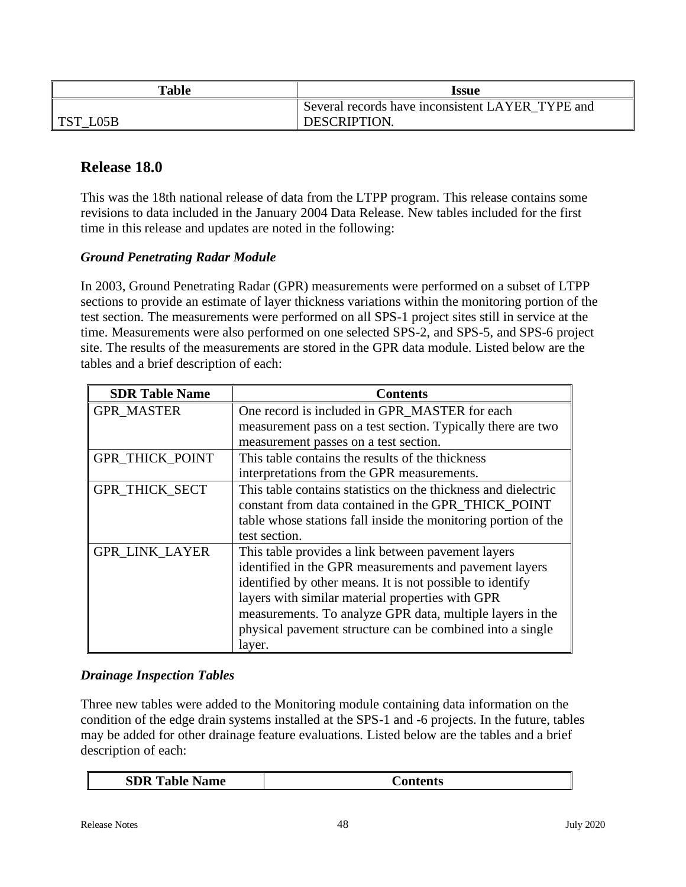| Table | Issue |
| --- | --- |
| TST_L05B | Several records have inconsistent LAYER_TYPE and DESCRIPTION. |

## Release 18.0

This was the 18th national release of data from the LTPP program. This release contains some revisions to data included in the January 2004 Data Release. New tables included for the first time in this release and updates are noted in the following:

### *Ground Penetrating Radar Module*

In 2003, Ground Penetrating Radar (GPR) measurements were performed on a subset of LTPP sections to provide an estimate of layer thickness variations within the monitoring portion of the test section. The measurements were performed on all SPS-1 project sites still in service at the time. Measurements were also performed on one selected SPS-2, and SPS-5, and SPS-6 project site. The results of the measurements are stored in the GPR data module. Listed below are the tables and a brief description of each:

| SDR Table Name | Contents |
| --- | --- |
| GPR_MASTER | One record is included in GPR_MASTER for each measurement pass on a test section. Typically there are two measurement passes on a test section. |
| GPR_THICK_POINT | This table contains the results of the thickness interpretations from the GPR measurements. |
| GPR_THICK_SECT | This table contains statistics on the thickness and dielectric constant from data contained in the GPR_THICK_POINT table whose stations fall inside the monitoring portion of the test section. |
| GPR_LINK_LAYER | This table provides a link between pavement layers identified in the GPR measurements and pavement layers identified by other means. It is not possible to identify layers with similar material properties with GPR measurements. To analyze GPR data, multiple layers in the physical pavement structure can be combined into a single layer. |

### *Drainage Inspection Tables*

Three new tables were added to the Monitoring module containing data information on the condition of the edge drain systems installed at the SPS-1 and -6 projects. In the future, tables may be added for other drainage feature evaluations. Listed below are the tables and a brief description of each:

| SDR Table Name | Contents |
| --- | --- |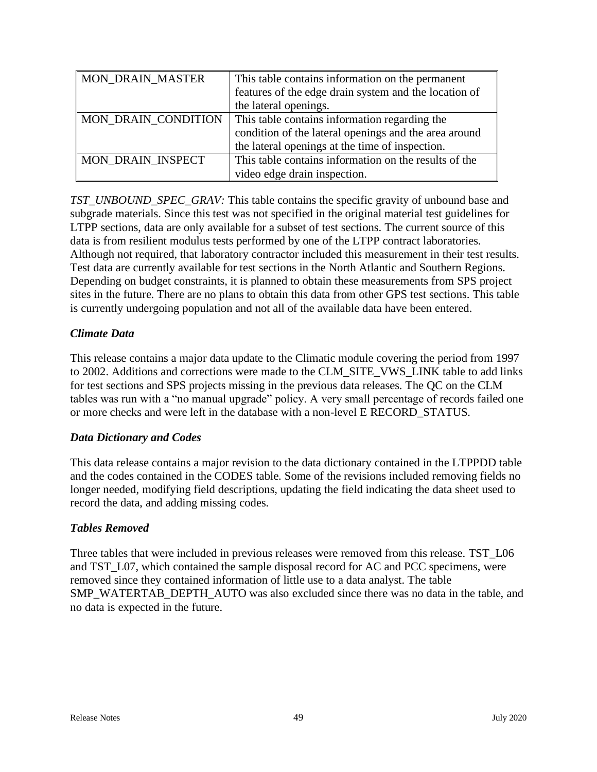| | |
|---|---|
| MON_DRAIN_MASTER | This table contains information on the permanent features of the edge drain system and the location of the lateral openings. |
| MON_DRAIN_CONDITION | This table contains information regarding the condition of the lateral openings and the area around the lateral openings at the time of inspection. |
| MON_DRAIN_INSPECT | This table contains information on the results of the video edge drain inspection. |

*TST_UNBOUND_SPEC_GRAV:* This table contains the specific gravity of unbound base and subgrade materials. Since this test was not specified in the original material test guidelines for LTPP sections, data are only available for a subset of test sections. The current source of this data is from resilient modulus tests performed by one of the LTPP contract laboratories. Although not required, that laboratory contractor included this measurement in their test results. Test data are currently available for test sections in the North Atlantic and Southern Regions. Depending on budget constraints, it is planned to obtain these measurements from SPS project sites in the future. There are no plans to obtain this data from other GPS test sections. This table is currently undergoing population and not all of the available data have been entered.

### *Climate Data*

This release contains a major data update to the Climatic module covering the period from 1997 to 2002. Additions and corrections were made to the CLM_SITE_VWS_LINK table to add links for test sections and SPS projects missing in the previous data releases. The QC on the CLM tables was run with a "no manual upgrade" policy. A very small percentage of records failed one or more checks and were left in the database with a non-level E RECORD_STATUS.

### *Data Dictionary and Codes*

This data release contains a major revision to the data dictionary contained in the LTPPDD table and the codes contained in the CODES table. Some of the revisions included removing fields no longer needed, modifying field descriptions, updating the field indicating the data sheet used to record the data, and adding missing codes.

### *Tables Removed*

Three tables that were included in previous releases were removed from this release. TST_L06 and TST_L07, which contained the sample disposal record for AC and PCC specimens, were removed since they contained information of little use to a data analyst. The table SMP_WATERTAB_DEPTH_AUTO was also excluded since there was no data in the table, and no data is expected in the future.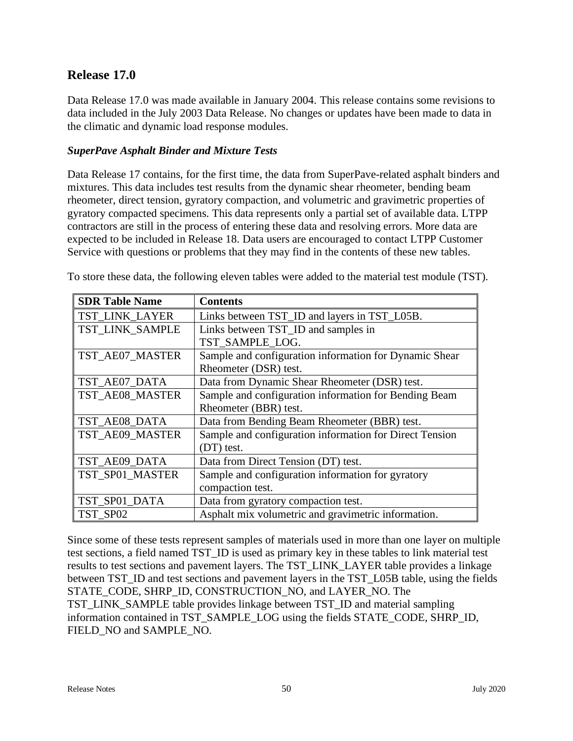## Release 17.0

Data Release 17.0 was made available in January 2004. This release contains some revisions to data included in the July 2003 Data Release. No changes or updates have been made to data in the climatic and dynamic load response modules.

### *SuperPave Asphalt Binder and Mixture Tests*

Data Release 17 contains, for the first time, the data from SuperPave-related asphalt binders and mixtures. This data includes test results from the dynamic shear rheometer, bending beam rheometer, direct tension, gyratory compaction, and volumetric and gravimetric properties of gyratory compacted specimens. This data represents only a partial set of available data. LTPP contractors are still in the process of entering these data and resolving errors. More data are expected to be included in Release 18. Data users are encouraged to contact LTPP Customer Service with questions or problems that they may find in the contents of these new tables.

To store these data, the following eleven tables were added to the material test module (TST).

| SDR Table Name | Contents |
|---|---|
| TST_LINK_LAYER | Links between TST_ID and layers in TST_L05B. |
| TST_LINK_SAMPLE | Links between TST_ID and samples in TST_SAMPLE_LOG. |
| TST_AE07_MASTER | Sample and configuration information for Dynamic Shear Rheometer (DSR) test. |
| TST_AE07_DATA | Data from Dynamic Shear Rheometer (DSR) test. |
| TST_AE08_MASTER | Sample and configuration information for Bending Beam Rheometer (BBR) test. |
| TST_AE08_DATA | Data from Bending Beam Rheometer (BBR) test. |
| TST_AE09_MASTER | Sample and configuration information for Direct Tension (DT) test. |
| TST_AE09_DATA | Data from Direct Tension (DT) test. |
| TST_SP01_MASTER | Sample and configuration information for gyratory compaction test. |
| TST_SP01_DATA | Data from gyratory compaction test. |
| TST_SP02 | Asphalt mix volumetric and gravimetric information. |

Since some of these tests represent samples of materials used in more than one layer on multiple test sections, a field named TST_ID is used as primary key in these tables to link material test results to test sections and pavement layers. The TST_LINK_LAYER table provides a linkage between TST_ID and test sections and pavement layers in the TST_L05B table, using the fields STATE_CODE, SHRP_ID, CONSTRUCTION_NO, and LAYER_NO. The TST_LINK_SAMPLE table provides linkage between TST_ID and material sampling information contained in TST_SAMPLE_LOG using the fields STATE_CODE, SHRP_ID, FIELD_NO and SAMPLE_NO.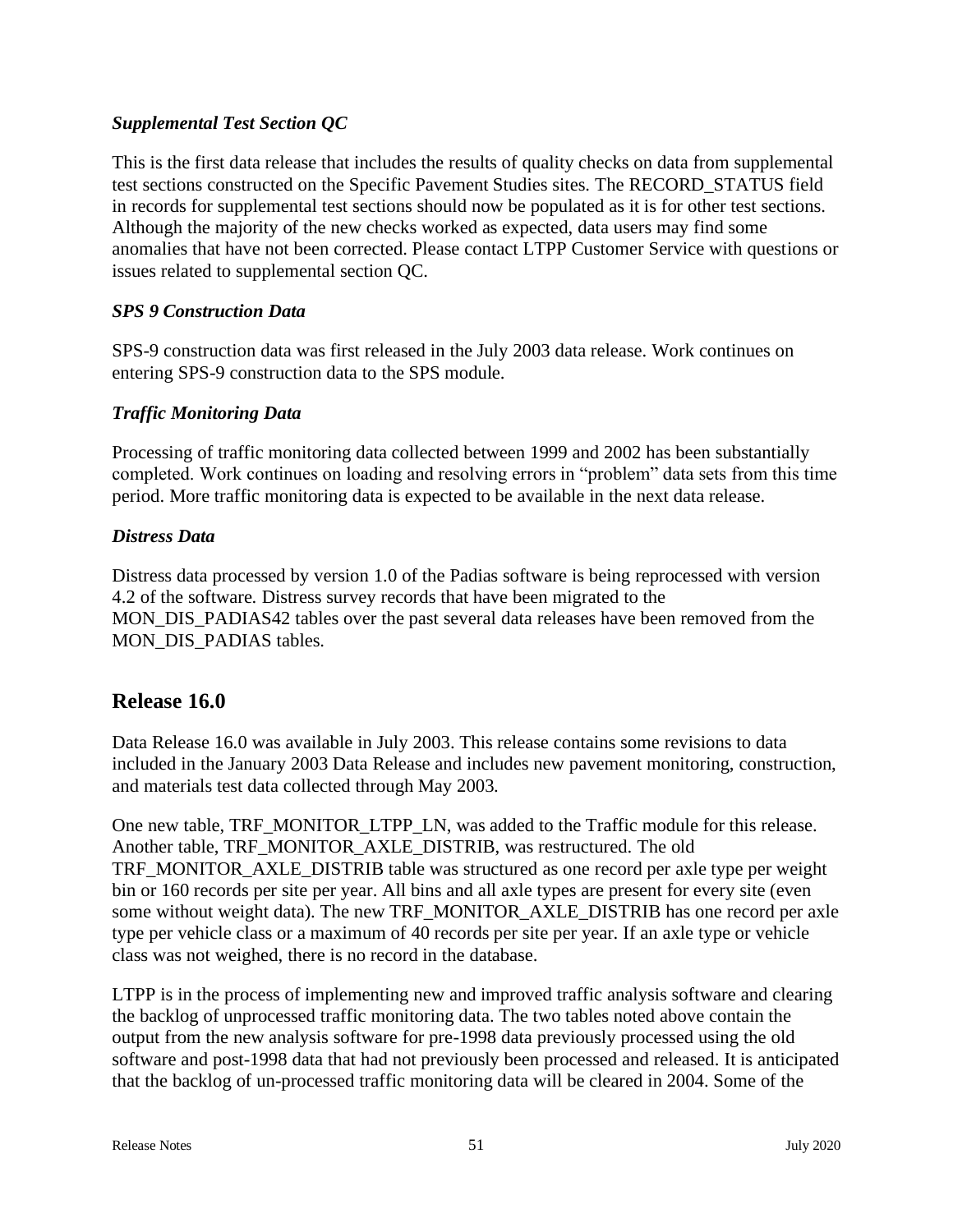### *Supplemental Test Section QC*

This is the first data release that includes the results of quality checks on data from supplemental test sections constructed on the Specific Pavement Studies sites. The RECORD_STATUS field in records for supplemental test sections should now be populated as it is for other test sections. Although the majority of the new checks worked as expected, data users may find some anomalies that have not been corrected. Please contact LTPP Customer Service with questions or issues related to supplemental section QC.

### *SPS 9 Construction Data*

SPS-9 construction data was first released in the July 2003 data release. Work continues on entering SPS-9 construction data to the SPS module.

### *Traffic Monitoring Data*

Processing of traffic monitoring data collected between 1999 and 2002 has been substantially completed. Work continues on loading and resolving errors in "problem" data sets from this time period. More traffic monitoring data is expected to be available in the next data release.

### *Distress Data*

Distress data processed by version 1.0 of the Padias software is being reprocessed with version 4.2 of the software. Distress survey records that have been migrated to the MON_DIS_PADIAS42 tables over the past several data releases have been removed from the MON_DIS_PADIAS tables.

## Release 16.0

Data Release 16.0 was available in July 2003. This release contains some revisions to data included in the January 2003 Data Release and includes new pavement monitoring, construction, and materials test data collected through May 2003.

One new table, TRF_MONITOR_LTPP_LN, was added to the Traffic module for this release. Another table, TRF_MONITOR_AXLE_DISTRIB, was restructured. The old TRF_MONITOR_AXLE_DISTRIB table was structured as one record per axle type per weight bin or 160 records per site per year. All bins and all axle types are present for every site (even some without weight data). The new TRF_MONITOR_AXLE_DISTRIB has one record per axle type per vehicle class or a maximum of 40 records per site per year. If an axle type or vehicle class was not weighed, there is no record in the database.

LTPP is in the process of implementing new and improved traffic analysis software and clearing the backlog of unprocessed traffic monitoring data. The two tables noted above contain the output from the new analysis software for pre-1998 data previously processed using the old software and post-1998 data that had not previously been processed and released. It is anticipated that the backlog of un-processed traffic monitoring data will be cleared in 2004. Some of the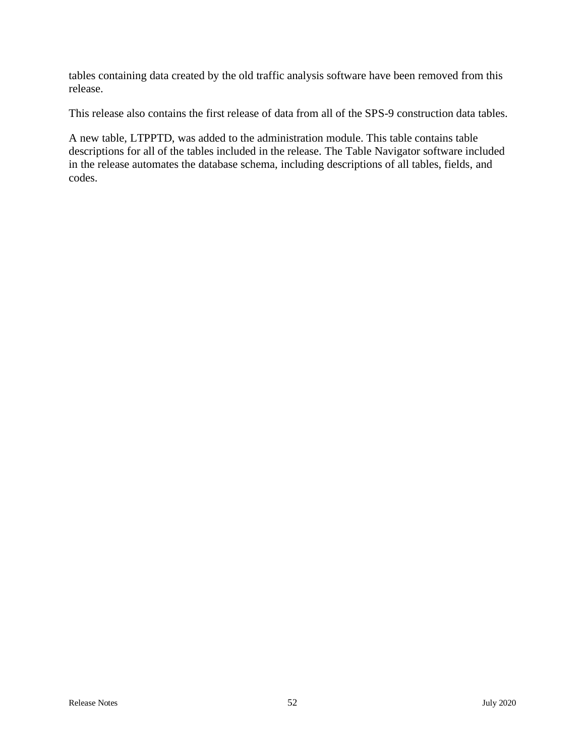tables containing data created by the old traffic analysis software have been removed from this release.

This release also contains the first release of data from all of the SPS-9 construction data tables.

A new table, LTPPTD, was added to the administration module. This table contains table descriptions for all of the tables included in the release. The Table Navigator software included in the release automates the database schema, including descriptions of all tables, fields, and codes.